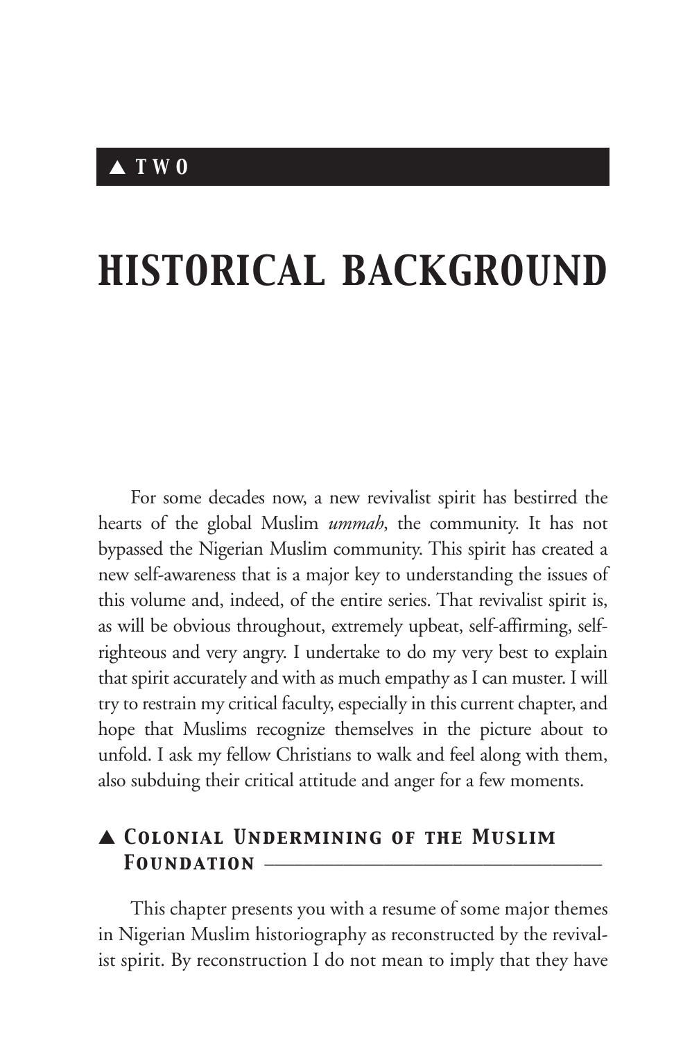# ▲ TWO

# HISTORICAL BACKGROUND

For some decades now, a new revivalist spirit has bestirred the hearts of the global Muslim *ummah*, the community. It has not bypassed the Nigerian Muslim community. This spirit has created a new self-awareness that is a major key to understanding the issues of this volume and, indeed, of the entire series. That revivalist spirit is, as will be obvious throughout, extremely upbeat, self-affirming, self-righteous and very angry. I undertake to do my very best to explain that spirit accurately and with as much empathy as I can muster. I will try to restrain my critical faculty, especially in this current chapter, and hope that Muslims recognize themselves in the picture about to unfold. I ask my fellow Christians to walk and feel along with them, also subduing their critical attitude and anger for a few moments.

## ▲ Colonial Undermining of the Muslim Foundation

This chapter presents you with a resume of some major themes in Nigerian Muslim historiography as reconstructed by the revivalist spirit. By reconstruction I do not mean to imply that they have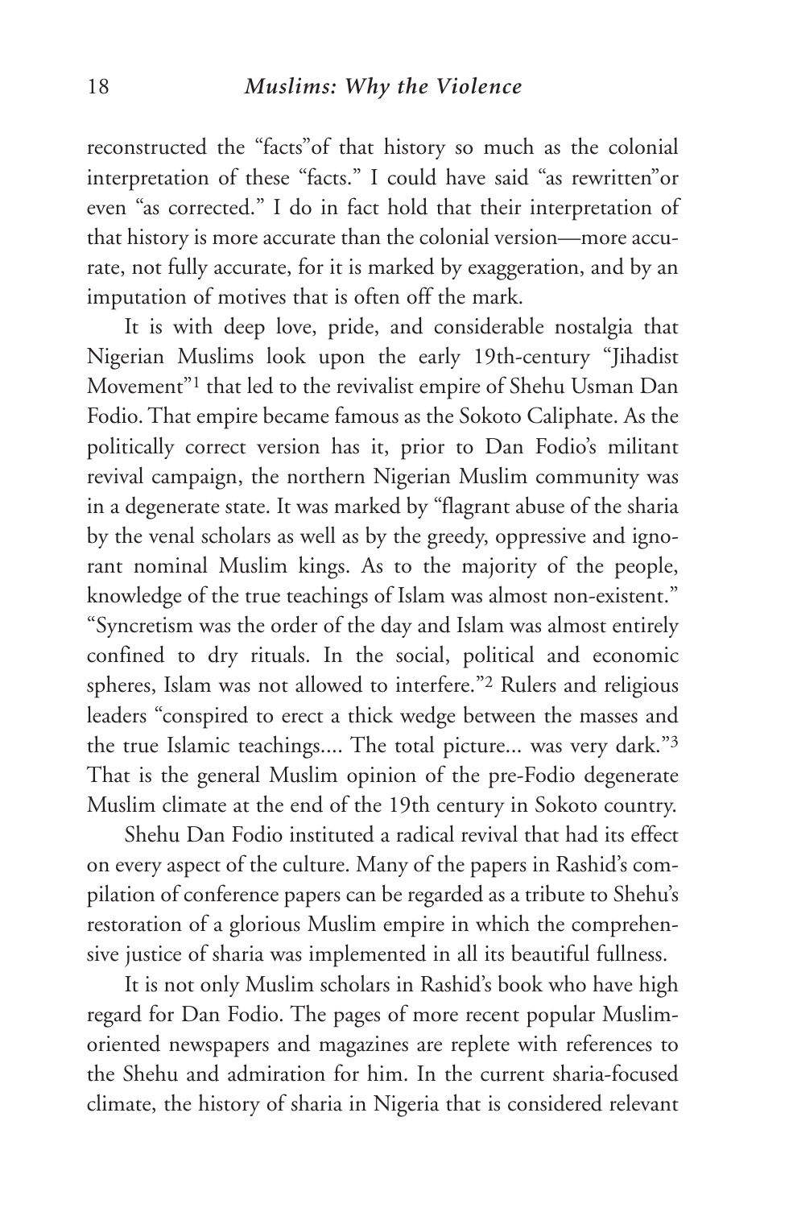reconstructed the "facts"of that history so much as the colonial interpretation of these "facts." I could have said "as rewritten"or even "as corrected." I do in fact hold that their interpretation of that history is more accurate than the colonial version—more accurate, not fully accurate, for it is marked by exaggeration, and by an imputation of motives that is often off the mark.

It is with deep love, pride, and considerable nostalgia that Nigerian Muslims look upon the early 19th-century "Jihadist Movement"[1] that led to the revivalist empire of Shehu Usman Dan Fodio. That empire became famous as the Sokoto Caliphate. As the politically correct version has it, prior to Dan Fodio's militant revival campaign, the northern Nigerian Muslim community was in a degenerate state. It was marked by "flagrant abuse of the sharia by the venal scholars as well as by the greedy, oppressive and ignorant nominal Muslim kings. As to the majority of the people, knowledge of the true teachings of Islam was almost non-existent." "Syncretism was the order of the day and Islam was almost entirely confined to dry rituals. In the social, political and economic spheres, Islam was not allowed to interfere."[2] Rulers and religious leaders "conspired to erect a thick wedge between the masses and the true Islamic teachings.... The total picture... was very dark."[3] That is the general Muslim opinion of the pre-Fodio degenerate Muslim climate at the end of the 19th century in Sokoto country.

Shehu Dan Fodio instituted a radical revival that had its effect on every aspect of the culture. Many of the papers in Rashid's compilation of conference papers can be regarded as a tribute to Shehu's restoration of a glorious Muslim empire in which the comprehensive justice of sharia was implemented in all its beautiful fullness.

It is not only Muslim scholars in Rashid's book who have high regard for Dan Fodio. The pages of more recent popular Muslim-oriented newspapers and magazines are replete with references to the Shehu and admiration for him. In the current sharia-focused climate, the history of sharia in Nigeria that is considered relevant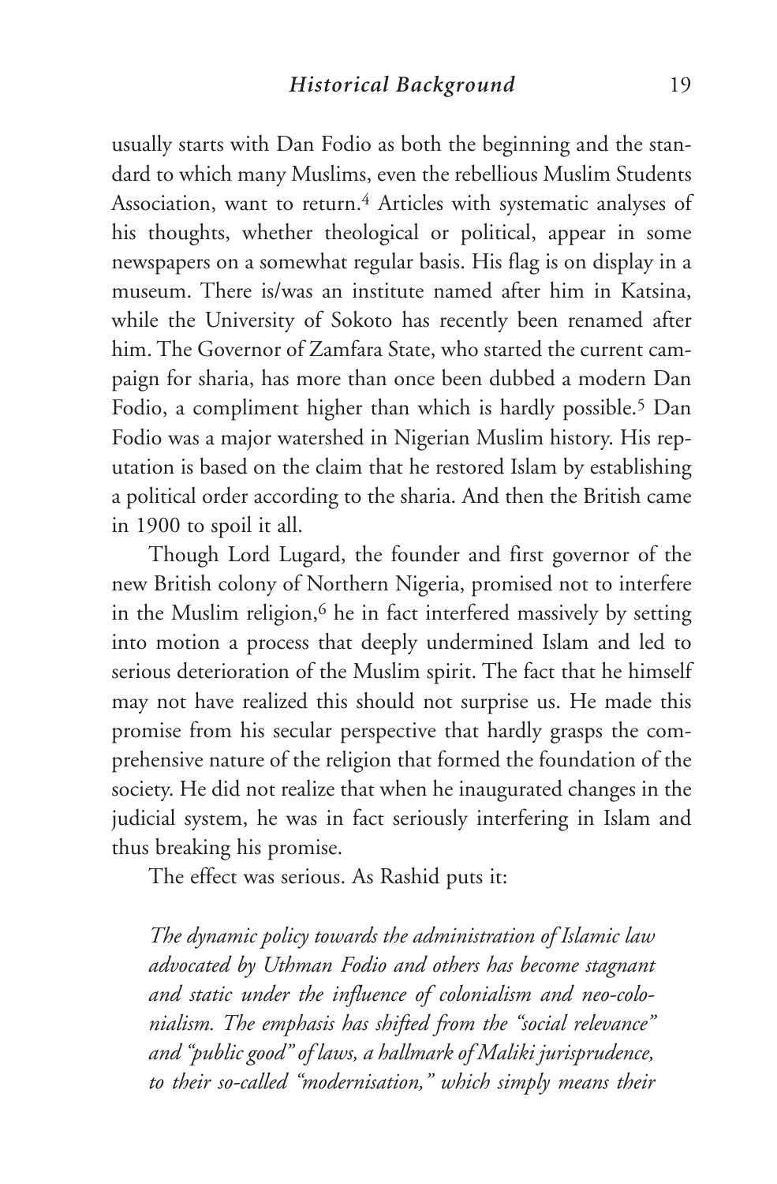usually starts with Dan Fodio as both the beginning and the standard to which many Muslims, even the rebellious Muslim Students Association, want to return.[4] Articles with systematic analyses of his thoughts, whether theological or political, appear in some newspapers on a somewhat regular basis. His flag is on display in a museum. There is/was an institute named after him in Katsina, while the University of Sokoto has recently been renamed after him. The Governor of Zamfara State, who started the current campaign for sharia, has more than once been dubbed a modern Dan Fodio, a compliment higher than which is hardly possible.[5] Dan Fodio was a major watershed in Nigerian Muslim history. His reputation is based on the claim that he restored Islam by establishing a political order according to the sharia. And then the British came in 1900 to spoil it all.

Though Lord Lugard, the founder and first governor of the new British colony of Northern Nigeria, promised not to interfere in the Muslim religion,[6] he in fact interfered massively by setting into motion a process that deeply undermined Islam and led to serious deterioration of the Muslim spirit. The fact that he himself may not have realized this should not surprise us. He made this promise from his secular perspective that hardly grasps the comprehensive nature of the religion that formed the foundation of the society. He did not realize that when he inaugurated changes in the judicial system, he was in fact seriously interfering in Islam and thus breaking his promise.

The effect was serious. As Rashid puts it:

> *The dynamic policy towards the administration of Islamic law advocated by Uthman Fodio and others has become stagnant and static under the influence of colonialism and neo-colonialism. The emphasis has shifted from the "social relevance" and "public good" of laws, a hallmark of Maliki jurisprudence, to their so-called "modernisation," which simply means their*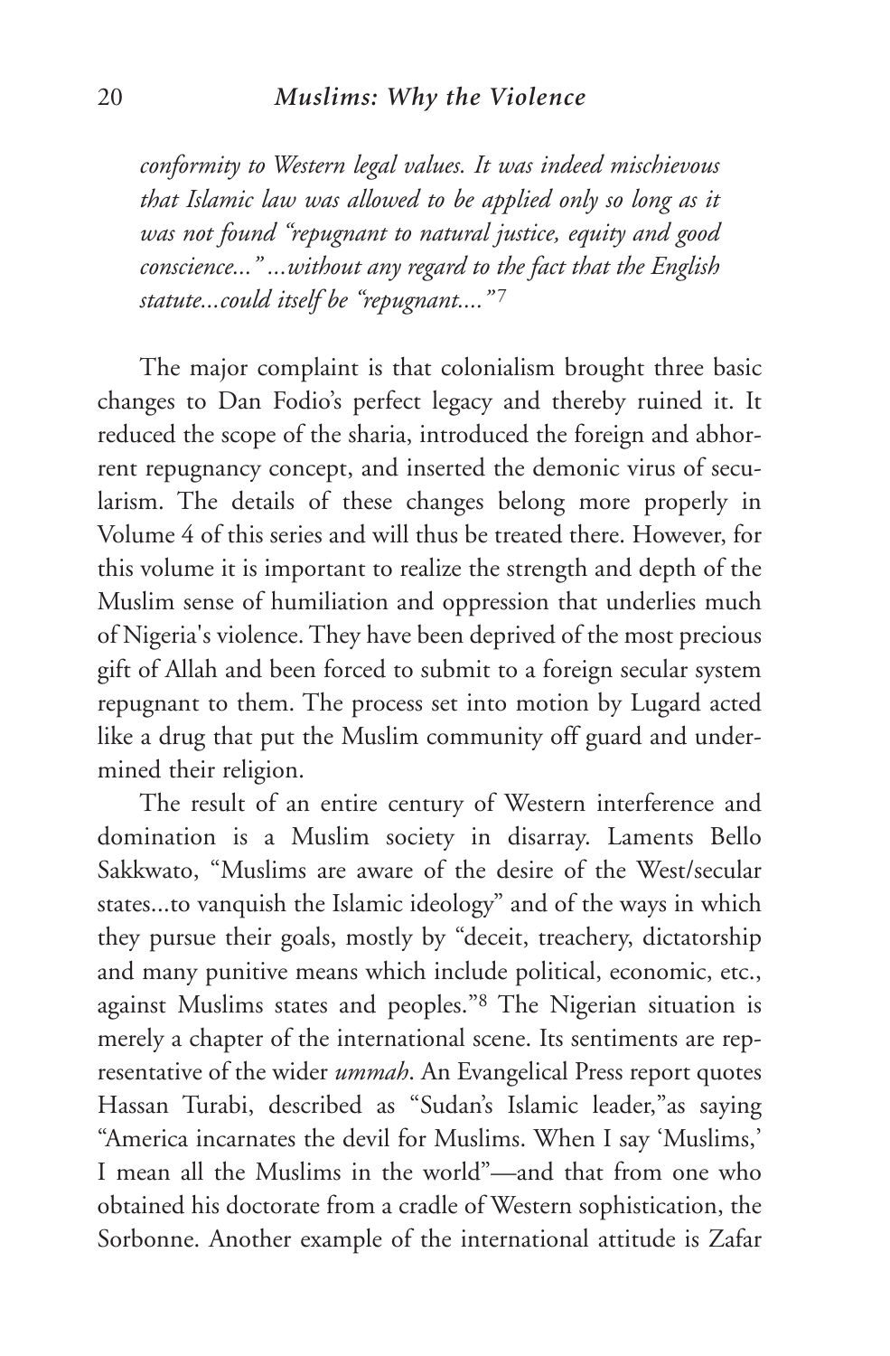*conformity to Western legal values. It was indeed mischievous that Islamic law was allowed to be applied only so long as it was not found "repugnant to natural justice, equity and good conscience..." ...without any regard to the fact that the English statute...could itself be "repugnant...."*[7]

The major complaint is that colonialism brought three basic changes to Dan Fodio's perfect legacy and thereby ruined it. It reduced the scope of the sharia, introduced the foreign and abhorrent repugnancy concept, and inserted the demonic virus of secularism. The details of these changes belong more properly in Volume 4 of this series and will thus be treated there. However, for this volume it is important to realize the strength and depth of the Muslim sense of humiliation and oppression that underlies much of Nigeria's violence. They have been deprived of the most precious gift of Allah and been forced to submit to a foreign secular system repugnant to them. The process set into motion by Lugard acted like a drug that put the Muslim community off guard and undermined their religion.

The result of an entire century of Western interference and domination is a Muslim society in disarray. Laments Bello Sakkwato, "Muslims are aware of the desire of the West/secular states...to vanquish the Islamic ideology" and of the ways in which they pursue their goals, mostly by "deceit, treachery, dictatorship and many punitive means which include political, economic, etc., against Muslims states and peoples."[8] The Nigerian situation is merely a chapter of the international scene. Its sentiments are representative of the wider *ummah*. An Evangelical Press report quotes Hassan Turabi, described as "Sudan's Islamic leader,"as saying "America incarnates the devil for Muslims. When I say 'Muslims,' I mean all the Muslims in the world"—and that from one who obtained his doctorate from a cradle of Western sophistication, the Sorbonne. Another example of the international attitude is Zafar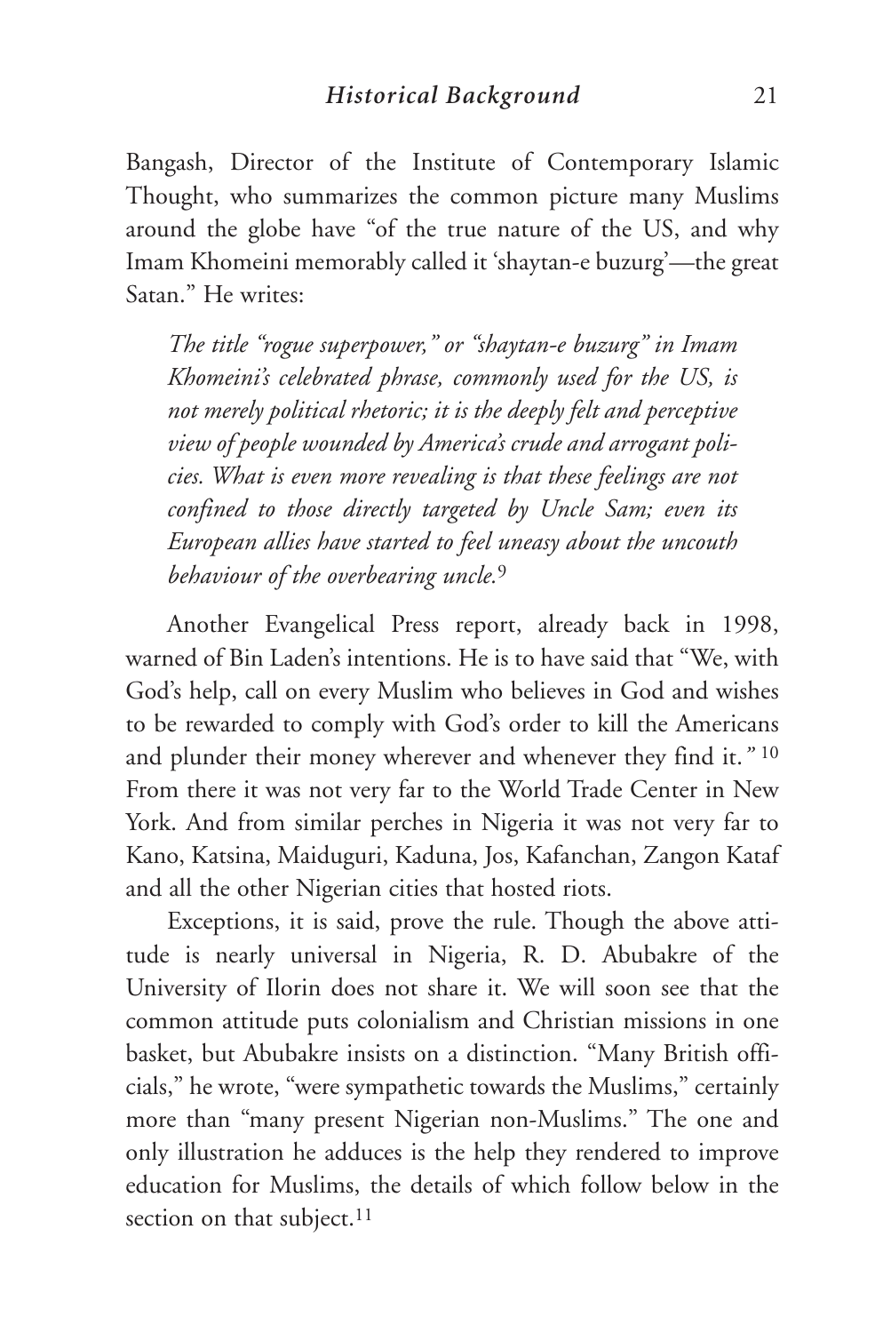Bangash, Director of the Institute of Contemporary Islamic Thought, who summarizes the common picture many Muslims around the globe have "of the true nature of the US, and why Imam Khomeini memorably called it 'shaytan-e buzurg'—the great Satan." He writes:

> *The title "rogue superpower," or "shaytan-e buzurg" in Imam Khomeini's celebrated phrase, commonly used for the US, is not merely political rhetoric; it is the deeply felt and perceptive view of people wounded by America's crude and arrogant policies. What is even more revealing is that these feelings are not confined to those directly targeted by Uncle Sam; even its European allies have started to feel uneasy about the uncouth behaviour of the overbearing uncle.*[9]

Another Evangelical Press report, already back in 1998, warned of Bin Laden's intentions. He is to have said that "We, with God's help, call on every Muslim who believes in God and wishes to be rewarded to comply with God's order to kill the Americans and plunder their money wherever and whenever they find it." [10] From there it was not very far to the World Trade Center in New York. And from similar perches in Nigeria it was not very far to Kano, Katsina, Maiduguri, Kaduna, Jos, Kafanchan, Zangon Kataf and all the other Nigerian cities that hosted riots.

Exceptions, it is said, prove the rule. Though the above attitude is nearly universal in Nigeria, R. D. Abubakre of the University of Ilorin does not share it. We will soon see that the common attitude puts colonialism and Christian missions in one basket, but Abubakre insists on a distinction. "Many British officials," he wrote, "were sympathetic towards the Muslims," certainly more than "many present Nigerian non-Muslims." The one and only illustration he adduces is the help they rendered to improve education for Muslims, the details of which follow below in the section on that subject.[11]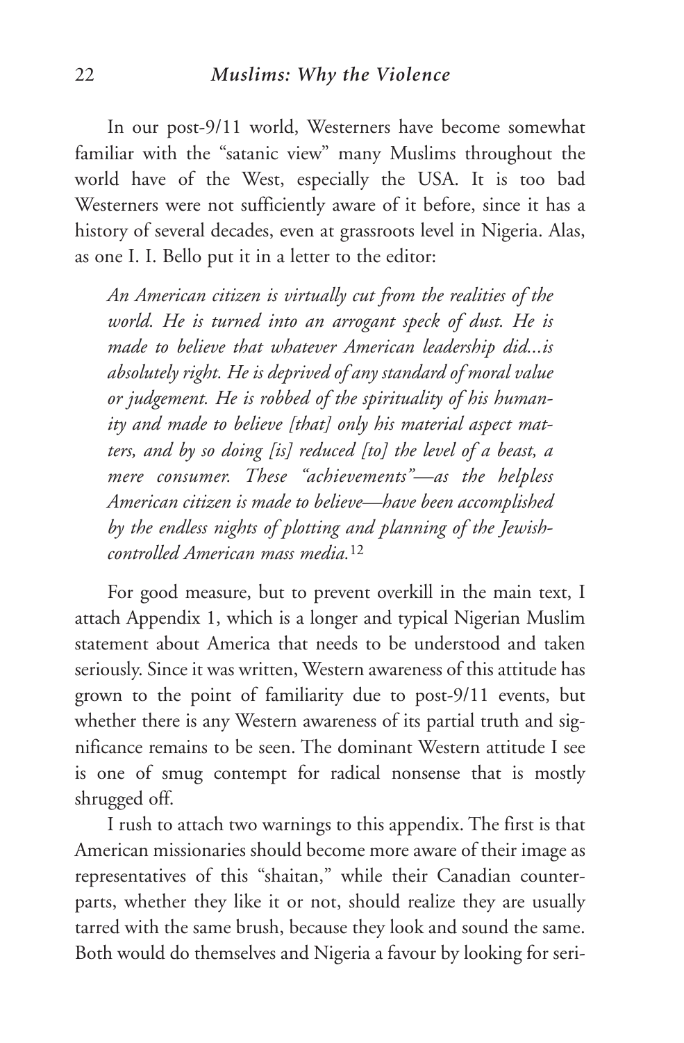In our post-9/11 world, Westerners have become somewhat familiar with the "satanic view" many Muslims throughout the world have of the West, especially the USA. It is too bad Westerners were not sufficiently aware of it before, since it has a history of several decades, even at grassroots level in Nigeria. Alas, as one I. I. Bello put it in a letter to the editor:

> *An American citizen is virtually cut from the realities of the world. He is turned into an arrogant speck of dust. He is made to believe that whatever American leadership did...is absolutely right. He is deprived of any standard of moral value or judgement. He is robbed of the spirituality of his humanity and made to believe [that] only his material aspect matters, and by so doing [is] reduced [to] the level of a beast, a mere consumer. These "achievements"—as the helpless American citizen is made to believe—have been accomplished by the endless nights of plotting and planning of the Jewish-controlled American mass media.*[12]

For good measure, but to prevent overkill in the main text, I attach Appendix 1, which is a longer and typical Nigerian Muslim statement about America that needs to be understood and taken seriously. Since it was written, Western awareness of this attitude has grown to the point of familiarity due to post-9/11 events, but whether there is any Western awareness of its partial truth and significance remains to be seen. The dominant Western attitude I see is one of smug contempt for radical nonsense that is mostly shrugged off.

I rush to attach two warnings to this appendix. The first is that American missionaries should become more aware of their image as representatives of this "shaitan," while their Canadian counterparts, whether they like it or not, should realize they are usually tarred with the same brush, because they look and sound the same. Both would do themselves and Nigeria a favour by looking for seri-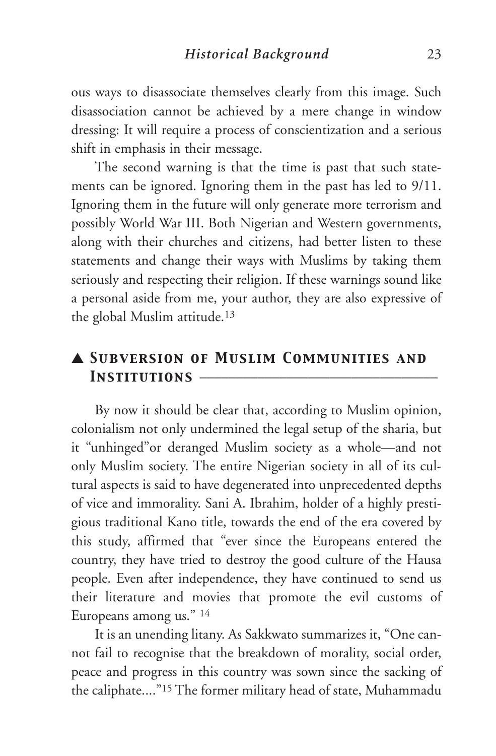ous ways to disassociate themselves clearly from this image. Such disassociation cannot be achieved by a mere change in window dressing: It will require a process of conscientization and a serious shift in emphasis in their message.

The second warning is that the time is past that such statements can be ignored. Ignoring them in the past has led to 9/11. Ignoring them in the future will only generate more terrorism and possibly World War III. Both Nigerian and Western governments, along with their churches and citizens, had better listen to these statements and change their ways with Muslims by taking them seriously and respecting their religion. If these warnings sound like a personal aside from me, your author, they are also expressive of the global Muslim attitude.[13]

## ▲ *Subversion of Muslim Communities and Institutions*

By now it should be clear that, according to Muslim opinion, colonialism not only undermined the legal setup of the sharia, but it "unhinged"or deranged Muslim society as a whole—and not only Muslim society. The entire Nigerian society in all of its cultural aspects is said to have degenerated into unprecedented depths of vice and immorality. Sani A. Ibrahim, holder of a highly prestigious traditional Kano title, towards the end of the era covered by this study, affirmed that "ever since the Europeans entered the country, they have tried to destroy the good culture of the Hausa people. Even after independence, they have continued to send us their literature and movies that promote the evil customs of Europeans among us." [14]

It is an unending litany. As Sakkwato summarizes it, "One cannot fail to recognise that the breakdown of morality, social order, peace and progress in this country was sown since the sacking of the caliphate...."[15] The former military head of state, Muhammadu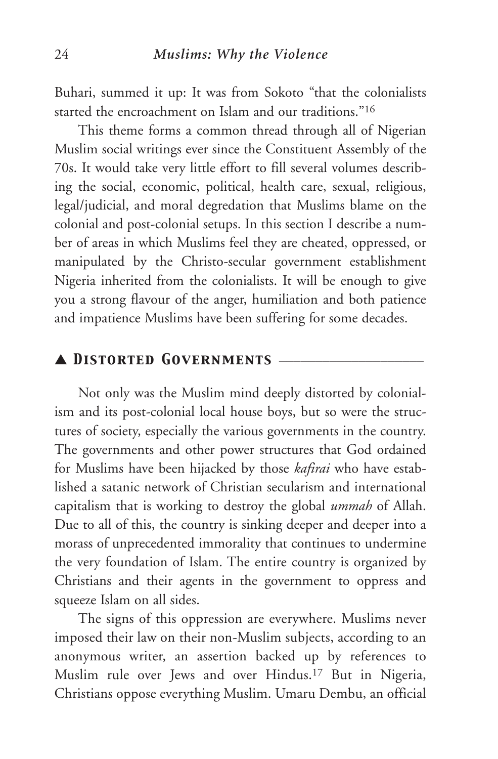Buhari, summed it up: It was from Sokoto "that the colonialists started the encroachment on Islam and our traditions."[16]

This theme forms a common thread through all of Nigerian Muslim social writings ever since the Constituent Assembly of the 70s. It would take very little effort to fill several volumes describing the social, economic, political, health care, sexual, religious, legal/judicial, and moral degredation that Muslims blame on the colonial and post-colonial setups. In this section I describe a number of areas in which Muslims feel they are cheated, oppressed, or manipulated by the Christo-secular government establishment Nigeria inherited from the colonialists. It will be enough to give you a strong flavour of the anger, humiliation and both patience and impatience Muslims have been suffering for some decades.

## ▲ Distorted Governments

Not only was the Muslim mind deeply distorted by colonialism and its post-colonial local house boys, but so were the structures of society, especially the various governments in the country. The governments and other power structures that God ordained for Muslims have been hijacked by those *kafirai* who have established a satanic network of Christian secularism and international capitalism that is working to destroy the global *ummah* of Allah. Due to all of this, the country is sinking deeper and deeper into a morass of unprecedented immorality that continues to undermine the very foundation of Islam. The entire country is organized by Christians and their agents in the government to oppress and squeeze Islam on all sides.

The signs of this oppression are everywhere. Muslims never imposed their law on their non-Muslim subjects, according to an anonymous writer, an assertion backed up by references to Muslim rule over Jews and over Hindus.[17] But in Nigeria, Christians oppose everything Muslim. Umaru Dembu, an official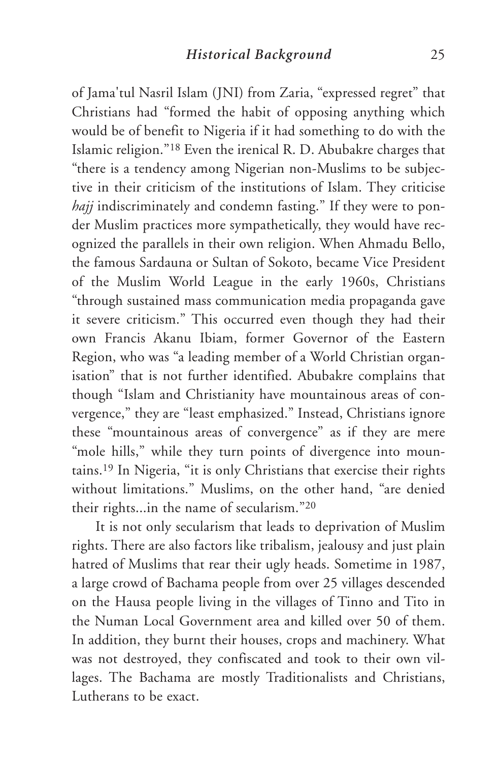of Jama'tul Nasril Islam (JNI) from Zaria, "expressed regret" that Christians had "formed the habit of opposing anything which would be of benefit to Nigeria if it had something to do with the Islamic religion."[18] Even the irenical R. D. Abubakre charges that "there is a tendency among Nigerian non-Muslims to be subjective in their criticism of the institutions of Islam. They criticise *hajj* indiscriminately and condemn fasting." If they were to ponder Muslim practices more sympathetically, they would have recognized the parallels in their own religion. When Ahmadu Bello, the famous Sardauna or Sultan of Sokoto, became Vice President of the Muslim World League in the early 1960s, Christians "through sustained mass communication media propaganda gave it severe criticism." This occurred even though they had their own Francis Akanu Ibiam, former Governor of the Eastern Region, who was "a leading member of a World Christian organisation" that is not further identified. Abubakre complains that though "Islam and Christianity have mountainous areas of convergence," they are "least emphasized." Instead, Christians ignore these "mountainous areas of convergence" as if they are mere "mole hills," while they turn points of divergence into mountains.[19] In Nigeria, "it is only Christians that exercise their rights without limitations." Muslims, on the other hand, "are denied their rights...in the name of secularism."[20]

It is not only secularism that leads to deprivation of Muslim rights. There are also factors like tribalism, jealousy and just plain hatred of Muslims that rear their ugly heads. Sometime in 1987, a large crowd of Bachama people from over 25 villages descended on the Hausa people living in the villages of Tinno and Tito in the Numan Local Government area and killed over 50 of them. In addition, they burnt their houses, crops and machinery. What was not destroyed, they confiscated and took to their own villages. The Bachama are mostly Traditionalists and Christians, Lutherans to be exact.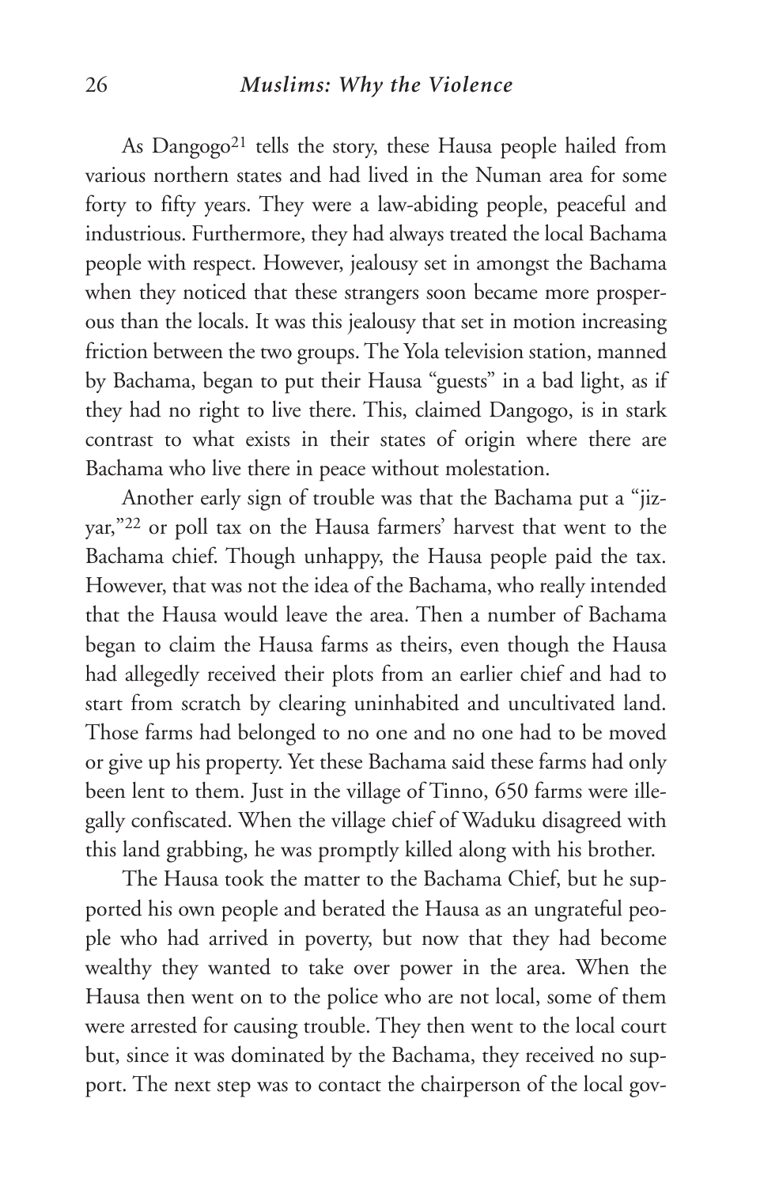As Dangogo[21] tells the story, these Hausa people hailed from various northern states and had lived in the Numan area for some forty to fifty years. They were a law-abiding people, peaceful and industrious. Furthermore, they had always treated the local Bachama people with respect. However, jealousy set in amongst the Bachama when they noticed that these strangers soon became more prosperous than the locals. It was this jealousy that set in motion increasing friction between the two groups. The Yola television station, manned by Bachama, began to put their Hausa "guests" in a bad light, as if they had no right to live there. This, claimed Dangogo, is in stark contrast to what exists in their states of origin where there are Bachama who live there in peace without molestation.

Another early sign of trouble was that the Bachama put a "jizyar,"[22] or poll tax on the Hausa farmers' harvest that went to the Bachama chief. Though unhappy, the Hausa people paid the tax. However, that was not the idea of the Bachama, who really intended that the Hausa would leave the area. Then a number of Bachama began to claim the Hausa farms as theirs, even though the Hausa had allegedly received their plots from an earlier chief and had to start from scratch by clearing uninhabited and uncultivated land. Those farms had belonged to no one and no one had to be moved or give up his property. Yet these Bachama said these farms had only been lent to them. Just in the village of Tinno, 650 farms were illegally confiscated. When the village chief of Waduku disagreed with this land grabbing, he was promptly killed along with his brother.

The Hausa took the matter to the Bachama Chief, but he supported his own people and berated the Hausa as an ungrateful people who had arrived in poverty, but now that they had become wealthy they wanted to take over power in the area. When the Hausa then went on to the police who are not local, some of them were arrested for causing trouble. They then went to the local court but, since it was dominated by the Bachama, they received no support. The next step was to contact the chairperson of the local gov-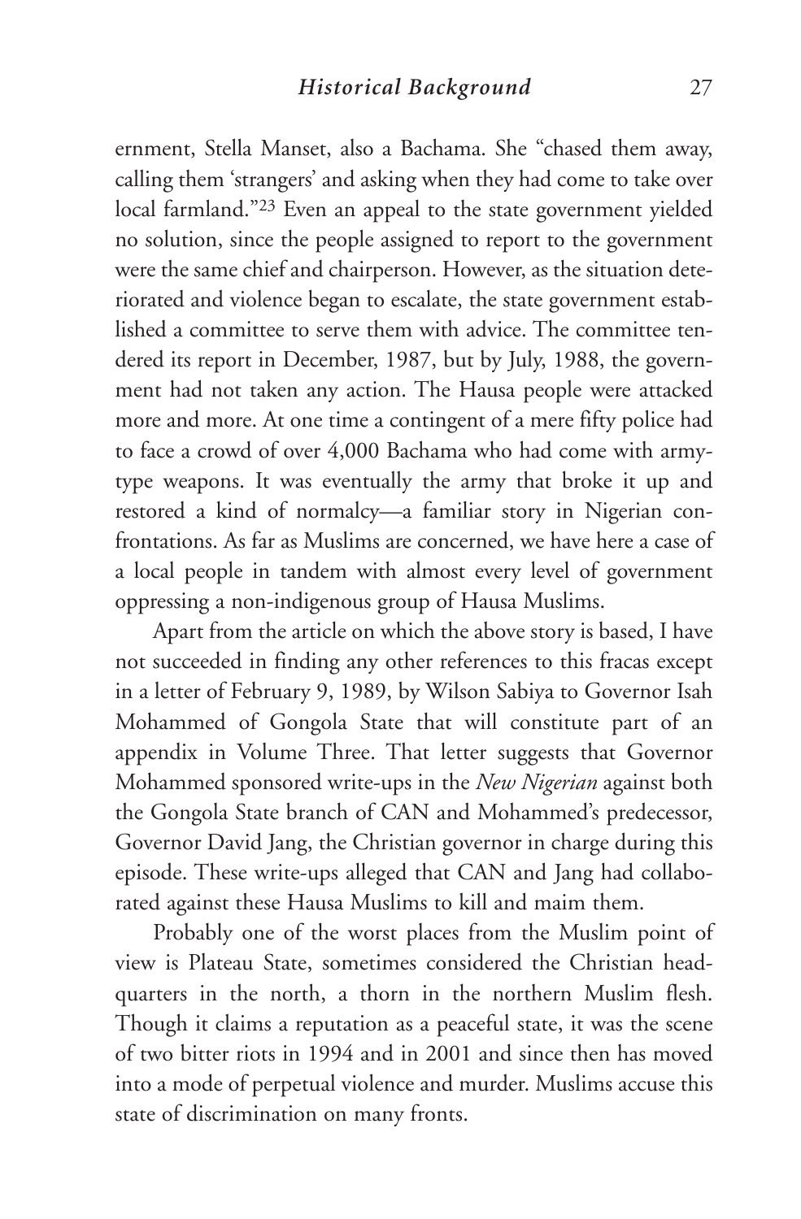ernment, Stella Manset, also a Bachama. She "chased them away, calling them 'strangers' and asking when they had come to take over local farmland."[23] Even an appeal to the state government yielded no solution, since the people assigned to report to the government were the same chief and chairperson. However, as the situation deteriorated and violence began to escalate, the state government established a committee to serve them with advice. The committee tendered its report in December, 1987, but by July, 1988, the government had not taken any action. The Hausa people were attacked more and more. At one time a contingent of a mere fifty police had to face a crowd of over 4,000 Bachama who had come with army-type weapons. It was eventually the army that broke it up and restored a kind of normalcy—a familiar story in Nigerian confrontations. As far as Muslims are concerned, we have here a case of a local people in tandem with almost every level of government oppressing a non-indigenous group of Hausa Muslims.

Apart from the article on which the above story is based, I have not succeeded in finding any other references to this fracas except in a letter of February 9, 1989, by Wilson Sabiya to Governor Isah Mohammed of Gongola State that will constitute part of an appendix in Volume Three. That letter suggests that Governor Mohammed sponsored write-ups in the *New Nigerian* against both the Gongola State branch of CAN and Mohammed's predecessor, Governor David Jang, the Christian governor in charge during this episode. These write-ups alleged that CAN and Jang had collaborated against these Hausa Muslims to kill and maim them.

Probably one of the worst places from the Muslim point of view is Plateau State, sometimes considered the Christian headquarters in the north, a thorn in the northern Muslim flesh. Though it claims a reputation as a peaceful state, it was the scene of two bitter riots in 1994 and in 2001 and since then has moved into a mode of perpetual violence and murder. Muslims accuse this state of discrimination on many fronts.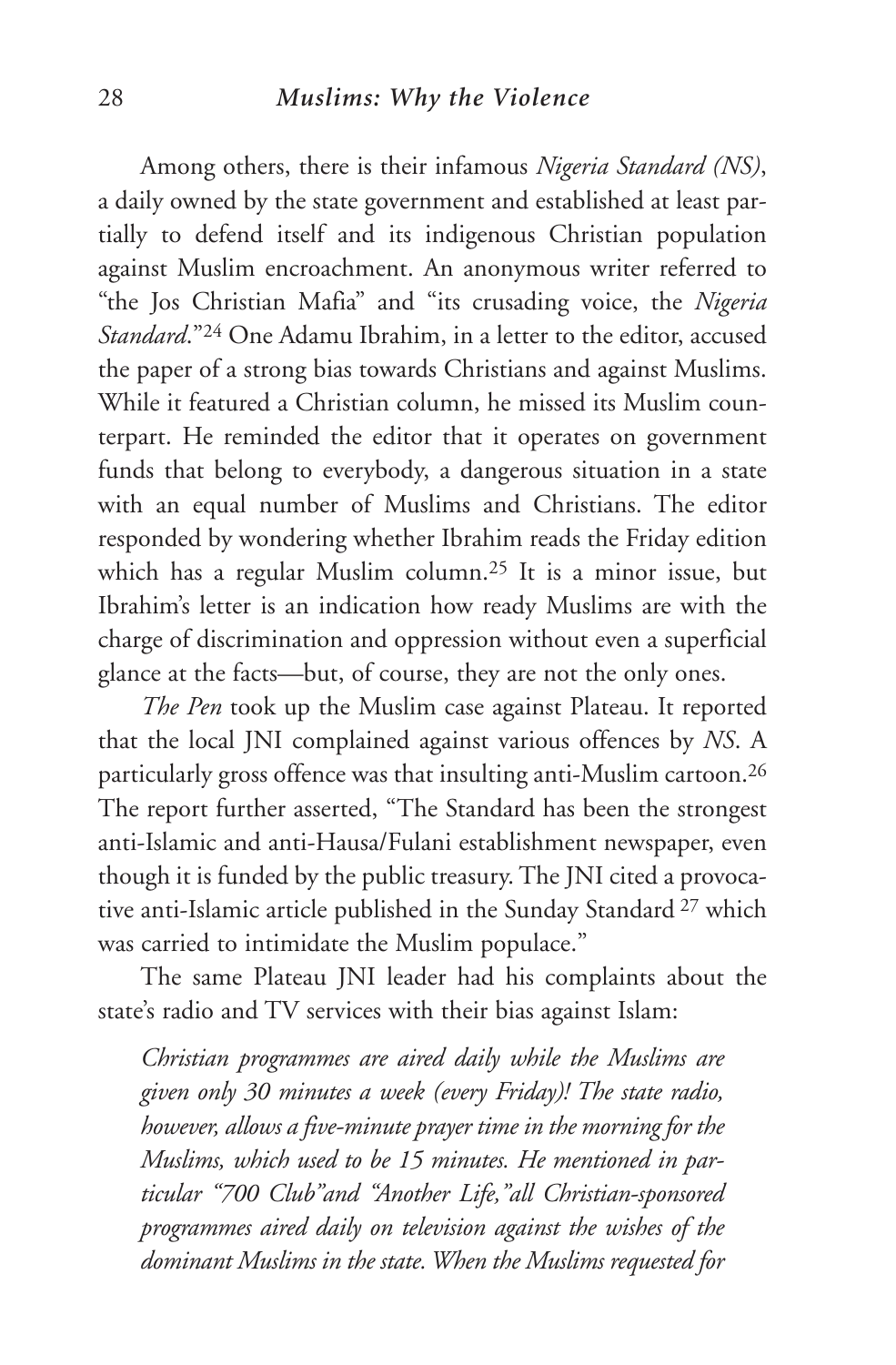Among others, there is their infamous *Nigeria Standard (NS)*, a daily owned by the state government and established at least partially to defend itself and its indigenous Christian population against Muslim encroachment. An anonymous writer referred to "the Jos Christian Mafia" and "its crusading voice, the *Nigeria Standard*."[24] One Adamu Ibrahim, in a letter to the editor, accused the paper of a strong bias towards Christians and against Muslims. While it featured a Christian column, he missed its Muslim counterpart. He reminded the editor that it operates on government funds that belong to everybody, a dangerous situation in a state with an equal number of Muslims and Christians. The editor responded by wondering whether Ibrahim reads the Friday edition which has a regular Muslim column.[25] It is a minor issue, but Ibrahim's letter is an indication how ready Muslims are with the charge of discrimination and oppression without even a superficial glance at the facts—but, of course, they are not the only ones.

*The Pen* took up the Muslim case against Plateau. It reported that the local JNI complained against various offences by *NS*. A particularly gross offence was that insulting anti-Muslim cartoon.[26] The report further asserted, "The Standard has been the strongest anti-Islamic and anti-Hausa/Fulani establishment newspaper, even though it is funded by the public treasury. The JNI cited a provocative anti-Islamic article published in the Sunday Standard [27] which was carried to intimidate the Muslim populace."

The same Plateau JNI leader had his complaints about the state's radio and TV services with their bias against Islam:

> *Christian programmes are aired daily while the Muslims are given only 30 minutes a week (every Friday)! The state radio, however, allows a five-minute prayer time in the morning for the Muslims, which used to be 15 minutes. He mentioned in particular "700 Club" and "Another Life," all Christian-sponsored programmes aired daily on television against the wishes of the dominant Muslims in the state. When the Muslims requested for*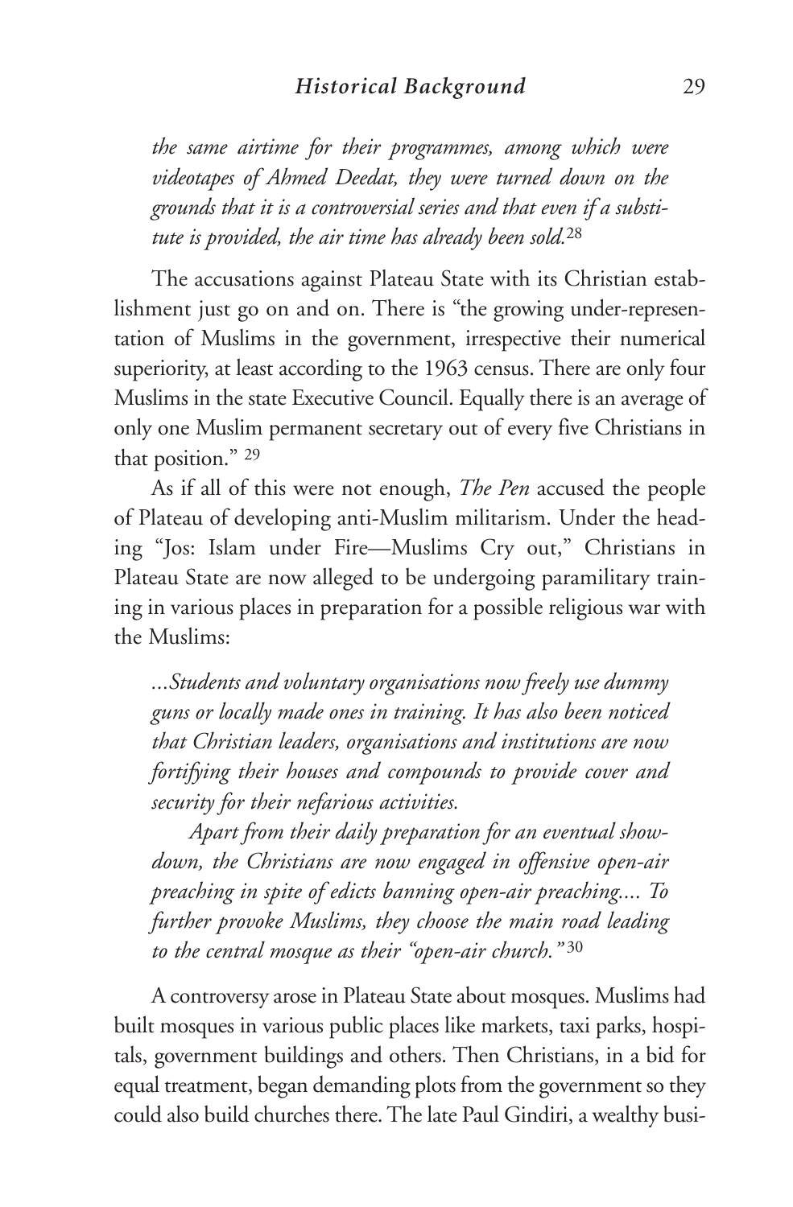*the same airtime for their programmes, among which were videotapes of Ahmed Deedat, they were turned down on the grounds that it is a controversial series and that even if a substitute is provided, the air time has already been sold.*[28]

The accusations against Plateau State with its Christian establishment just go on and on. There is "the growing under-representation of Muslims in the government, irrespective their numerical superiority, at least according to the 1963 census. There are only four Muslims in the state Executive Council. Equally there is an average of only one Muslim permanent secretary out of every five Christians in that position." [29]

As if all of this were not enough, *The Pen* accused the people of Plateau of developing anti-Muslim militarism. Under the heading "Jos: Islam under Fire—Muslims Cry out," Christians in Plateau State are now alleged to be undergoing paramilitary training in various places in preparation for a possible religious war with the Muslims:

*...Students and voluntary organisations now freely use dummy guns or locally made ones in training. It has also been noticed that Christian leaders, organisations and institutions are now fortifying their houses and compounds to provide cover and security for their nefarious activities.*

*Apart from their daily preparation for an eventual showdown, the Christians are now engaged in offensive open-air preaching in spite of edicts banning open-air preaching.... To further provoke Muslims, they choose the main road leading to the central mosque as their "open-air church."*[30]

A controversy arose in Plateau State about mosques. Muslims had built mosques in various public places like markets, taxi parks, hospitals, government buildings and others. Then Christians, in a bid for equal treatment, began demanding plots from the government so they could also build churches there. The late Paul Gindiri, a wealthy busi-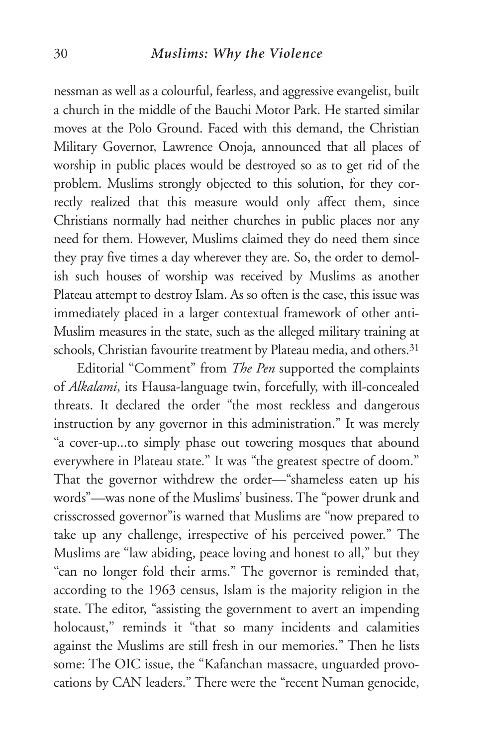nessman as well as a colourful, fearless, and aggressive evangelist, built a church in the middle of the Bauchi Motor Park. He started similar moves at the Polo Ground. Faced with this demand, the Christian Military Governor, Lawrence Onoja, announced that all places of worship in public places would be destroyed so as to get rid of the problem. Muslims strongly objected to this solution, for they correctly realized that this measure would only affect them, since Christians normally had neither churches in public places nor any need for them. However, Muslims claimed they do need them since they pray five times a day wherever they are. So, the order to demolish such houses of worship was received by Muslims as another Plateau attempt to destroy Islam. As so often is the case, this issue was immediately placed in a larger contextual framework of other anti-Muslim measures in the state, such as the alleged military training at schools, Christian favourite treatment by Plateau media, and others.[31]

Editorial "Comment" from *The Pen* supported the complaints of *Alkalami*, its Hausa-language twin, forcefully, with ill-concealed threats. It declared the order "the most reckless and dangerous instruction by any governor in this administration." It was merely "a cover-up...to simply phase out towering mosques that abound everywhere in Plateau state." It was "the greatest spectre of doom." That the governor withdrew the order—"shameless eaten up his words"—was none of the Muslims' business. The "power drunk and crisscrossed governor"is warned that Muslims are "now prepared to take up any challenge, irrespective of his perceived power." The Muslims are "law abiding, peace loving and honest to all," but they "can no longer fold their arms." The governor is reminded that, according to the 1963 census, Islam is the majority religion in the state. The editor, "assisting the government to avert an impending holocaust," reminds it "that so many incidents and calamities against the Muslims are still fresh in our memories." Then he lists some: The OIC issue, the "Kafanchan massacre, unguarded provocations by CAN leaders." There were the "recent Numan genocide,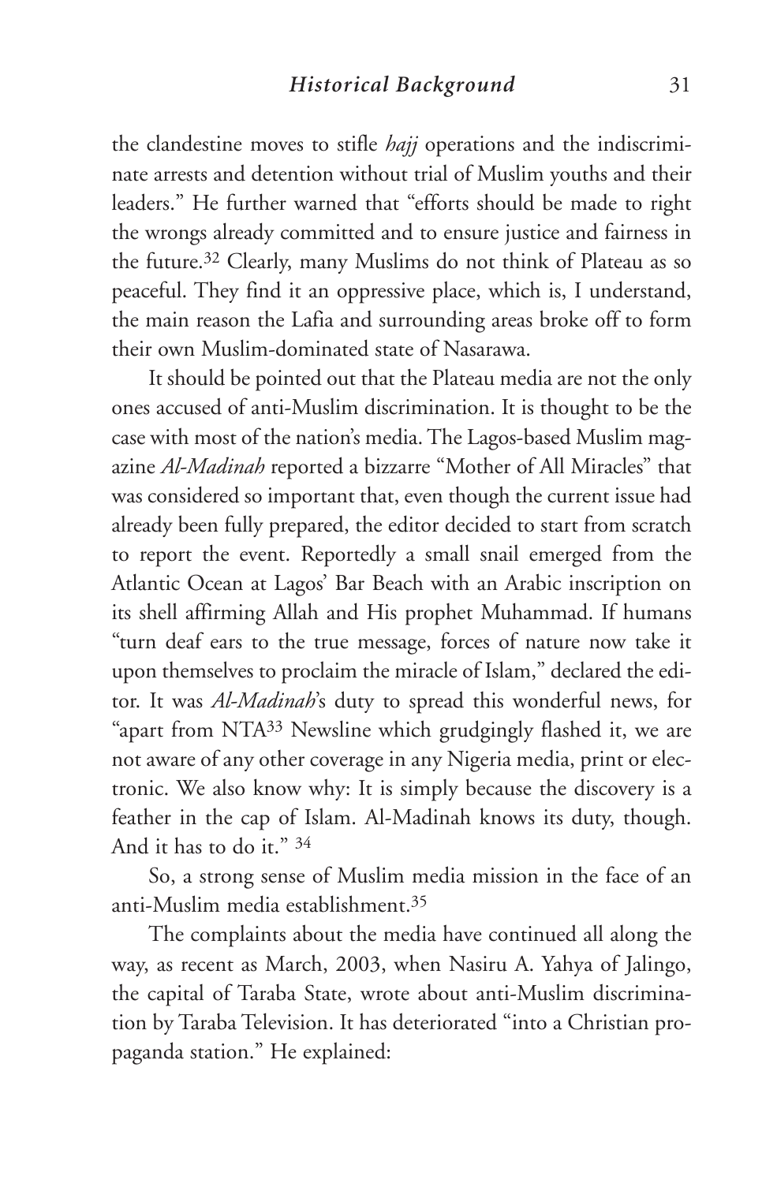the clandestine moves to stifle *hajj* operations and the indiscriminate arrests and detention without trial of Muslim youths and their leaders." He further warned that "efforts should be made to right the wrongs already committed and to ensure justice and fairness in the future.[32] Clearly, many Muslims do not think of Plateau as so peaceful. They find it an oppressive place, which is, I understand, the main reason the Lafia and surrounding areas broke off to form their own Muslim-dominated state of Nasarawa.

It should be pointed out that the Plateau media are not the only ones accused of anti-Muslim discrimination. It is thought to be the case with most of the nation's media. The Lagos-based Muslim magazine *Al-Madinah* reported a bizzarre "Mother of All Miracles" that was considered so important that, even though the current issue had already been fully prepared, the editor decided to start from scratch to report the event. Reportedly a small snail emerged from the Atlantic Ocean at Lagos' Bar Beach with an Arabic inscription on its shell affirming Allah and His prophet Muhammad. If humans "turn deaf ears to the true message, forces of nature now take it upon themselves to proclaim the miracle of Islam," declared the editor. It was *Al-Madinah*'s duty to spread this wonderful news, for "apart from NTA[33] Newsline which grudgingly flashed it, we are not aware of any other coverage in any Nigeria media, print or electronic. We also know why: It is simply because the discovery is a feather in the cap of Islam. Al-Madinah knows its duty, though. And it has to do it." [34]

So, a strong sense of Muslim media mission in the face of an anti-Muslim media establishment.[35]

The complaints about the media have continued all along the way, as recent as March, 2003, when Nasiru A. Yahya of Jalingo, the capital of Taraba State, wrote about anti-Muslim discrimination by Taraba Television. It has deteriorated "into a Christian propaganda station." He explained: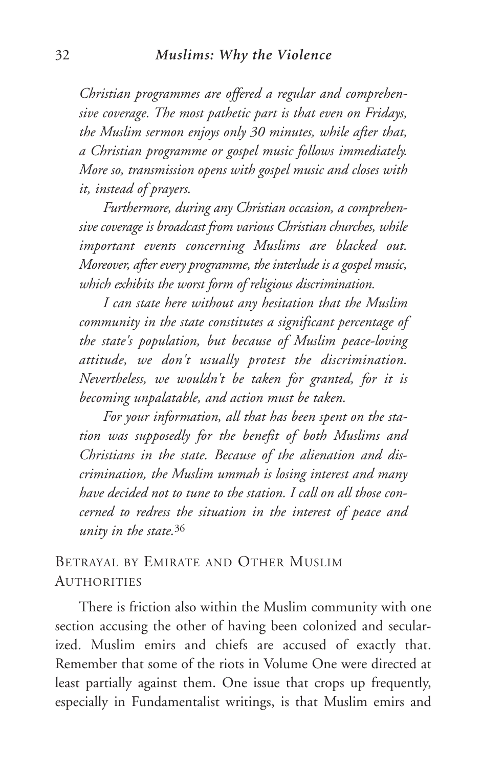*Christian programmes are offered a regular and comprehensive coverage. The most pathetic part is that even on Fridays, the Muslim sermon enjoys only 30 minutes, while after that, a Christian programme or gospel music follows immediately. More so, transmission opens with gospel music and closes with it, instead of prayers.*

*Furthermore, during any Christian occasion, a comprehensive coverage is broadcast from various Christian churches, while important events concerning Muslims are blacked out. Moreover, after every programme, the interlude is a gospel music, which exhibits the worst form of religious discrimination.*

*I can state here without any hesitation that the Muslim community in the state constitutes a significant percentage of the state's population, but because of Muslim peace-loving attitude, we don't usually protest the discrimination. Nevertheless, we wouldn't be taken for granted, for it is becoming unpalatable, and action must be taken.*

*For your information, all that has been spent on the station was supposedly for the benefit of both Muslims and Christians in the state. Because of the alienation and discrimination, the Muslim ummah is losing interest and many have decided not to tune to the station. I call on all those concerned to redress the situation in the interest of peace and unity in the state.*[36]

## Betrayal by Emirate and Other Muslim Authorities

There is friction also within the Muslim community with one section accusing the other of having been colonized and secularized. Muslim emirs and chiefs are accused of exactly that. Remember that some of the riots in Volume One were directed at least partially against them. One issue that crops up frequently, especially in Fundamentalist writings, is that Muslim emirs and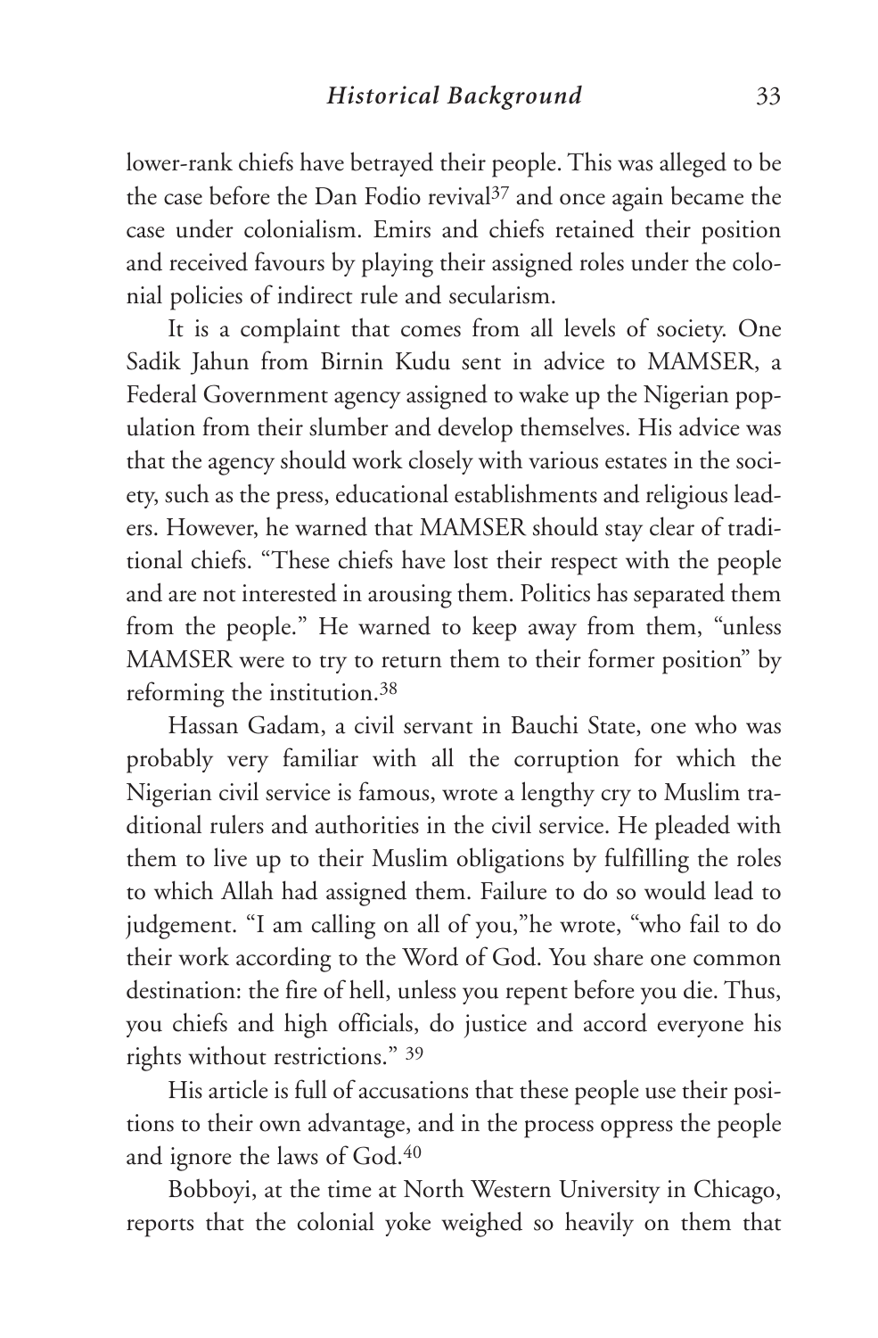lower-rank chiefs have betrayed their people. This was alleged to be the case before the Dan Fodio revival[37] and once again became the case under colonialism. Emirs and chiefs retained their position and received favours by playing their assigned roles under the colonial policies of indirect rule and secularism.

It is a complaint that comes from all levels of society. One Sadik Jahun from Birnin Kudu sent in advice to MAMSER, a Federal Government agency assigned to wake up the Nigerian population from their slumber and develop themselves. His advice was that the agency should work closely with various estates in the society, such as the press, educational establishments and religious leaders. However, he warned that MAMSER should stay clear of traditional chiefs. "These chiefs have lost their respect with the people and are not interested in arousing them. Politics has separated them from the people." He warned to keep away from them, "unless MAMSER were to try to return them to their former position" by reforming the institution.[38]

Hassan Gadam, a civil servant in Bauchi State, one who was probably very familiar with all the corruption for which the Nigerian civil service is famous, wrote a lengthy cry to Muslim traditional rulers and authorities in the civil service. He pleaded with them to live up to their Muslim obligations by fulfilling the roles to which Allah had assigned them. Failure to do so would lead to judgement. "I am calling on all of you," he wrote, "who fail to do their work according to the Word of God. You share one common destination: the fire of hell, unless you repent before you die. Thus, you chiefs and high officials, do justice and accord everyone his rights without restrictions." [39]

His article is full of accusations that these people use their positions to their own advantage, and in the process oppress the people and ignore the laws of God.[40]

Bobboyi, at the time at North Western University in Chicago, reports that the colonial yoke weighed so heavily on them that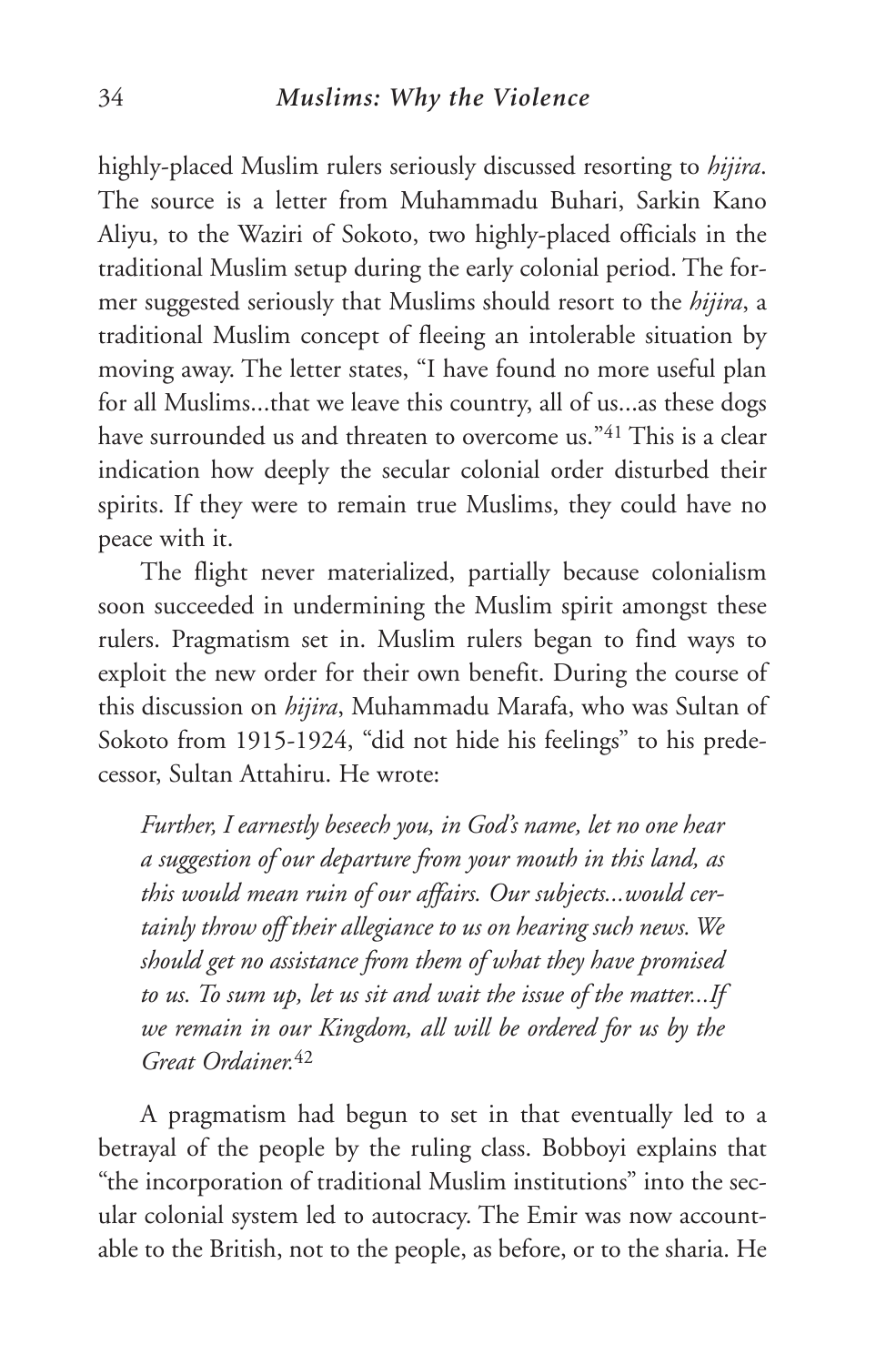highly-placed Muslim rulers seriously discussed resorting to *hijira*. The source is a letter from Muhammadu Buhari, Sarkin Kano Aliyu, to the Waziri of Sokoto, two highly-placed officials in the traditional Muslim setup during the early colonial period. The former suggested seriously that Muslims should resort to the *hijira*, a traditional Muslim concept of fleeing an intolerable situation by moving away. The letter states, "I have found no more useful plan for all Muslims...that we leave this country, all of us...as these dogs have surrounded us and threaten to overcome us."[41] This is a clear indication how deeply the secular colonial order disturbed their spirits. If they were to remain true Muslims, they could have no peace with it.

The flight never materialized, partially because colonialism soon succeeded in undermining the Muslim spirit amongst these rulers. Pragmatism set in. Muslim rulers began to find ways to exploit the new order for their own benefit. During the course of this discussion on *hijira*, Muhammadu Marafa, who was Sultan of Sokoto from 1915-1924, "did not hide his feelings" to his predecessor, Sultan Attahiru. He wrote:

> *Further, I earnestly beseech you, in God's name, let no one hear a suggestion of our departure from your mouth in this land, as this would mean ruin of our affairs. Our subjects...would certainly throw off their allegiance to us on hearing such news. We should get no assistance from them of what they have promised to us. To sum up, let us sit and wait the issue of the matter...If we remain in our Kingdom, all will be ordered for us by the Great Ordainer.*[42]

A pragmatism had begun to set in that eventually led to a betrayal of the people by the ruling class. Bobboyi explains that "the incorporation of traditional Muslim institutions" into the secular colonial system led to autocracy. The Emir was now accountable to the British, not to the people, as before, or to the sharia. He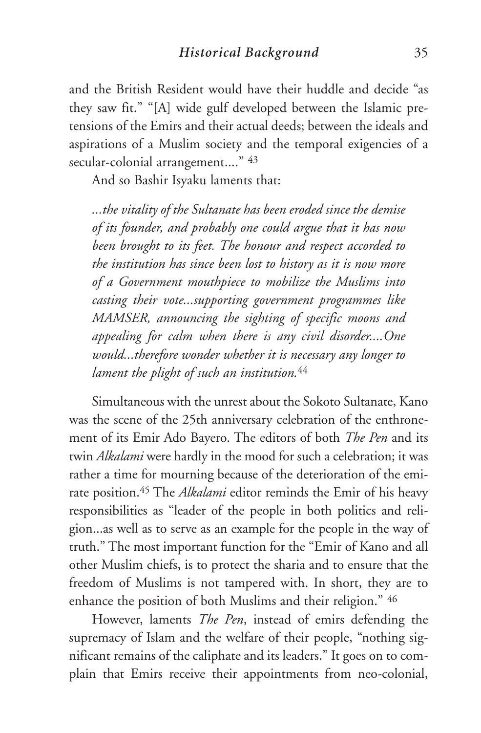and the British Resident would have their huddle and decide "as they saw fit." "[A] wide gulf developed between the Islamic pretensions of the Emirs and their actual deeds; between the ideals and aspirations of a Muslim society and the temporal exigencies of a secular-colonial arrangement...." [43]

And so Bashir Isyaku laments that:

> *...the vitality of the Sultanate has been eroded since the demise of its founder, and probably one could argue that it has now been brought to its feet. The honour and respect accorded to the institution has since been lost to history as it is now more of a Government mouthpiece to mobilize the Muslims into casting their vote...supporting government programmes like MAMSER, announcing the sighting of specific moons and appealing for calm when there is any civil disorder....One would...therefore wonder whether it is necessary any longer to lament the plight of such an institution.*[44]

Simultaneous with the unrest about the Sokoto Sultanate, Kano was the scene of the 25th anniversary celebration of the enthronement of its Emir Ado Bayero. The editors of both *The Pen* and its twin *Alkalami* were hardly in the mood for such a celebration; it was rather a time for mourning because of the deterioration of the emirate position.[45] The *Alkalami* editor reminds the Emir of his heavy responsibilities as "leader of the people in both politics and religion...as well as to serve as an example for the people in the way of truth." The most important function for the "Emir of Kano and all other Muslim chiefs, is to protect the sharia and to ensure that the freedom of Muslims is not tampered with. In short, they are to enhance the position of both Muslims and their religion." [46]

However, laments *The Pen*, instead of emirs defending the supremacy of Islam and the welfare of their people, "nothing significant remains of the caliphate and its leaders." It goes on to complain that Emirs receive their appointments from neo-colonial,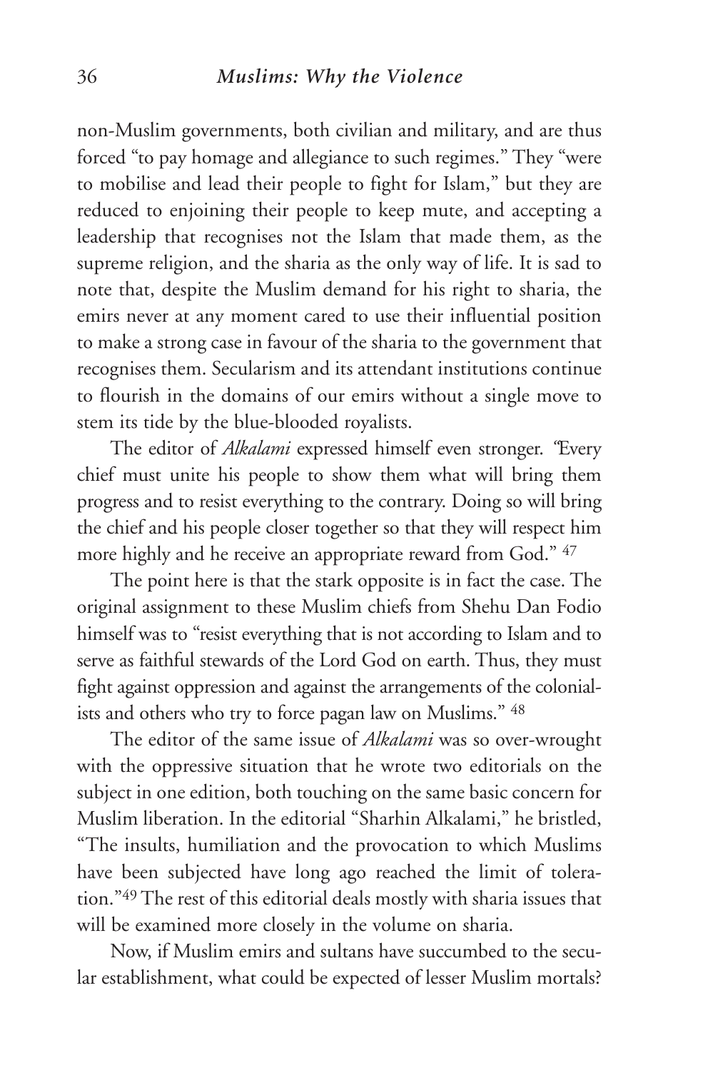non-Muslim governments, both civilian and military, and are thus forced "to pay homage and allegiance to such regimes." They "were to mobilise and lead their people to fight for Islam," but they are reduced to enjoining their people to keep mute, and accepting a leadership that recognises not the Islam that made them, as the supreme religion, and the sharia as the only way of life. It is sad to note that, despite the Muslim demand for his right to sharia, the emirs never at any moment cared to use their influential position to make a strong case in favour of the sharia to the government that recognises them. Secularism and its attendant institutions continue to flourish in the domains of our emirs without a single move to stem its tide by the blue-blooded royalists.

The editor of *Alkalami* expressed himself even stronger. "Every chief must unite his people to show them what will bring them progress and to resist everything to the contrary. Doing so will bring the chief and his people closer together so that they will respect him more highly and he receive an appropriate reward from God." [47]

The point here is that the stark opposite is in fact the case. The original assignment to these Muslim chiefs from Shehu Dan Fodio himself was to "resist everything that is not according to Islam and to serve as faithful stewards of the Lord God on earth. Thus, they must fight against oppression and against the arrangements of the colonialists and others who try to force pagan law on Muslims." [48]

The editor of the same issue of *Alkalami* was so over-wrought with the oppressive situation that he wrote two editorials on the subject in one edition, both touching on the same basic concern for Muslim liberation. In the editorial "Sharhin Alkalami," he bristled, "The insults, humiliation and the provocation to which Muslims have been subjected have long ago reached the limit of toleration."[49] The rest of this editorial deals mostly with sharia issues that will be examined more closely in the volume on sharia.

Now, if Muslim emirs and sultans have succumbed to the secular establishment, what could be expected of lesser Muslim mortals?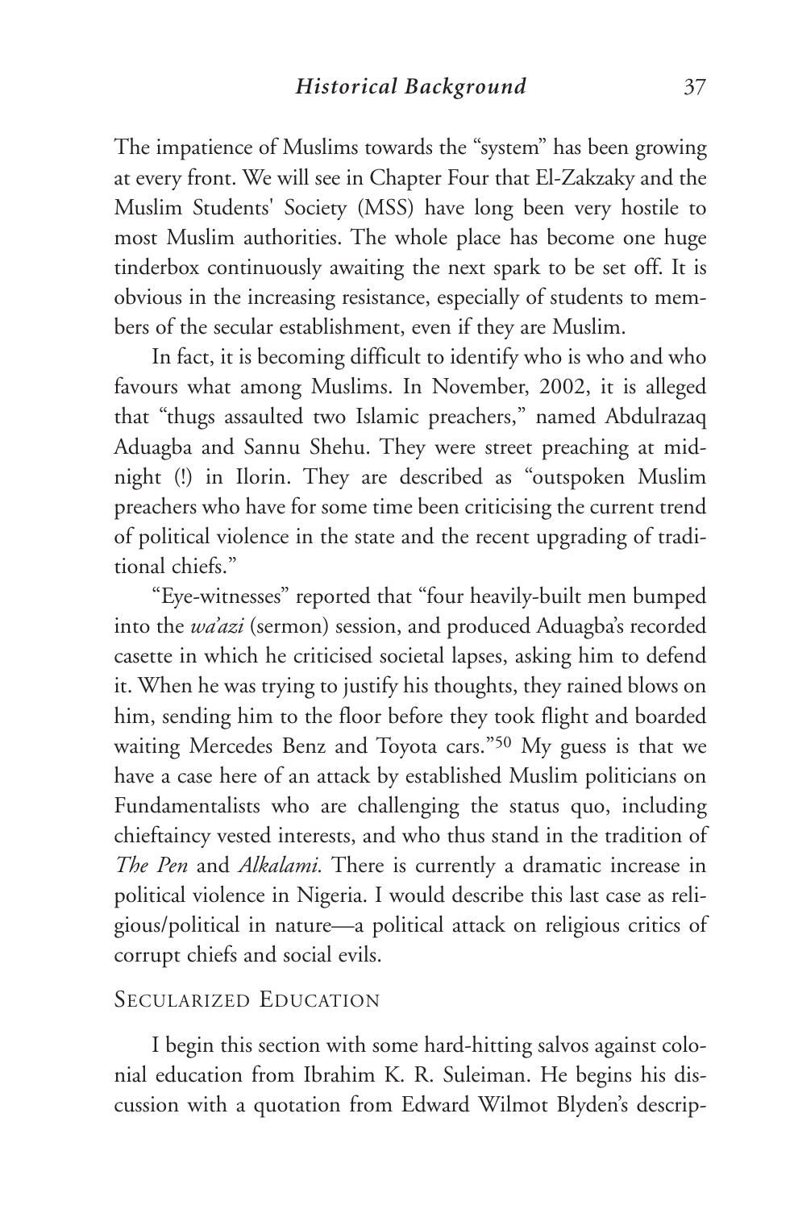The impatience of Muslims towards the "system" has been growing at every front. We will see in Chapter Four that El-Zakzaky and the Muslim Students' Society (MSS) have long been very hostile to most Muslim authorities. The whole place has become one huge tinderbox continuously awaiting the next spark to be set off. It is obvious in the increasing resistance, especially of students to members of the secular establishment, even if they are Muslim.

In fact, it is becoming difficult to identify who is who and who favours what among Muslims. In November, 2002, it is alleged that "thugs assaulted two Islamic preachers," named Abdulrazaq Aduagba and Sannu Shehu. They were street preaching at midnight (!) in Ilorin. They are described as "outspoken Muslim preachers who have for some time been criticising the current trend of political violence in the state and the recent upgrading of traditional chiefs."

"Eye-witnesses" reported that "four heavily-built men bumped into the *wa'azi* (sermon) session, and produced Aduagba's recorded casette in which he criticised societal lapses, asking him to defend it. When he was trying to justify his thoughts, they rained blows on him, sending him to the floor before they took flight and boarded waiting Mercedes Benz and Toyota cars."[50] My guess is that we have a case here of an attack by established Muslim politicians on Fundamentalists who are challenging the status quo, including chieftaincy vested interests, and who thus stand in the tradition of *The Pen* and *Alkalami.* There is currently a dramatic increase in political violence in Nigeria. I would describe this last case as religious/political in nature—a political attack on religious critics of corrupt chiefs and social evils.

## Secularized Education

I begin this section with some hard-hitting salvos against colonial education from Ibrahim K. R. Suleiman. He begins his discussion with a quotation from Edward Wilmot Blyden's descrip-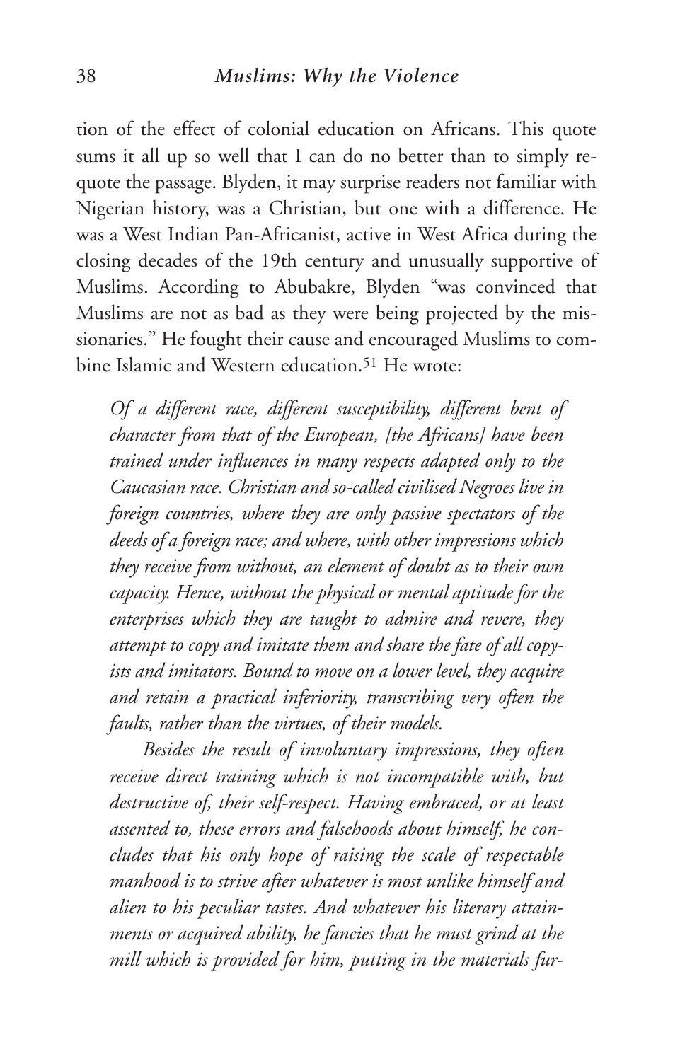tion of the effect of colonial education on Africans. This quote sums it all up so well that I can do no better than to simply re-quote the passage. Blyden, it may surprise readers not familiar with Nigerian history, was a Christian, but one with a difference. He was a West Indian Pan-Africanist, active in West Africa during the closing decades of the 19th century and unusually supportive of Muslims. According to Abubakre, Blyden "was convinced that Muslims are not as bad as they were being projected by the missionaries." He fought their cause and encouraged Muslims to combine Islamic and Western education.[51] He wrote:

> *Of a different race, different susceptibility, different bent of character from that of the European, [the Africans] have been trained under influences in many respects adapted only to the Caucasian race. Christian and so-called civilised Negroes live in foreign countries, where they are only passive spectators of the deeds of a foreign race; and where, with other impressions which they receive from without, an element of doubt as to their own capacity. Hence, without the physical or mental aptitude for the enterprises which they are taught to admire and revere, they attempt to copy and imitate them and share the fate of all copyists and imitators. Bound to move on a lower level, they acquire and retain a practical inferiority, transcribing very often the faults, rather than the virtues, of their models.*
>
> *Besides the result of involuntary impressions, they often receive direct training which is not incompatible with, but destructive of, their self-respect. Having embraced, or at least assented to, these errors and falsehoods about himself, he concludes that his only hope of raising the scale of respectable manhood is to strive after whatever is most unlike himself and alien to his peculiar tastes. And whatever his literary attainments or acquired ability, he fancies that he must grind at the mill which is provided for him, putting in the materials fur-*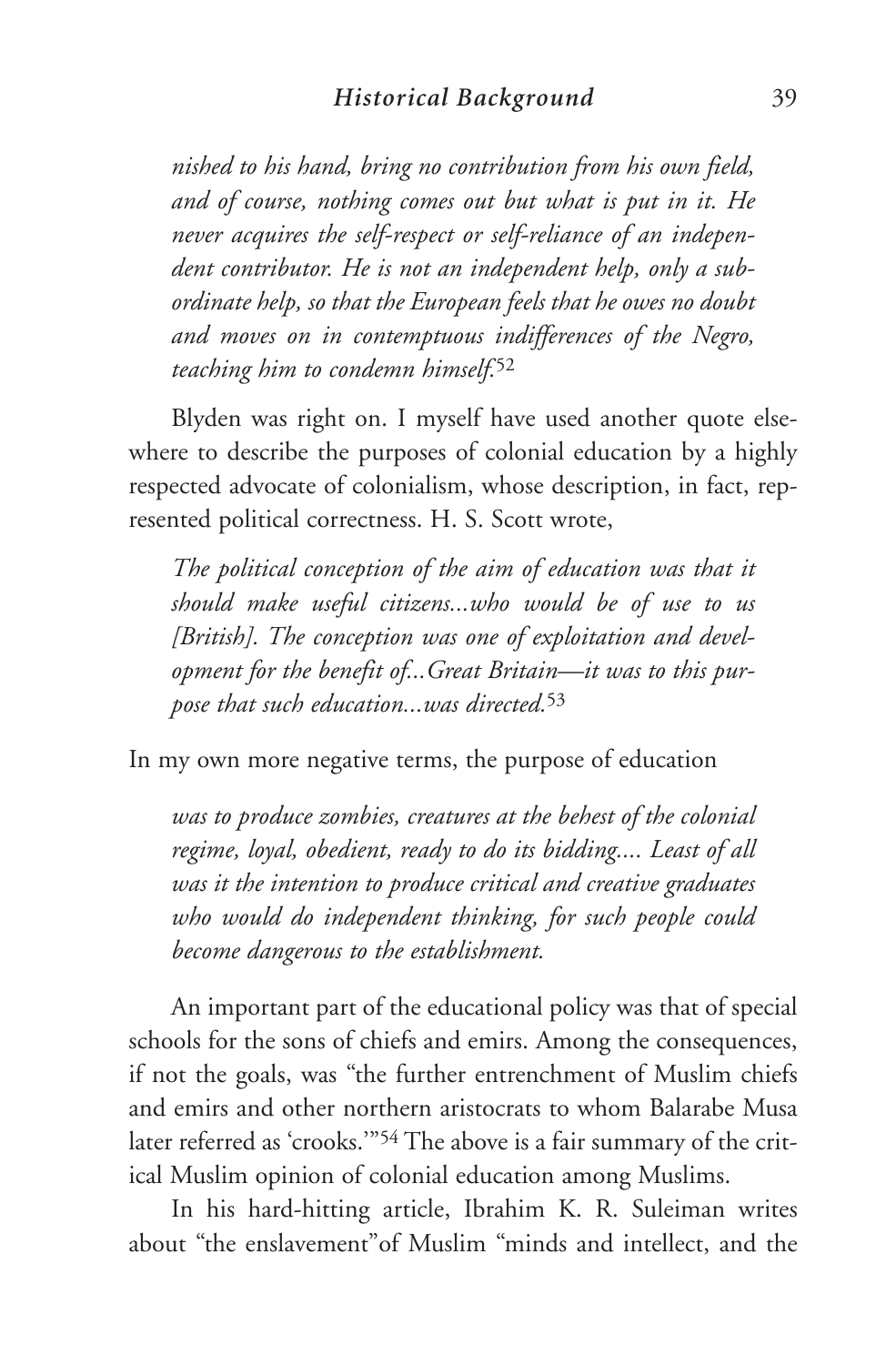*nished to his hand, bring no contribution from his own field, and of course, nothing comes out but what is put in it. He never acquires the self-respect or self-reliance of an independent contributor. He is not an independent help, only a subordinate help, so that the European feels that he owes no doubt and moves on in contemptuous indifferences of the Negro, teaching him to condemn himself.*[52]

Blyden was right on. I myself have used another quote elsewhere to describe the purposes of colonial education by a highly respected advocate of colonialism, whose description, in fact, represented political correctness. H. S. Scott wrote,

> *The political conception of the aim of education was that it should make useful citizens...who would be of use to us [British]. The conception was one of exploitation and development for the benefit of...Great Britain—it was to this purpose that such education...was directed.*[53]

In my own more negative terms, the purpose of education

> *was to produce zombies, creatures at the behest of the colonial regime, loyal, obedient, ready to do its bidding.... Least of all was it the intention to produce critical and creative graduates who would do independent thinking, for such people could become dangerous to the establishment.*

An important part of the educational policy was that of special schools for the sons of chiefs and emirs. Among the consequences, if not the goals, was "the further entrenchment of Muslim chiefs and emirs and other northern aristocrats to whom Balarabe Musa later referred as 'crooks.'"[54] The above is a fair summary of the critical Muslim opinion of colonial education among Muslims.

In his hard-hitting article, Ibrahim K. R. Suleiman writes about "the enslavement"of Muslim "minds and intellect, and the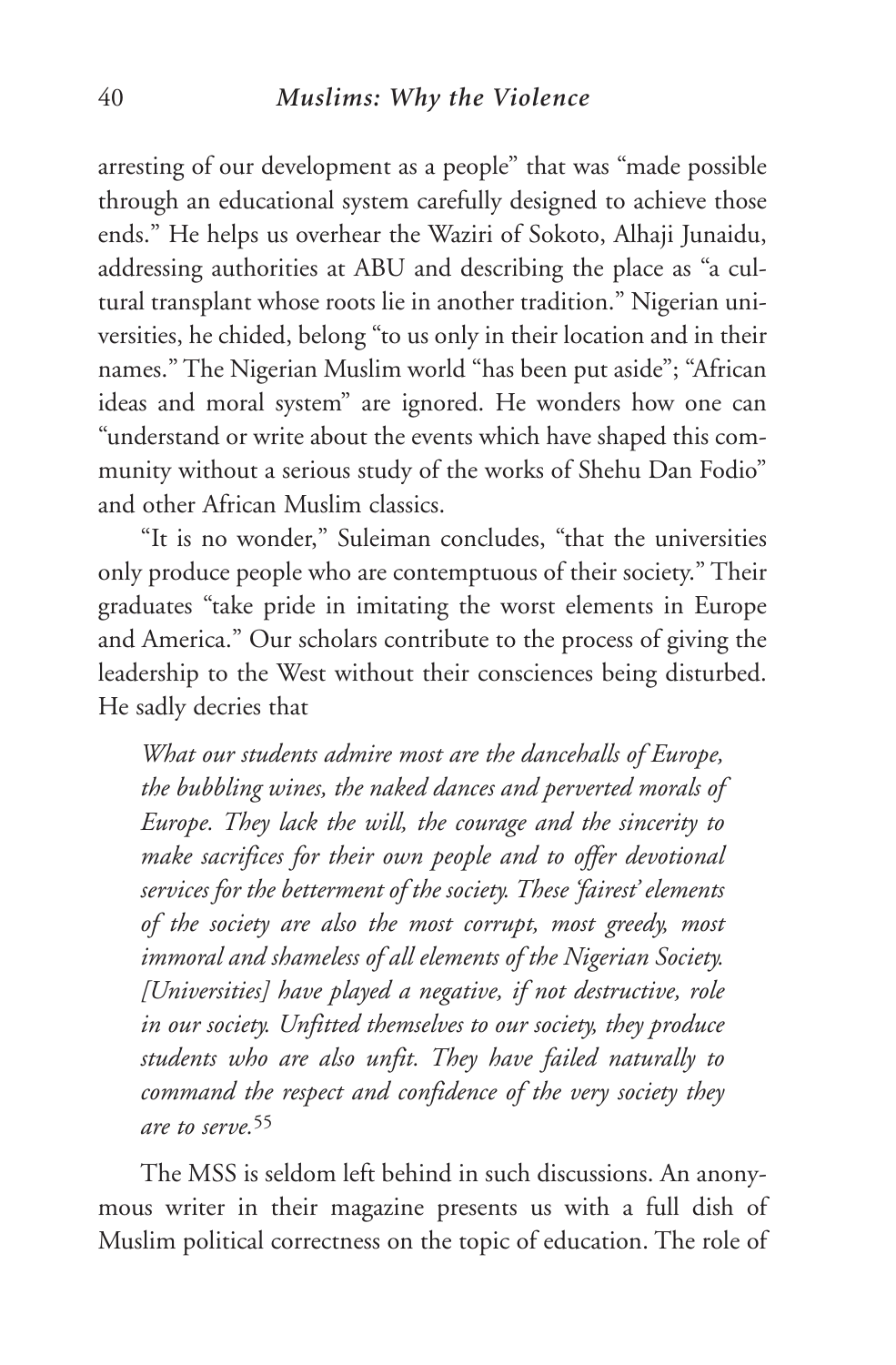arresting of our development as a people" that was "made possible through an educational system carefully designed to achieve those ends." He helps us overhear the Waziri of Sokoto, Alhaji Junaidu, addressing authorities at ABU and describing the place as "a cultural transplant whose roots lie in another tradition." Nigerian universities, he chided, belong "to us only in their location and in their names." The Nigerian Muslim world "has been put aside"; "African ideas and moral system" are ignored. He wonders how one can "understand or write about the events which have shaped this community without a serious study of the works of Shehu Dan Fodio" and other African Muslim classics.

"It is no wonder," Suleiman concludes, "that the universities only produce people who are contemptuous of their society." Their graduates "take pride in imitating the worst elements in Europe and America." Our scholars contribute to the process of giving the leadership to the West without their consciences being disturbed. He sadly decries that

> *What our students admire most are the dancehalls of Europe, the bubbling wines, the naked dances and perverted morals of Europe. They lack the will, the courage and the sincerity to make sacrifices for their own people and to offer devotional services for the betterment of the society. These 'fairest' elements of the society are also the most corrupt, most greedy, most immoral and shameless of all elements of the Nigerian Society. [Universities] have played a negative, if not destructive, role in our society. Unfitted themselves to our society, they produce students who are also unfit. They have failed naturally to command the respect and confidence of the very society they are to serve.*[55]

The MSS is seldom left behind in such discussions. An anonymous writer in their magazine presents us with a full dish of Muslim political correctness on the topic of education. The role of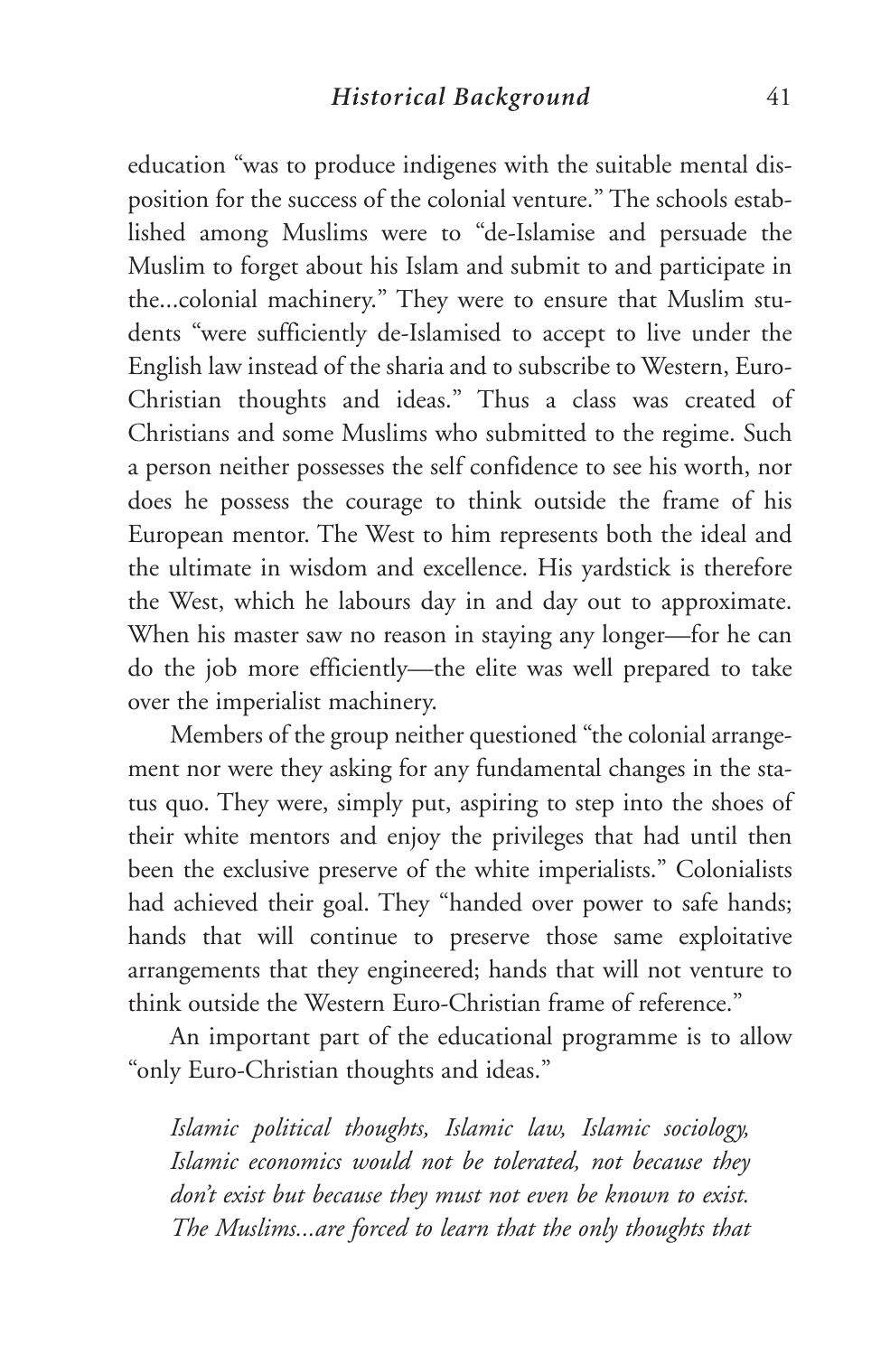education "was to produce indigenes with the suitable mental disposition for the success of the colonial venture." The schools established among Muslims were to "de-Islamise and persuade the Muslim to forget about his Islam and submit to and participate in the...colonial machinery." They were to ensure that Muslim students "were sufficiently de-Islamised to accept to live under the English law instead of the sharia and to subscribe to Western, Euro-Christian thoughts and ideas." Thus a class was created of Christians and some Muslims who submitted to the regime. Such a person neither possesses the self confidence to see his worth, nor does he possess the courage to think outside the frame of his European mentor. The West to him represents both the ideal and the ultimate in wisdom and excellence. His yardstick is therefore the West, which he labours day in and day out to approximate. When his master saw no reason in staying any longer—for he can do the job more efficiently—the elite was well prepared to take over the imperialist machinery.

Members of the group neither questioned "the colonial arrangement nor were they asking for any fundamental changes in the status quo. They were, simply put, aspiring to step into the shoes of their white mentors and enjoy the privileges that had until then been the exclusive preserve of the white imperialists." Colonialists had achieved their goal. They "handed over power to safe hands; hands that will continue to preserve those same exploitative arrangements that they engineered; hands that will not venture to think outside the Western Euro-Christian frame of reference."

An important part of the educational programme is to allow "only Euro-Christian thoughts and ideas."

> *Islamic political thoughts, Islamic law, Islamic sociology, Islamic economics would not be tolerated, not because they don't exist but because they must not even be known to exist. The Muslims...are forced to learn that the only thoughts that*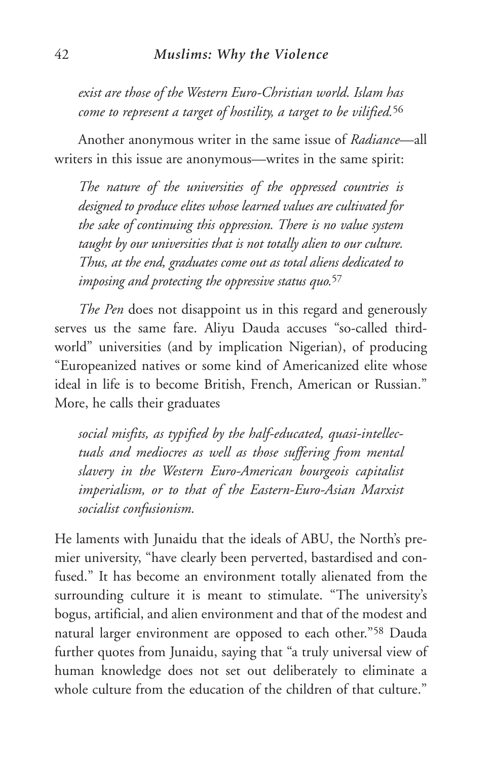*exist are those of the Western Euro-Christian world. Islam has come to represent a target of hostility, a target to be vilified.*[56]

Another anonymous writer in the same issue of *Radiance*—all writers in this issue are anonymous—writes in the same spirit:

> *The nature of the universities of the oppressed countries is designed to produce elites whose learned values are cultivated for the sake of continuing this oppression. There is no value system taught by our universities that is not totally alien to our culture. Thus, at the end, graduates come out as total aliens dedicated to imposing and protecting the oppressive status quo.*[57]

*The Pen* does not disappoint us in this regard and generously serves us the same fare. Aliyu Dauda accuses "so-called third-world" universities (and by implication Nigerian), of producing "Europeanized natives or some kind of Americanized elite whose ideal in life is to become British, French, American or Russian." More, he calls their graduates

> *social misfits, as typified by the half-educated, quasi-intellectuals and mediocres as well as those suffering from mental slavery in the Western Euro-American bourgeois capitalist imperialism, or to that of the Eastern-Euro-Asian Marxist socialist confusionism.*

He laments with Junaidu that the ideals of ABU, the North's premier university, "have clearly been perverted, bastardised and confused." It has become an environment totally alienated from the surrounding culture it is meant to stimulate. "The university's bogus, artificial, and alien environment and that of the modest and natural larger environment are opposed to each other."[58] Dauda further quotes from Junaidu, saying that "a truly universal view of human knowledge does not set out deliberately to eliminate a whole culture from the education of the children of that culture."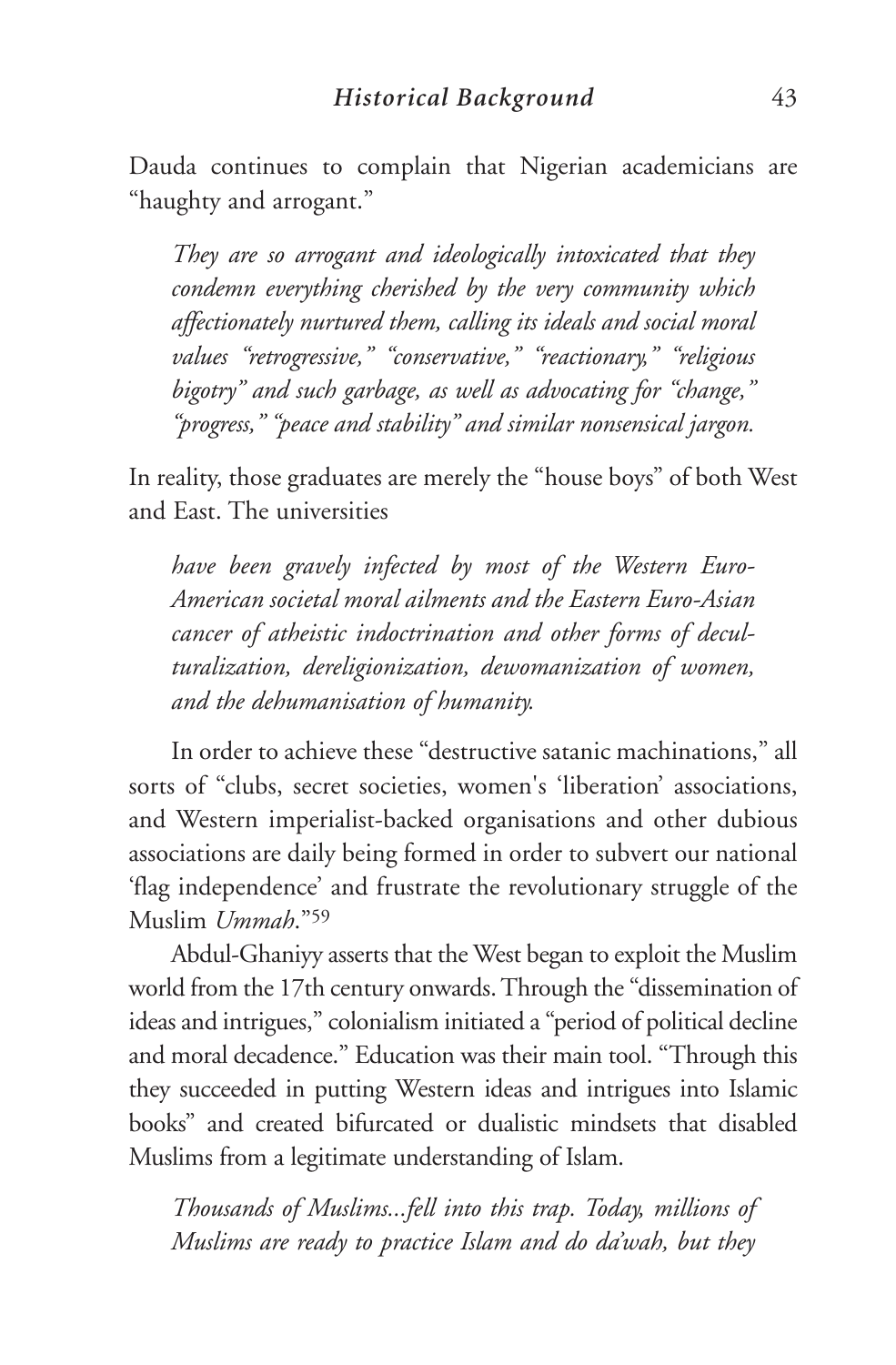Dauda continues to complain that Nigerian academicians are "haughty and arrogant."

> *They are so arrogant and ideologically intoxicated that they condemn everything cherished by the very community which affectionately nurtured them, calling its ideals and social moral values "retrogressive," "conservative," "reactionary," "religious bigotry" and such garbage, as well as advocating for "change," "progress," "peace and stability" and similar nonsensical jargon.*

In reality, those graduates are merely the "house boys" of both West and East. The universities

> *have been gravely infected by most of the Western Euro-American societal moral ailments and the Eastern Euro-Asian cancer of atheistic indoctrination and other forms of deculturalization, dereligionization, dewomanization of women, and the dehumanisation of humanity.*

In order to achieve these "destructive satanic machinations," all sorts of "clubs, secret societies, women's 'liberation' associations, and Western imperialist-backed organisations and other dubious associations are daily being formed in order to subvert our national 'flag independence' and frustrate the revolutionary struggle of the Muslim *Ummah*."[59]

Abdul-Ghaniyy asserts that the West began to exploit the Muslim world from the 17th century onwards. Through the "dissemination of ideas and intrigues," colonialism initiated a "period of political decline and moral decadence." Education was their main tool. "Through this they succeeded in putting Western ideas and intrigues into Islamic books" and created bifurcated or dualistic mindsets that disabled Muslims from a legitimate understanding of Islam.

> *Thousands of Muslims...fell into this trap. Today, millions of Muslims are ready to practice Islam and do da'wah, but they*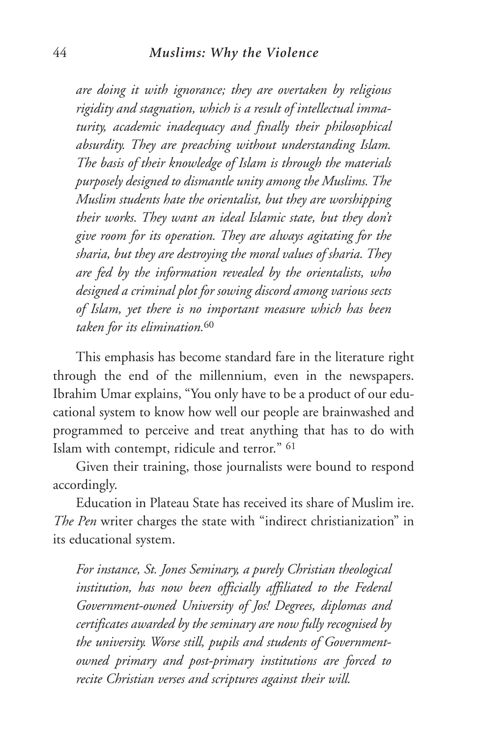*are doing it with ignorance; they are overtaken by religious rigidity and stagnation, which is a result of intellectual immaturity, academic inadequacy and finally their philosophical absurdity. They are preaching without understanding Islam. The basis of their knowledge of Islam is through the materials purposely designed to dismantle unity among the Muslims. The Muslim students hate the orientalist, but they are worshipping their works. They want an ideal Islamic state, but they don't give room for its operation. They are always agitating for the sharia, but they are destroying the moral values of sharia. They are fed by the information revealed by the orientalists, who designed a criminal plot for sowing discord among various sects of Islam, yet there is no important measure which has been taken for its elimination.*[60]

This emphasis has become standard fare in the literature right through the end of the millennium, even in the newspapers. Ibrahim Umar explains, "You only have to be a product of our educational system to know how well our people are brainwashed and programmed to perceive and treat anything that has to do with Islam with contempt, ridicule and terror." [61]

Given their training, those journalists were bound to respond accordingly.

Education in Plateau State has received its share of Muslim ire. *The Pen* writer charges the state with "indirect christianization" in its educational system.

*For instance, St. Jones Seminary, a purely Christian theological institution, has now been officially affiliated to the Federal Government-owned University of Jos! Degrees, diplomas and certificates awarded by the seminary are now fully recognised by the university. Worse still, pupils and students of Government-owned primary and post-primary institutions are forced to recite Christian verses and scriptures against their will.*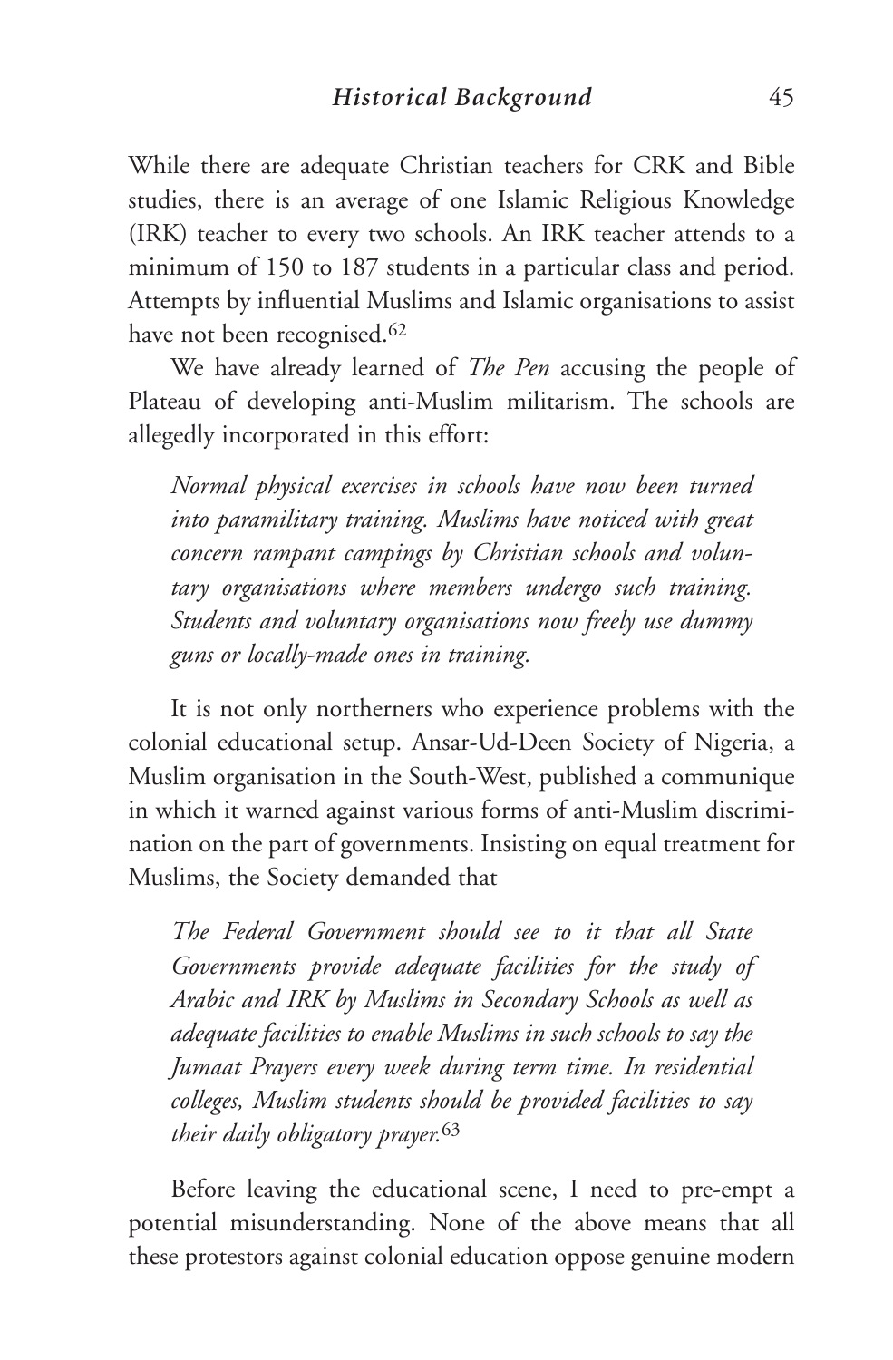While there are adequate Christian teachers for CRK and Bible studies, there is an average of one Islamic Religious Knowledge (IRK) teacher to every two schools. An IRK teacher attends to a minimum of 150 to 187 students in a particular class and period. Attempts by influential Muslims and Islamic organisations to assist have not been recognised.[62]

We have already learned of *The Pen* accusing the people of Plateau of developing anti-Muslim militarism. The schools are allegedly incorporated in this effort:

> *Normal physical exercises in schools have now been turned into paramilitary training. Muslims have noticed with great concern rampant campings by Christian schools and voluntary organisations where members undergo such training. Students and voluntary organisations now freely use dummy guns or locally-made ones in training.*

It is not only northerners who experience problems with the colonial educational setup. Ansar-Ud-Deen Society of Nigeria, a Muslim organisation in the South-West, published a communique in which it warned against various forms of anti-Muslim discrimination on the part of governments. Insisting on equal treatment for Muslims, the Society demanded that

> *The Federal Government should see to it that all State Governments provide adequate facilities for the study of Arabic and IRK by Muslims in Secondary Schools as well as adequate facilities to enable Muslims in such schools to say the Jumaat Prayers every week during term time. In residential colleges, Muslim students should be provided facilities to say their daily obligatory prayer.*[63]

Before leaving the educational scene, I need to pre-empt a potential misunderstanding. None of the above means that all these protestors against colonial education oppose genuine modern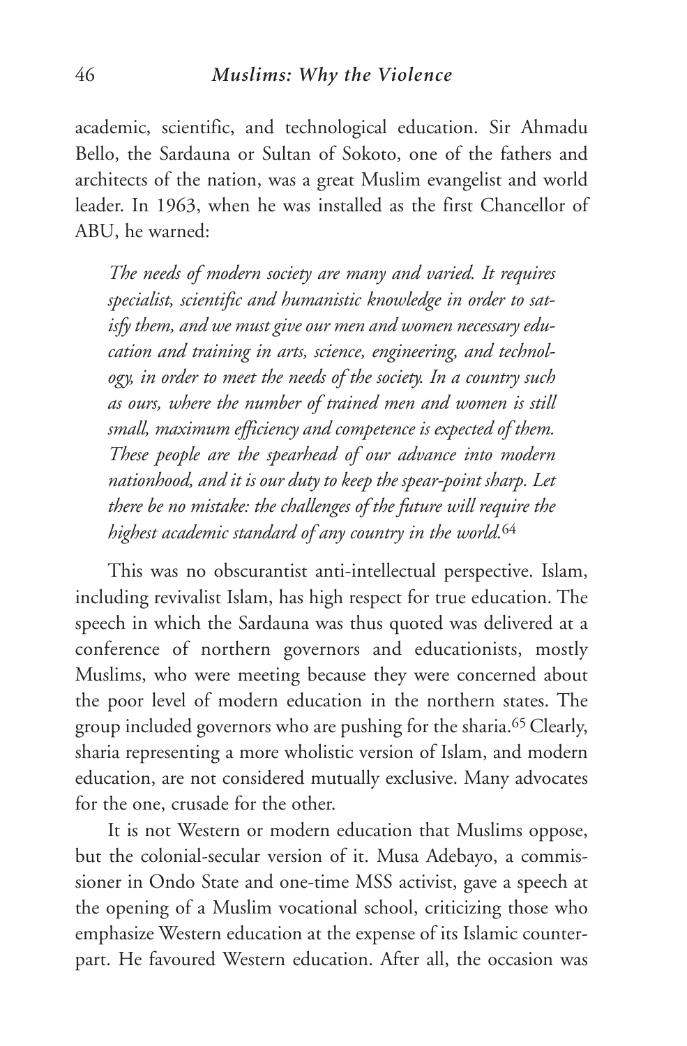academic, scientific, and technological education. Sir Ahmadu Bello, the Sardauna or Sultan of Sokoto, one of the fathers and architects of the nation, was a great Muslim evangelist and world leader. In 1963, when he was installed as the first Chancellor of ABU, he warned:

> *The needs of modern society are many and varied. It requires specialist, scientific and humanistic knowledge in order to satisfy them, and we must give our men and women necessary education and training in arts, science, engineering, and technology, in order to meet the needs of the society. In a country such as ours, where the number of trained men and women is still small, maximum efficiency and competence is expected of them. These people are the spearhead of our advance into modern nationhood, and it is our duty to keep the spear-point sharp. Let there be no mistake: the challenges of the future will require the highest academic standard of any country in the world.*[64]

This was no obscurantist anti-intellectual perspective. Islam, including revivalist Islam, has high respect for true education. The speech in which the Sardauna was thus quoted was delivered at a conference of northern governors and educationists, mostly Muslims, who were meeting because they were concerned about the poor level of modern education in the northern states. The group included governors who are pushing for the sharia.[65] Clearly, sharia representing a more wholistic version of Islam, and modern education, are not considered mutually exclusive. Many advocates for the one, crusade for the other.

It is not Western or modern education that Muslims oppose, but the colonial-secular version of it. Musa Adebayo, a commissioner in Ondo State and one-time MSS activist, gave a speech at the opening of a Muslim vocational school, criticizing those who emphasize Western education at the expense of its Islamic counterpart. He favoured Western education. After all, the occasion was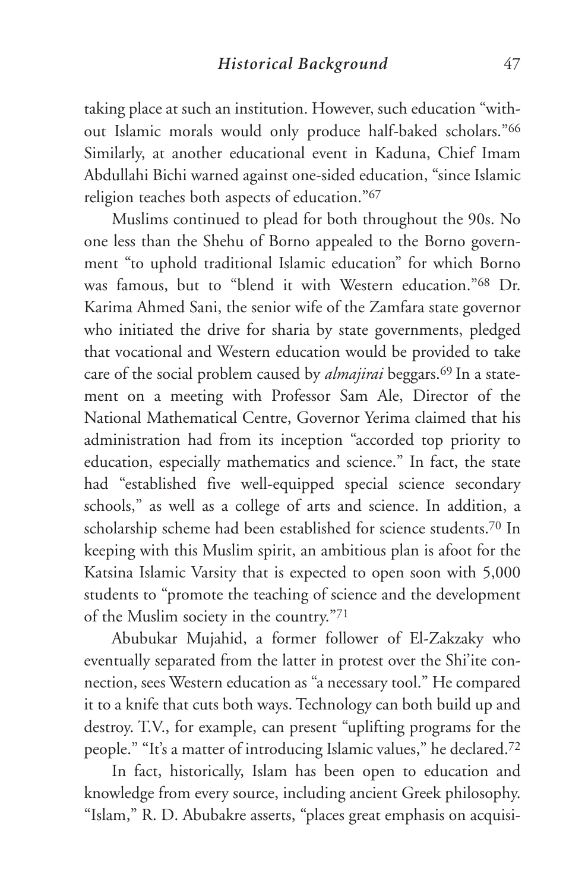taking place at such an institution. However, such education "without Islamic morals would only produce half-baked scholars."[66] Similarly, at another educational event in Kaduna, Chief Imam Abdullahi Bichi warned against one-sided education, "since Islamic religion teaches both aspects of education."[67]

Muslims continued to plead for both throughout the 90s. No one less than the Shehu of Borno appealed to the Borno government "to uphold traditional Islamic education" for which Borno was famous, but to "blend it with Western education."[68] Dr. Karima Ahmed Sani, the senior wife of the Zamfara state governor who initiated the drive for sharia by state governments, pledged that vocational and Western education would be provided to take care of the social problem caused by *almajirai* beggars.[69] In a statement on a meeting with Professor Sam Ale, Director of the National Mathematical Centre, Governor Yerima claimed that his administration had from its inception "accorded top priority to education, especially mathematics and science." In fact, the state had "established five well-equipped special science secondary schools," as well as a college of arts and science. In addition, a scholarship scheme had been established for science students.[70] In keeping with this Muslim spirit, an ambitious plan is afoot for the Katsina Islamic Varsity that is expected to open soon with 5,000 students to "promote the teaching of science and the development of the Muslim society in the country."[71]

Abubukar Mujahid, a former follower of El-Zakzaky who eventually separated from the latter in protest over the Shi'ite connection, sees Western education as "a necessary tool." He compared it to a knife that cuts both ways. Technology can both build up and destroy. T.V., for example, can present "uplifting programs for the people." "It's a matter of introducing Islamic values," he declared.[72]

In fact, historically, Islam has been open to education and knowledge from every source, including ancient Greek philosophy. "Islam," R. D. Abubakre asserts, "places great emphasis on acquisi-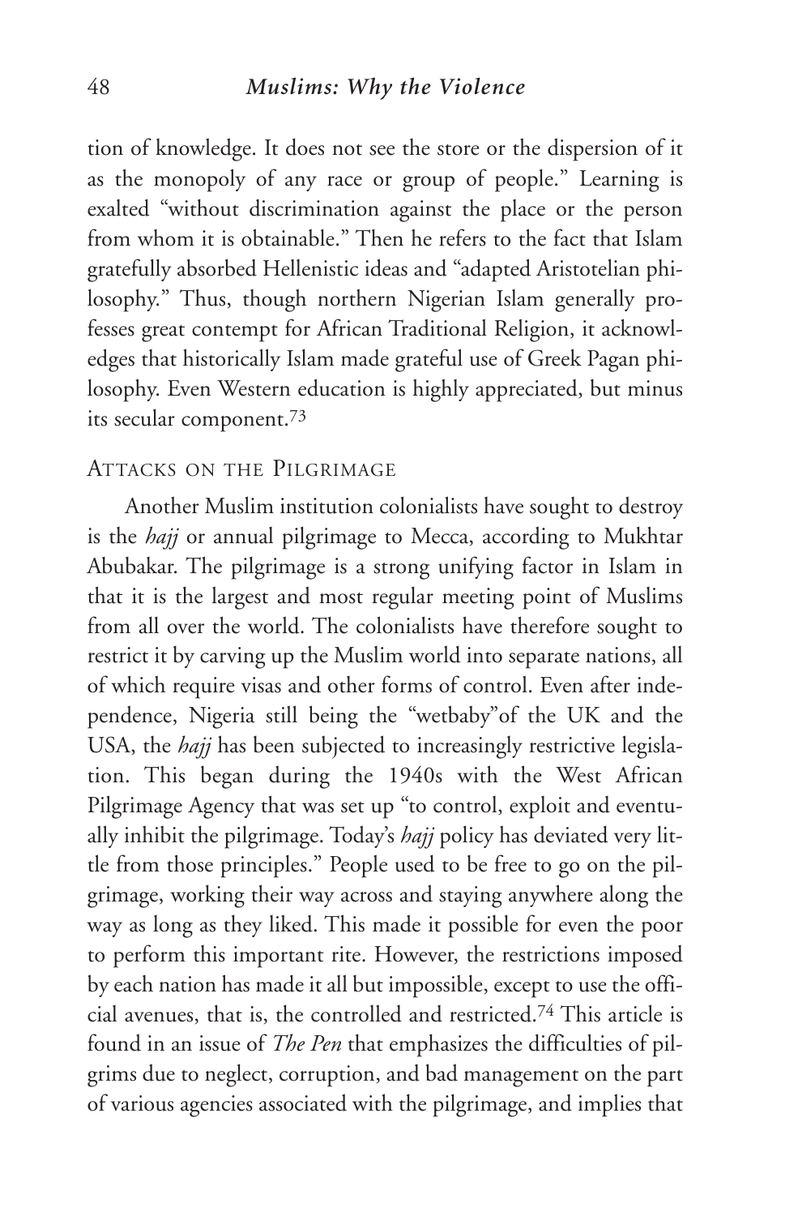tion of knowledge. It does not see the store or the dispersion of it as the monopoly of any race or group of people." Learning is exalted "without discrimination against the place or the person from whom it is obtainable." Then he refers to the fact that Islam gratefully absorbed Hellenistic ideas and "adapted Aristotelian philosophy." Thus, though northern Nigerian Islam generally professes great contempt for African Traditional Religion, it acknowledges that historically Islam made grateful use of Greek Pagan philosophy. Even Western education is highly appreciated, but minus its secular component.[73]

## Attacks on the Pilgrimage

Another Muslim institution colonialists have sought to destroy is the *hajj* or annual pilgrimage to Mecca, according to Mukhtar Abubakar. The pilgrimage is a strong unifying factor in Islam in that it is the largest and most regular meeting point of Muslims from all over the world. The colonialists have therefore sought to restrict it by carving up the Muslim world into separate nations, all of which require visas and other forms of control. Even after independence, Nigeria still being the "wetbaby"of the UK and the USA, the *hajj* has been subjected to increasingly restrictive legislation. This began during the 1940s with the West African Pilgrimage Agency that was set up "to control, exploit and eventually inhibit the pilgrimage. Today's *hajj* policy has deviated very little from those principles." People used to be free to go on the pilgrimage, working their way across and staying anywhere along the way as long as they liked. This made it possible for even the poor to perform this important rite. However, the restrictions imposed by each nation has made it all but impossible, except to use the official avenues, that is, the controlled and restricted.[74] This article is found in an issue of *The Pen* that emphasizes the difficulties of pilgrims due to neglect, corruption, and bad management on the part of various agencies associated with the pilgrimage, and implies that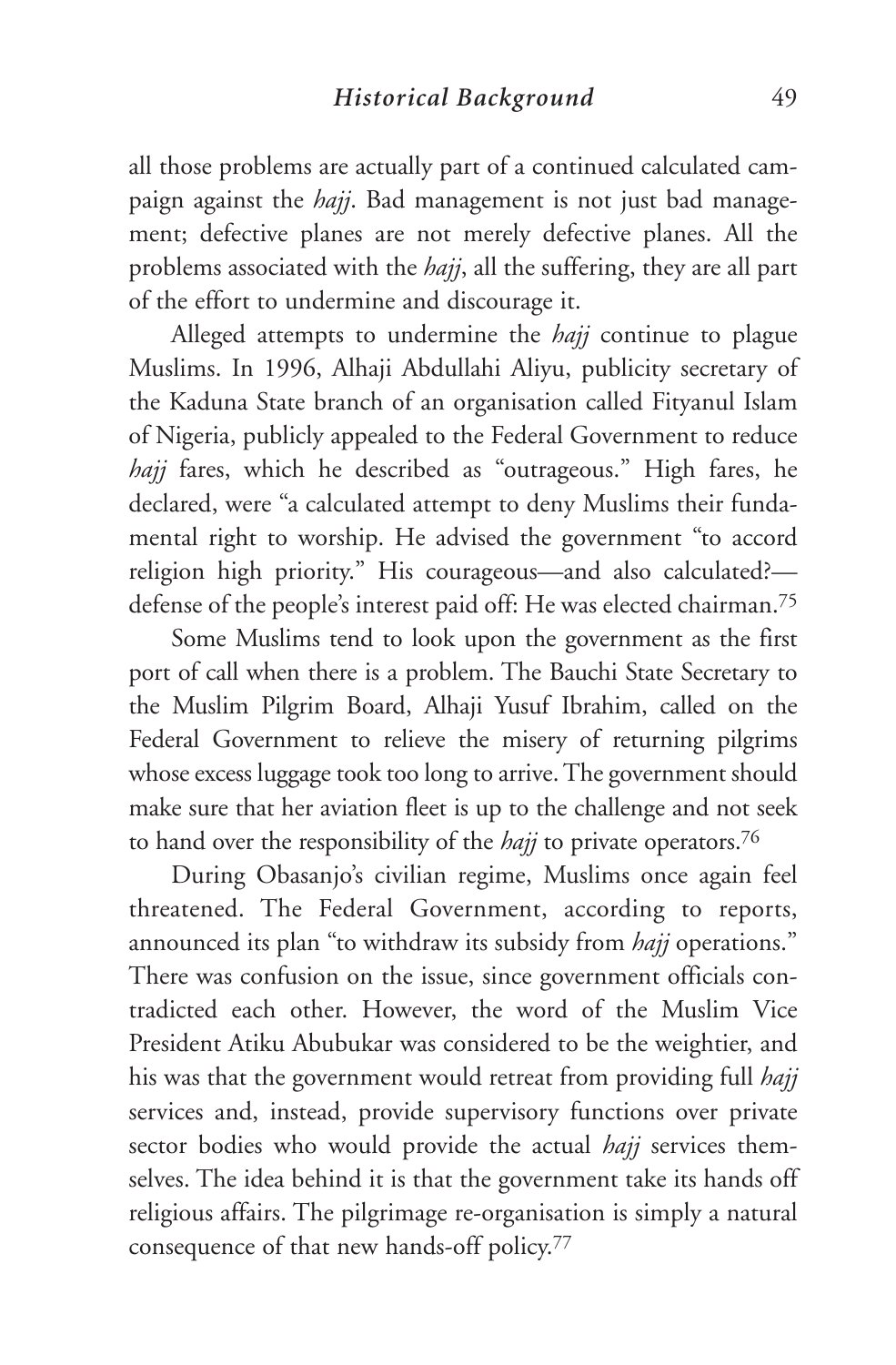all those problems are actually part of a continued calculated campaign against the *hajj*. Bad management is not just bad management; defective planes are not merely defective planes. All the problems associated with the *hajj*, all the suffering, they are all part of the effort to undermine and discourage it.

Alleged attempts to undermine the *hajj* continue to plague Muslims. In 1996, Alhaji Abdullahi Aliyu, publicity secretary of the Kaduna State branch of an organisation called Fityanul Islam of Nigeria, publicly appealed to the Federal Government to reduce *hajj* fares, which he described as "outrageous." High fares, he declared, were "a calculated attempt to deny Muslims their fundamental right to worship. He advised the government "to accord religion high priority." His courageous—and also calculated?—defense of the people's interest paid off: He was elected chairman.[75]

Some Muslims tend to look upon the government as the first port of call when there is a problem. The Bauchi State Secretary to the Muslim Pilgrim Board, Alhaji Yusuf Ibrahim, called on the Federal Government to relieve the misery of returning pilgrims whose excess luggage took too long to arrive. The government should make sure that her aviation fleet is up to the challenge and not seek to hand over the responsibility of the *hajj* to private operators.[76]

During Obasanjo's civilian regime, Muslims once again feel threatened. The Federal Government, according to reports, announced its plan "to withdraw its subsidy from *hajj* operations." There was confusion on the issue, since government officials contradicted each other. However, the word of the Muslim Vice President Atiku Abubukar was considered to be the weightier, and his was that the government would retreat from providing full *hajj* services and, instead, provide supervisory functions over private sector bodies who would provide the actual *hajj* services themselves. The idea behind it is that the government take its hands off religious affairs. The pilgrimage re-organisation is simply a natural consequence of that new hands-off policy.[77]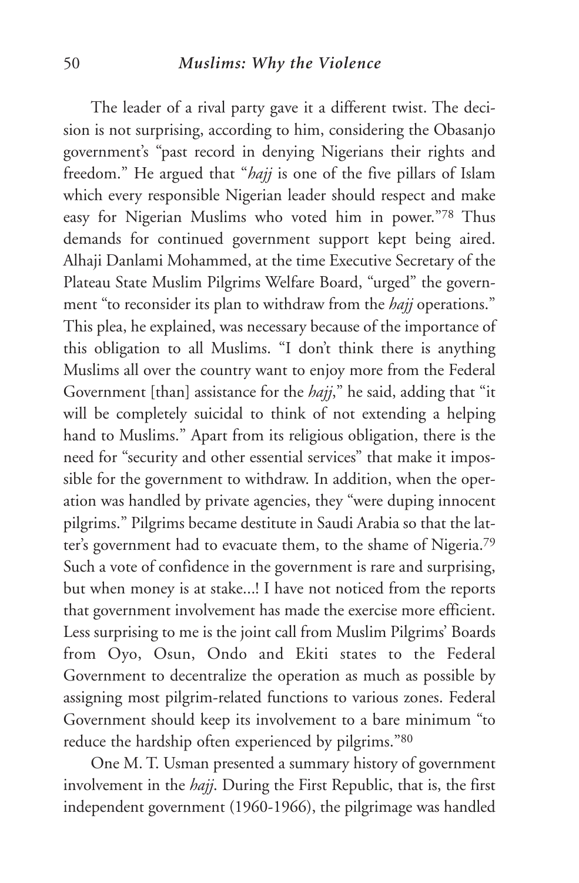The leader of a rival party gave it a different twist. The decision is not surprising, according to him, considering the Obasanjo government's "past record in denying Nigerians their rights and freedom." He argued that "*hajj* is one of the five pillars of Islam which every responsible Nigerian leader should respect and make easy for Nigerian Muslims who voted him in power."[78] Thus demands for continued government support kept being aired. Alhaji Danlami Mohammed, at the time Executive Secretary of the Plateau State Muslim Pilgrims Welfare Board, "urged" the government "to reconsider its plan to withdraw from the *hajj* operations." This plea, he explained, was necessary because of the importance of this obligation to all Muslims. "I don't think there is anything Muslims all over the country want to enjoy more from the Federal Government [than] assistance for the *hajj*," he said, adding that "it will be completely suicidal to think of not extending a helping hand to Muslims." Apart from its religious obligation, there is the need for "security and other essential services" that make it impossible for the government to withdraw. In addition, when the operation was handled by private agencies, they "were duping innocent pilgrims." Pilgrims became destitute in Saudi Arabia so that the latter's government had to evacuate them, to the shame of Nigeria.[79] Such a vote of confidence in the government is rare and surprising, but when money is at stake...! I have not noticed from the reports that government involvement has made the exercise more efficient. Less surprising to me is the joint call from Muslim Pilgrims' Boards from Oyo, Osun, Ondo and Ekiti states to the Federal Government to decentralize the operation as much as possible by assigning most pilgrim-related functions to various zones. Federal Government should keep its involvement to a bare minimum "to reduce the hardship often experienced by pilgrims."[80]

One M. T. Usman presented a summary history of government involvement in the *hajj*. During the First Republic, that is, the first independent government (1960-1966), the pilgrimage was handled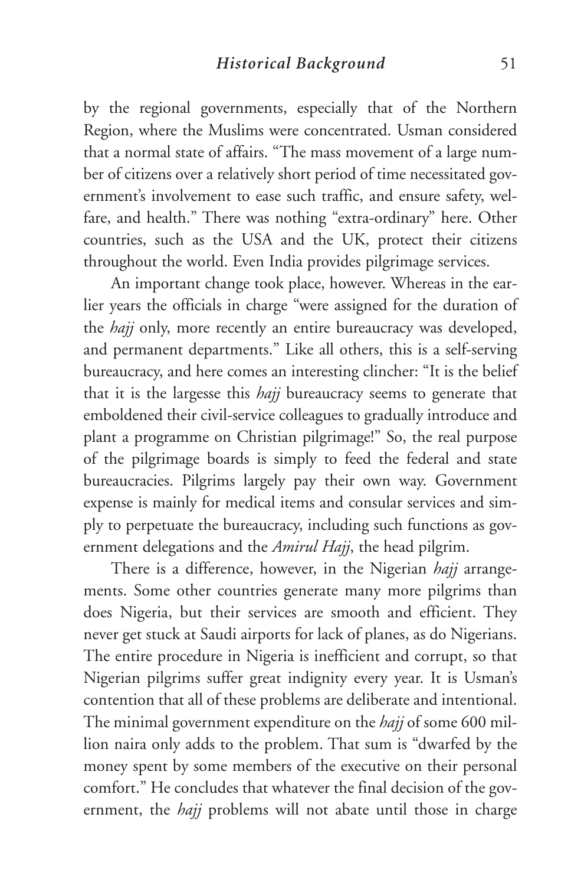by the regional governments, especially that of the Northern Region, where the Muslims were concentrated. Usman considered that a normal state of affairs. "The mass movement of a large number of citizens over a relatively short period of time necessitated government's involvement to ease such traffic, and ensure safety, welfare, and health." There was nothing "extra-ordinary" here. Other countries, such as the USA and the UK, protect their citizens throughout the world. Even India provides pilgrimage services.

An important change took place, however. Whereas in the earlier years the officials in charge "were assigned for the duration of the *hajj* only, more recently an entire bureaucracy was developed, and permanent departments." Like all others, this is a self-serving bureaucracy, and here comes an interesting clincher: "It is the belief that it is the largesse this *hajj* bureaucracy seems to generate that emboldened their civil-service colleagues to gradually introduce and plant a programme on Christian pilgrimage!" So, the real purpose of the pilgrimage boards is simply to feed the federal and state bureaucracies. Pilgrims largely pay their own way. Government expense is mainly for medical items and consular services and simply to perpetuate the bureaucracy, including such functions as government delegations and the *Amirul Hajj*, the head pilgrim.

There is a difference, however, in the Nigerian *hajj* arrangements. Some other countries generate many more pilgrims than does Nigeria, but their services are smooth and efficient. They never get stuck at Saudi airports for lack of planes, as do Nigerians. The entire procedure in Nigeria is inefficient and corrupt, so that Nigerian pilgrims suffer great indignity every year. It is Usman's contention that all of these problems are deliberate and intentional. The minimal government expenditure on the *hajj* of some 600 million naira only adds to the problem. That sum is "dwarfed by the money spent by some members of the executive on their personal comfort." He concludes that whatever the final decision of the government, the *hajj* problems will not abate until those in charge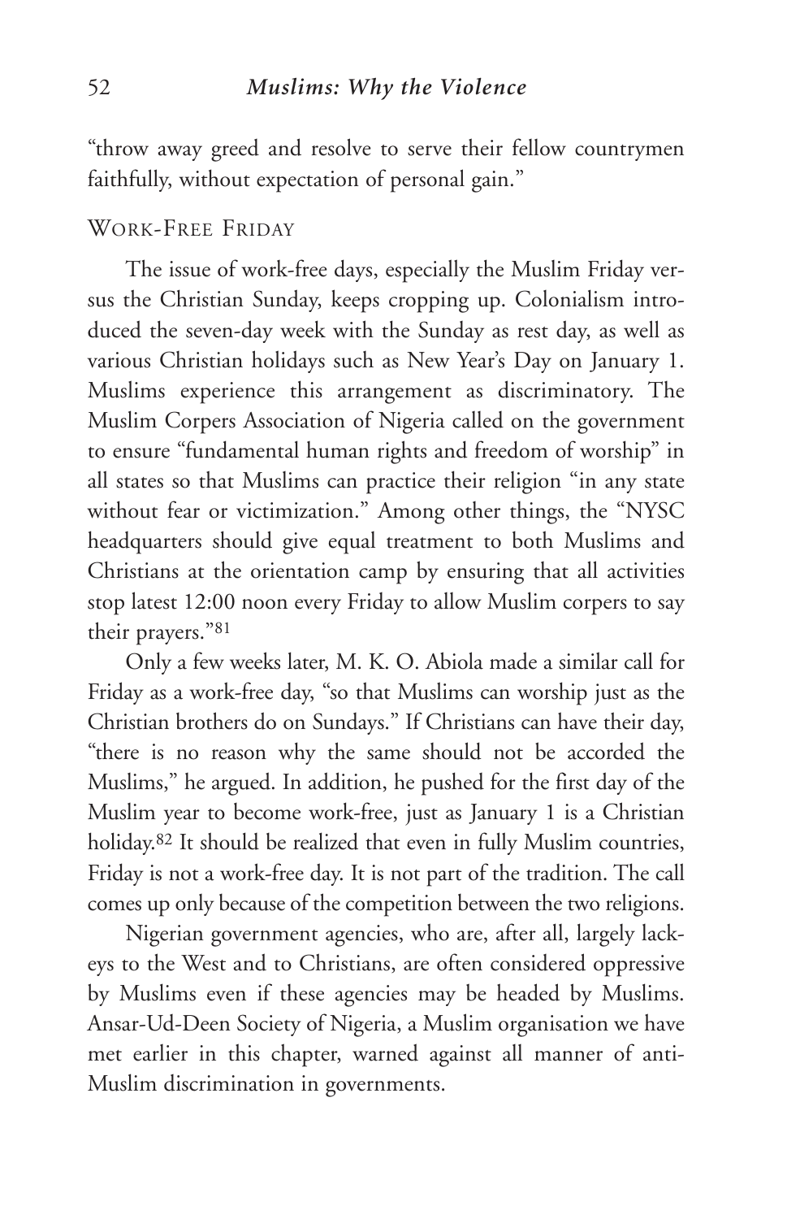"throw away greed and resolve to serve their fellow countrymen faithfully, without expectation of personal gain."

## Work-Free Friday

The issue of work-free days, especially the Muslim Friday versus the Christian Sunday, keeps cropping up. Colonialism introduced the seven-day week with the Sunday as rest day, as well as various Christian holidays such as New Year's Day on January 1. Muslims experience this arrangement as discriminatory. The Muslim Corpers Association of Nigeria called on the government to ensure "fundamental human rights and freedom of worship" in all states so that Muslims can practice their religion "in any state without fear or victimization." Among other things, the "NYSC headquarters should give equal treatment to both Muslims and Christians at the orientation camp by ensuring that all activities stop latest 12:00 noon every Friday to allow Muslim corpers to say their prayers."[81]

Only a few weeks later, M. K. O. Abiola made a similar call for Friday as a work-free day, "so that Muslims can worship just as the Christian brothers do on Sundays." If Christians can have their day, "there is no reason why the same should not be accorded the Muslims," he argued. In addition, he pushed for the first day of the Muslim year to become work-free, just as January 1 is a Christian holiday.[82] It should be realized that even in fully Muslim countries, Friday is not a work-free day. It is not part of the tradition. The call comes up only because of the competition between the two religions.

Nigerian government agencies, who are, after all, largely lackeys to the West and to Christians, are often considered oppressive by Muslims even if these agencies may be headed by Muslims. Ansar-Ud-Deen Society of Nigeria, a Muslim organisation we have met earlier in this chapter, warned against all manner of anti-Muslim discrimination in governments.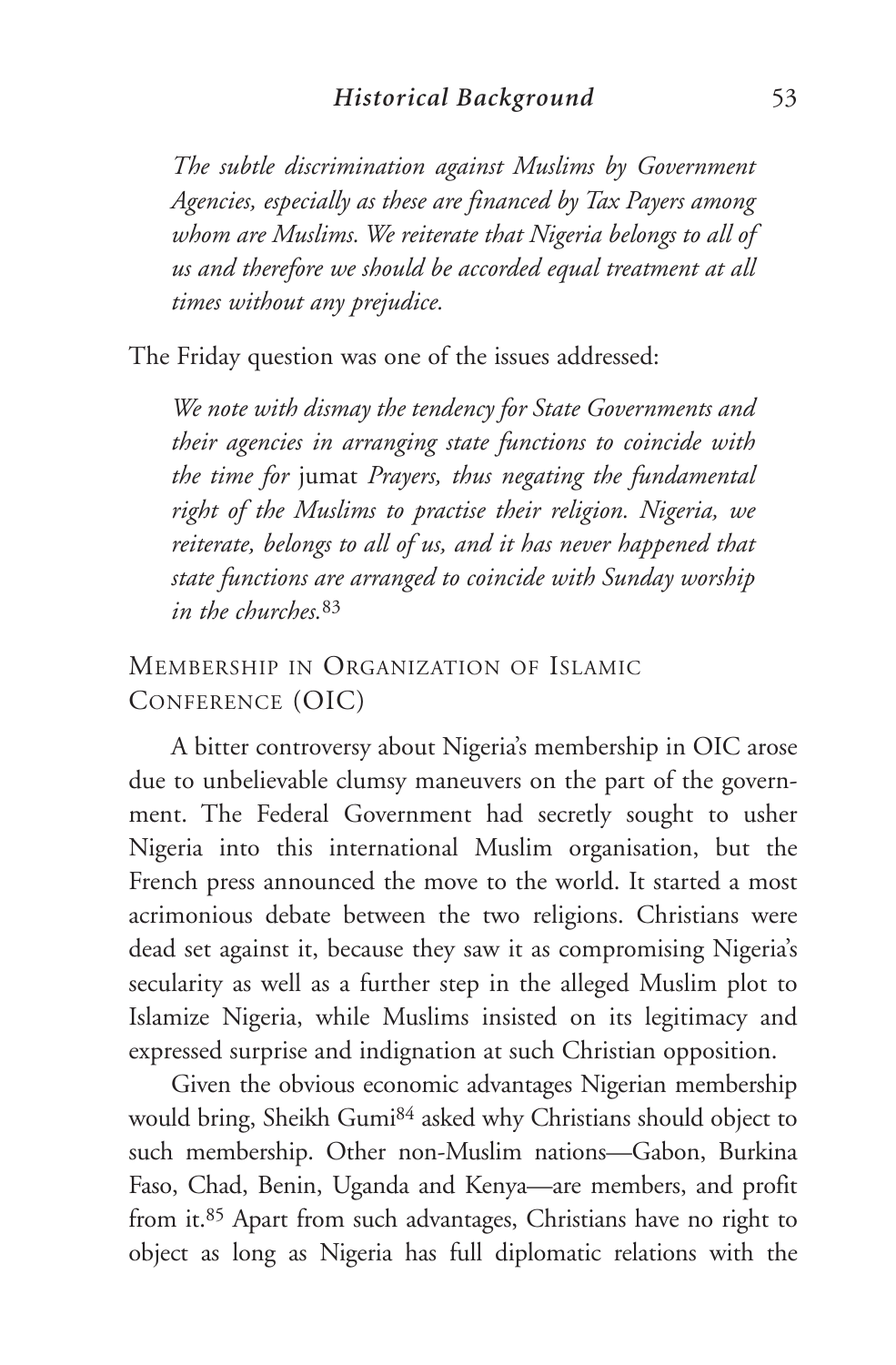*The subtle discrimination against Muslims by Government Agencies, especially as these are financed by Tax Payers among whom are Muslims. We reiterate that Nigeria belongs to all of us and therefore we should be accorded equal treatment at all times without any prejudice.*

The Friday question was one of the issues addressed:

*We note with dismay the tendency for State Governments and their agencies in arranging state functions to coincide with the time for* jumat *Prayers, thus negating the fundamental right of the Muslims to practise their religion. Nigeria, we reiterate, belongs to all of us, and it has never happened that state functions are arranged to coincide with Sunday worship in the churches.*[83]

## Membership in Organization of Islamic Conference (OIC)

A bitter controversy about Nigeria's membership in OIC arose due to unbelievable clumsy maneuvers on the part of the government. The Federal Government had secretly sought to usher Nigeria into this international Muslim organisation, but the French press announced the move to the world. It started a most acrimonious debate between the two religions. Christians were dead set against it, because they saw it as compromising Nigeria's secularity as well as a further step in the alleged Muslim plot to Islamize Nigeria, while Muslims insisted on its legitimacy and expressed surprise and indignation at such Christian opposition.

Given the obvious economic advantages Nigerian membership would bring, Sheikh Gumi[84] asked why Christians should object to such membership. Other non-Muslim nations—Gabon, Burkina Faso, Chad, Benin, Uganda and Kenya—are members, and profit from it.[85] Apart from such advantages, Christians have no right to object as long as Nigeria has full diplomatic relations with the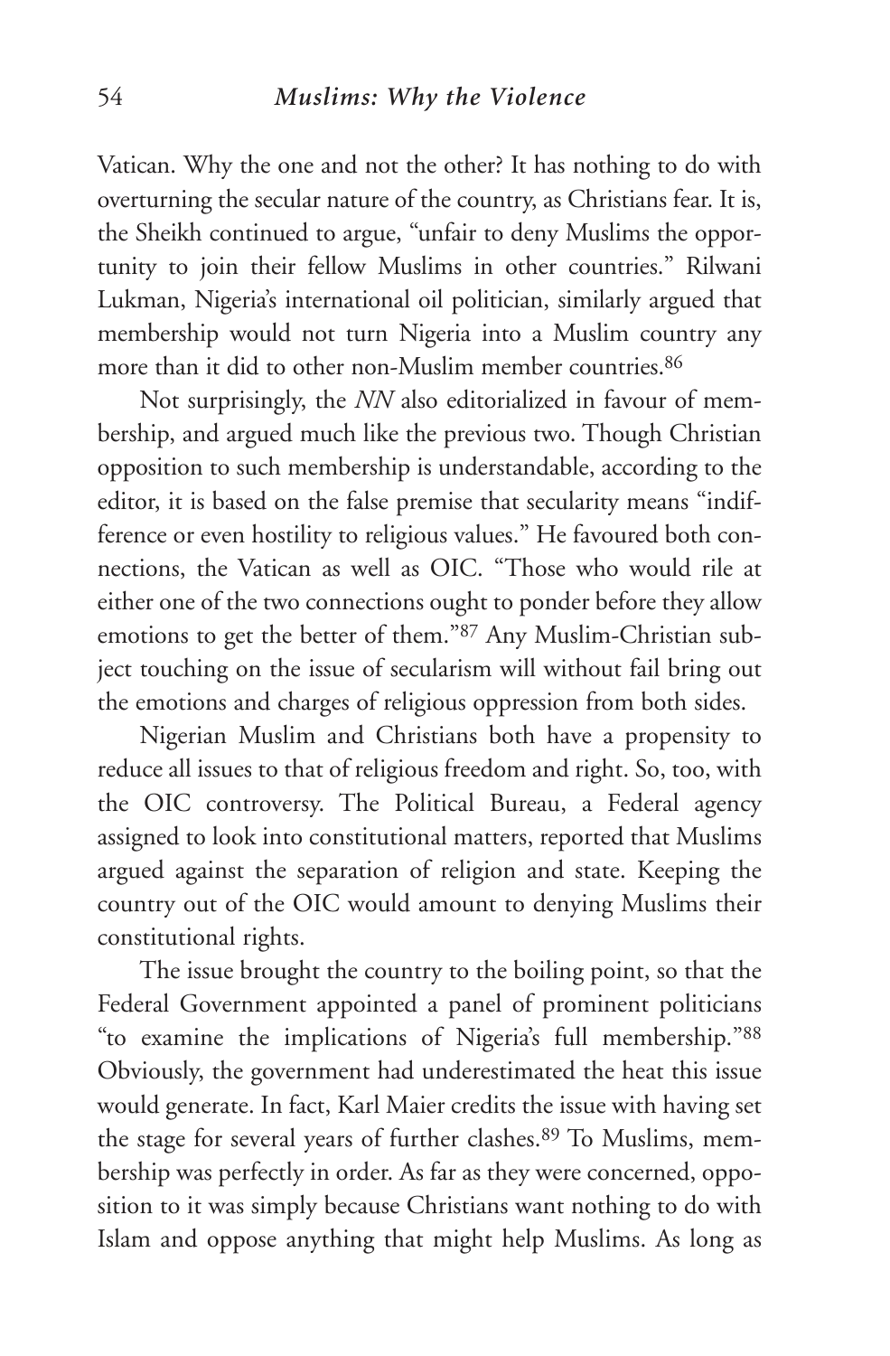Vatican. Why the one and not the other? It has nothing to do with overturning the secular nature of the country, as Christians fear. It is, the Sheikh continued to argue, "unfair to deny Muslims the opportunity to join their fellow Muslims in other countries." Rilwani Lukman, Nigeria's international oil politician, similarly argued that membership would not turn Nigeria into a Muslim country any more than it did to other non-Muslim member countries.[86]

Not surprisingly, the *NN* also editorialized in favour of membership, and argued much like the previous two. Though Christian opposition to such membership is understandable, according to the editor, it is based on the false premise that secularity means "indifference or even hostility to religious values." He favoured both connections, the Vatican as well as OIC. "Those who would rile at either one of the two connections ought to ponder before they allow emotions to get the better of them."[87] Any Muslim-Christian subject touching on the issue of secularism will without fail bring out the emotions and charges of religious oppression from both sides.

Nigerian Muslim and Christians both have a propensity to reduce all issues to that of religious freedom and right. So, too, with the OIC controversy. The Political Bureau, a Federal agency assigned to look into constitutional matters, reported that Muslims argued against the separation of religion and state. Keeping the country out of the OIC would amount to denying Muslims their constitutional rights.

The issue brought the country to the boiling point, so that the Federal Government appointed a panel of prominent politicians "to examine the implications of Nigeria's full membership."[88] Obviously, the government had underestimated the heat this issue would generate. In fact, Karl Maier credits the issue with having set the stage for several years of further clashes.[89] To Muslims, membership was perfectly in order. As far as they were concerned, opposition to it was simply because Christians want nothing to do with Islam and oppose anything that might help Muslims. As long as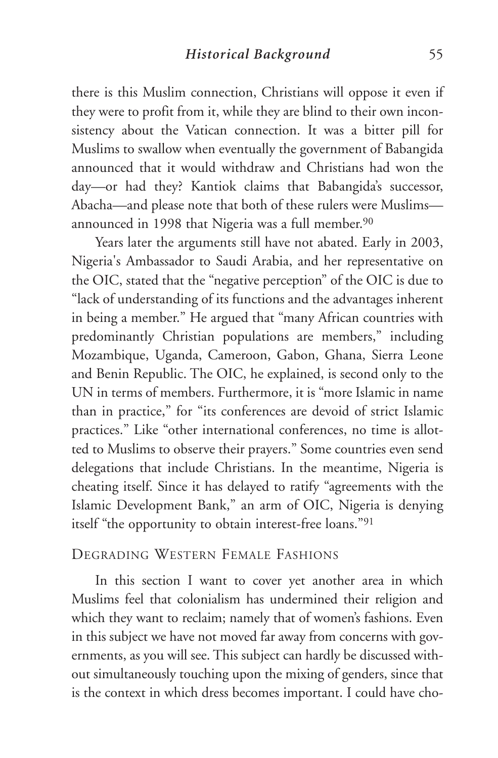there is this Muslim connection, Christians will oppose it even if they were to profit from it, while they are blind to their own inconsistency about the Vatican connection. It was a bitter pill for Muslims to swallow when eventually the government of Babangida announced that it would withdraw and Christians had won the day—or had they? Kantiok claims that Babangida's successor, Abacha—and please note that both of these rulers were Muslims—announced in 1998 that Nigeria was a full member.[90]

Years later the arguments still have not abated. Early in 2003, Nigeria's Ambassador to Saudi Arabia, and her representative on the OIC, stated that the "negative perception" of the OIC is due to "lack of understanding of its functions and the advantages inherent in being a member." He argued that "many African countries with predominantly Christian populations are members," including Mozambique, Uganda, Cameroon, Gabon, Ghana, Sierra Leone and Benin Republic. The OIC, he explained, is second only to the UN in terms of members. Furthermore, it is "more Islamic in name than in practice," for "its conferences are devoid of strict Islamic practices." Like "other international conferences, no time is allotted to Muslims to observe their prayers." Some countries even send delegations that include Christians. In the meantime, Nigeria is cheating itself. Since it has delayed to ratify "agreements with the Islamic Development Bank," an arm of OIC, Nigeria is denying itself "the opportunity to obtain interest-free loans."[91]

## Degrading Western Female Fashions

In this section I want to cover yet another area in which Muslims feel that colonialism has undermined their religion and which they want to reclaim; namely that of women's fashions. Even in this subject we have not moved far away from concerns with governments, as you will see. This subject can hardly be discussed without simultaneously touching upon the mixing of genders, since that is the context in which dress becomes important. I could have cho-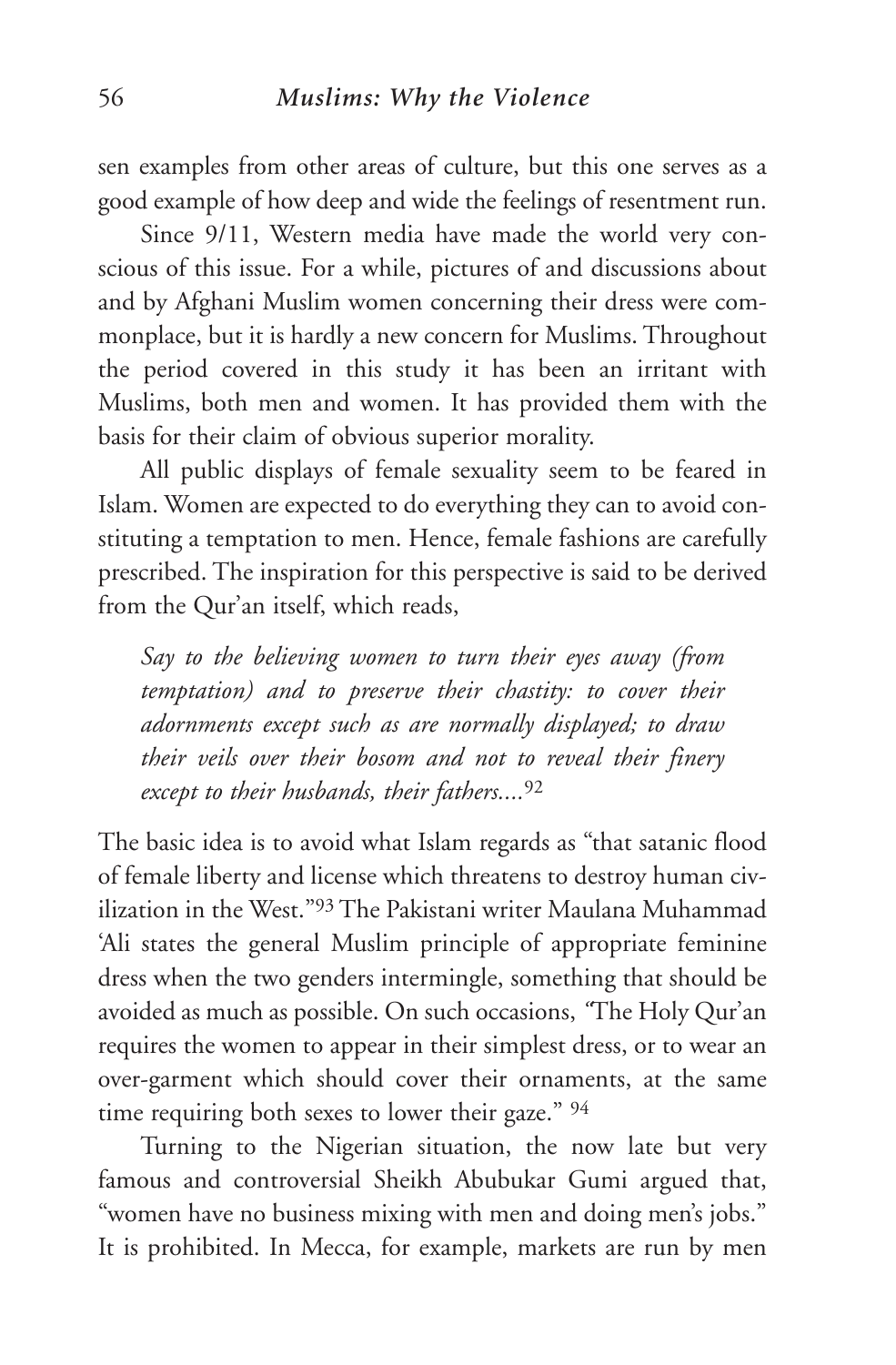sen examples from other areas of culture, but this one serves as a good example of how deep and wide the feelings of resentment run.

Since 9/11, Western media have made the world very conscious of this issue. For a while, pictures of and discussions about and by Afghani Muslim women concerning their dress were commonplace, but it is hardly a new concern for Muslims. Throughout the period covered in this study it has been an irritant with Muslims, both men and women. It has provided them with the basis for their claim of obvious superior morality.

All public displays of female sexuality seem to be feared in Islam. Women are expected to do everything they can to avoid constituting a temptation to men. Hence, female fashions are carefully prescribed. The inspiration for this perspective is said to be derived from the Qur'an itself, which reads,

> *Say to the believing women to turn their eyes away (from temptation) and to preserve their chastity: to cover their adornments except such as are normally displayed; to draw their veils over their bosom and not to reveal their finery except to their husbands, their fathers....*[92]

The basic idea is to avoid what Islam regards as "that satanic flood of female liberty and license which threatens to destroy human civilization in the West."[93] The Pakistani writer Maulana Muhammad 'Ali states the general Muslim principle of appropriate feminine dress when the two genders intermingle, something that should be avoided as much as possible. On such occasions, "The Holy Qur'an requires the women to appear in their simplest dress, or to wear an over-garment which should cover their ornaments, at the same time requiring both sexes to lower their gaze." [94]

Turning to the Nigerian situation, the now late but very famous and controversial Sheikh Abubukar Gumi argued that, "women have no business mixing with men and doing men's jobs." It is prohibited. In Mecca, for example, markets are run by men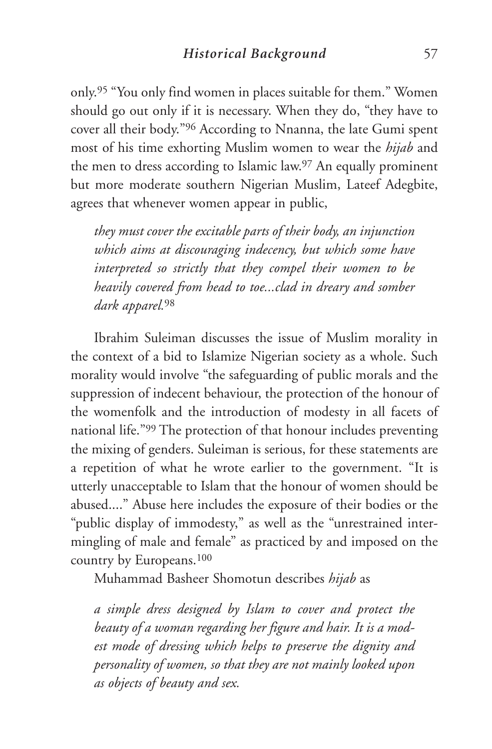only.[95] "You only find women in places suitable for them." Women should go out only if it is necessary. When they do, "they have to cover all their body."[96] According to Nnanna, the late Gumi spent most of his time exhorting Muslim women to wear the *hijab* and the men to dress according to Islamic law.[97] An equally prominent but more moderate southern Nigerian Muslim, Lateef Adegbite, agrees that whenever women appear in public,

> *they must cover the excitable parts of their body, an injunction which aims at discouraging indecency, but which some have interpreted so strictly that they compel their women to be heavily covered from head to toe...clad in dreary and somber dark apparel.*[98]

Ibrahim Suleiman discusses the issue of Muslim morality in the context of a bid to Islamize Nigerian society as a whole. Such morality would involve "the safeguarding of public morals and the suppression of indecent behaviour, the protection of the honour of the womenfolk and the introduction of modesty in all facets of national life."[99] The protection of that honour includes preventing the mixing of genders. Suleiman is serious, for these statements are a repetition of what he wrote earlier to the government. "It is utterly unacceptable to Islam that the honour of women should be abused...." Abuse here includes the exposure of their bodies or the "public display of immodesty," as well as the "unrestrained intermingling of male and female" as practiced by and imposed on the country by Europeans.[100]

Muhammad Basheer Shomotun describes *hijab* as

> *a simple dress designed by Islam to cover and protect the beauty of a woman regarding her figure and hair. It is a modest mode of dressing which helps to preserve the dignity and personality of women, so that they are not mainly looked upon as objects of beauty and sex.*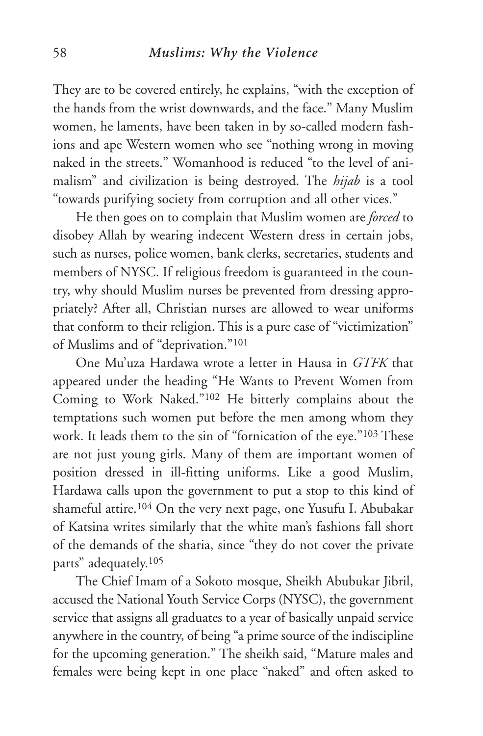They are to be covered entirely, he explains, "with the exception of the hands from the wrist downwards, and the face." Many Muslim women, he laments, have been taken in by so-called modern fashions and ape Western women who see "nothing wrong in moving naked in the streets." Womanhood is reduced "to the level of animalism" and civilization is being destroyed. The *hijab* is a tool "towards purifying society from corruption and all other vices."

He then goes on to complain that Muslim women are *forced* to disobey Allah by wearing indecent Western dress in certain jobs, such as nurses, police women, bank clerks, secretaries, students and members of NYSC. If religious freedom is guaranteed in the country, why should Muslim nurses be prevented from dressing appropriately? After all, Christian nurses are allowed to wear uniforms that conform to their religion. This is a pure case of "victimization" of Muslims and of "deprivation."[101]

One Mu'uza Hardawa wrote a letter in Hausa in *GTFK* that appeared under the heading "He Wants to Prevent Women from Coming to Work Naked."[102] He bitterly complains about the temptations such women put before the men among whom they work. It leads them to the sin of "fornication of the eye."[103] These are not just young girls. Many of them are important women of position dressed in ill-fitting uniforms. Like a good Muslim, Hardawa calls upon the government to put a stop to this kind of shameful attire.[104] On the very next page, one Yusufu I. Abubakar of Katsina writes similarly that the white man's fashions fall short of the demands of the sharia, since "they do not cover the private parts" adequately.[105]

The Chief Imam of a Sokoto mosque, Sheikh Abubukar Jibril, accused the National Youth Service Corps (NYSC), the government service that assigns all graduates to a year of basically unpaid service anywhere in the country, of being "a prime source of the indiscipline for the upcoming generation." The sheikh said, "Mature males and females were being kept in one place "naked" and often asked to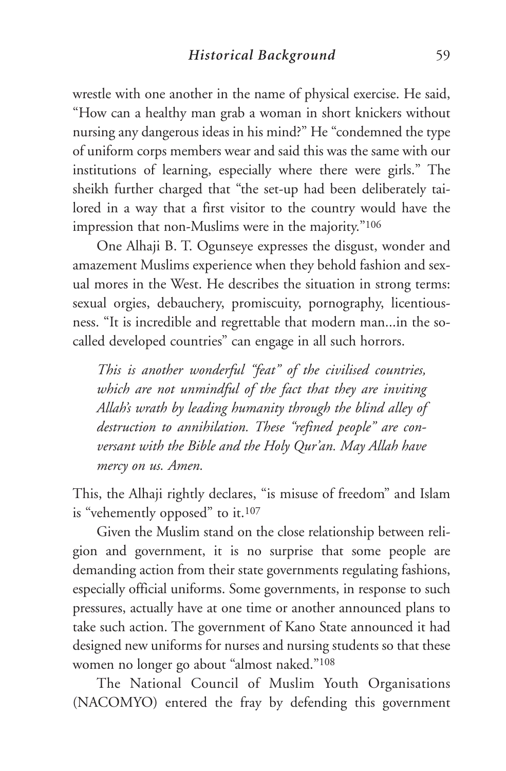wrestle with one another in the name of physical exercise. He said, "How can a healthy man grab a woman in short knickers without nursing any dangerous ideas in his mind?" He "condemned the type of uniform corps members wear and said this was the same with our institutions of learning, especially where there were girls." The sheikh further charged that "the set-up had been deliberately tailored in a way that a first visitor to the country would have the impression that non-Muslims were in the majority."[106]

One Alhaji B. T. Ogunseye expresses the disgust, wonder and amazement Muslims experience when they behold fashion and sexual mores in the West. He describes the situation in strong terms: sexual orgies, debauchery, promiscuity, pornography, licentiousness. "It is incredible and regrettable that modern man...in the so-called developed countries" can engage in all such horrors.

> *This is another wonderful "feat" of the civilised countries, which are not unmindful of the fact that they are inviting Allah's wrath by leading humanity through the blind alley of destruction to annihilation. These "refined people" are conversant with the Bible and the Holy Qur'an. May Allah have mercy on us. Amen.*

This, the Alhaji rightly declares, "is misuse of freedom" and Islam is "vehemently opposed" to it.[107]

Given the Muslim stand on the close relationship between religion and government, it is no surprise that some people are demanding action from their state governments regulating fashions, especially official uniforms. Some governments, in response to such pressures, actually have at one time or another announced plans to take such action. The government of Kano State announced it had designed new uniforms for nurses and nursing students so that these women no longer go about "almost naked."[108]

The National Council of Muslim Youth Organisations (NACOMYO) entered the fray by defending this government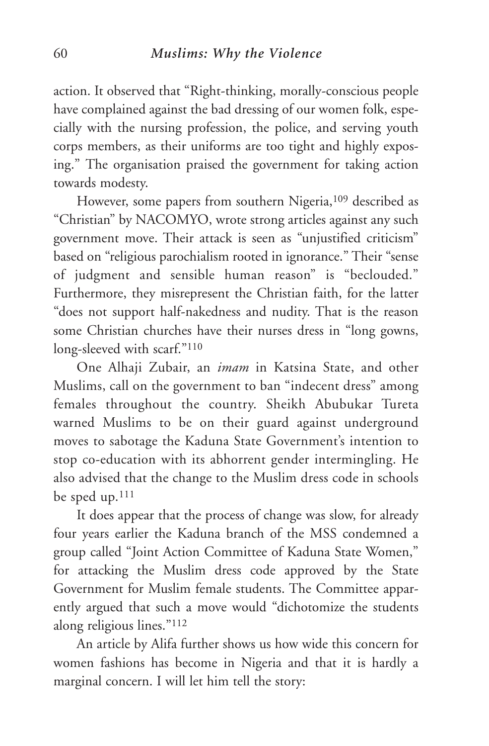action. It observed that "Right-thinking, morally-conscious people have complained against the bad dressing of our women folk, especially with the nursing profession, the police, and serving youth corps members, as their uniforms are too tight and highly exposing." The organisation praised the government for taking action towards modesty.

However, some papers from southern Nigeria,[109] described as "Christian" by NACOMYO, wrote strong articles against any such government move. Their attack is seen as "unjustified criticism" based on "religious parochialism rooted in ignorance." Their "sense of judgment and sensible human reason" is "beclouded." Furthermore, they misrepresent the Christian faith, for the latter "does not support half-nakedness and nudity. That is the reason some Christian churches have their nurses dress in "long gowns, long-sleeved with scarf."[110]

One Alhaji Zubair, an *imam* in Katsina State, and other Muslims, call on the government to ban "indecent dress" among females throughout the country. Sheikh Abubukar Tureta warned Muslims to be on their guard against underground moves to sabotage the Kaduna State Government's intention to stop co-education with its abhorrent gender intermingling. He also advised that the change to the Muslim dress code in schools be sped up.[111]

It does appear that the process of change was slow, for already four years earlier the Kaduna branch of the MSS condemned a group called "Joint Action Committee of Kaduna State Women," for attacking the Muslim dress code approved by the State Government for Muslim female students. The Committee apparently argued that such a move would "dichotomize the students along religious lines."[112]

An article by Alifa further shows us how wide this concern for women fashions has become in Nigeria and that it is hardly a marginal concern. I will let him tell the story: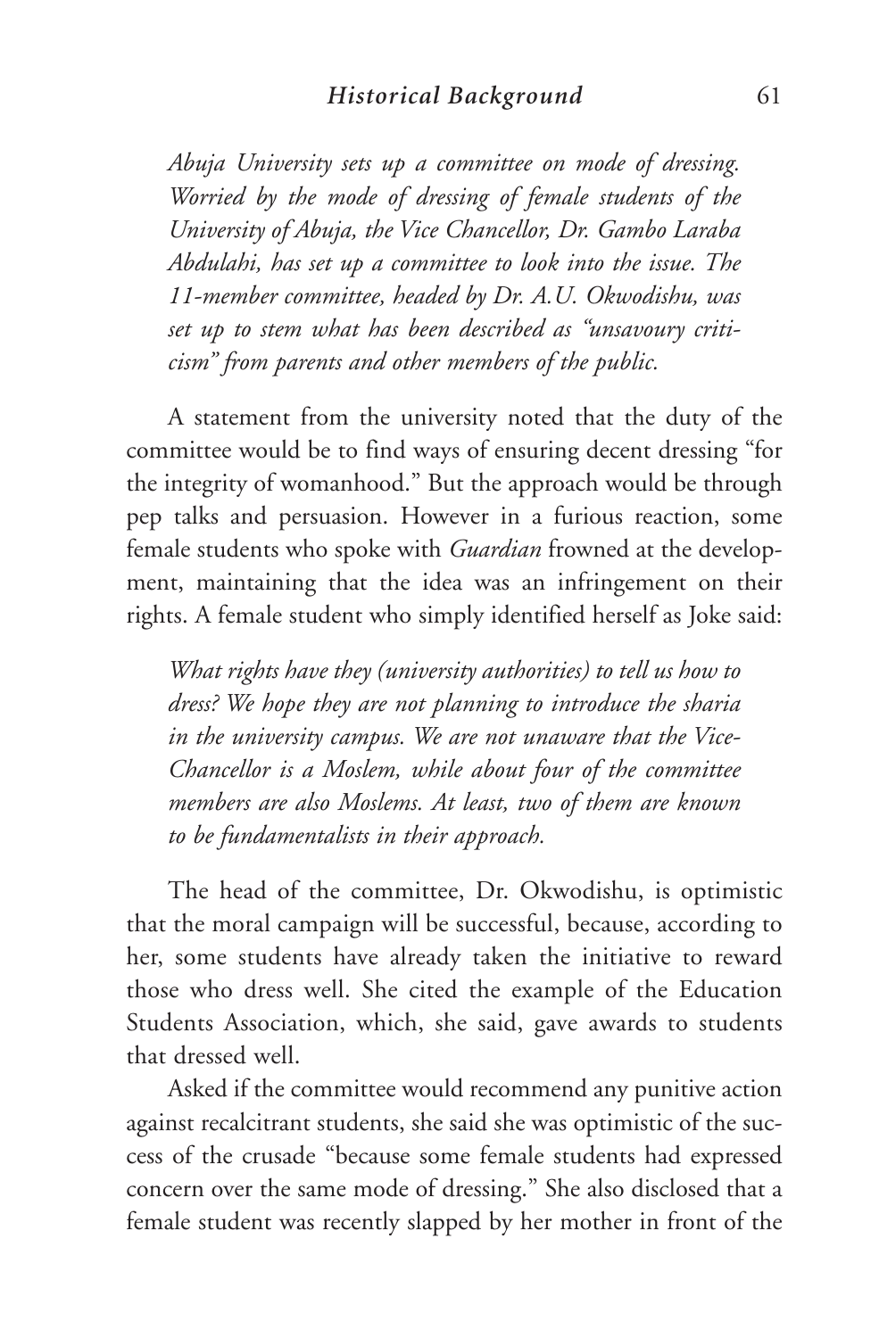*Abuja University sets up a committee on mode of dressing. Worried by the mode of dressing of female students of the University of Abuja, the Vice Chancellor, Dr. Gambo Laraba Abdulahi, has set up a committee to look into the issue. The 11-member committee, headed by Dr. A.U. Okwodishu, was set up to stem what has been described as "unsavoury criticism" from parents and other members of the public.*

A statement from the university noted that the duty of the committee would be to find ways of ensuring decent dressing "for the integrity of womanhood." But the approach would be through pep talks and persuasion. However in a furious reaction, some female students who spoke with *Guardian* frowned at the development, maintaining that the idea was an infringement on their rights. A female student who simply identified herself as Joke said:

*What rights have they (university authorities) to tell us how to dress? We hope they are not planning to introduce the sharia in the university campus. We are not unaware that the Vice-Chancellor is a Moslem, while about four of the committee members are also Moslems. At least, two of them are known to be fundamentalists in their approach.*

The head of the committee, Dr. Okwodishu, is optimistic that the moral campaign will be successful, because, according to her, some students have already taken the initiative to reward those who dress well. She cited the example of the Education Students Association, which, she said, gave awards to students that dressed well.

Asked if the committee would recommend any punitive action against recalcitrant students, she said she was optimistic of the success of the crusade "because some female students had expressed concern over the same mode of dressing." She also disclosed that a female student was recently slapped by her mother in front of the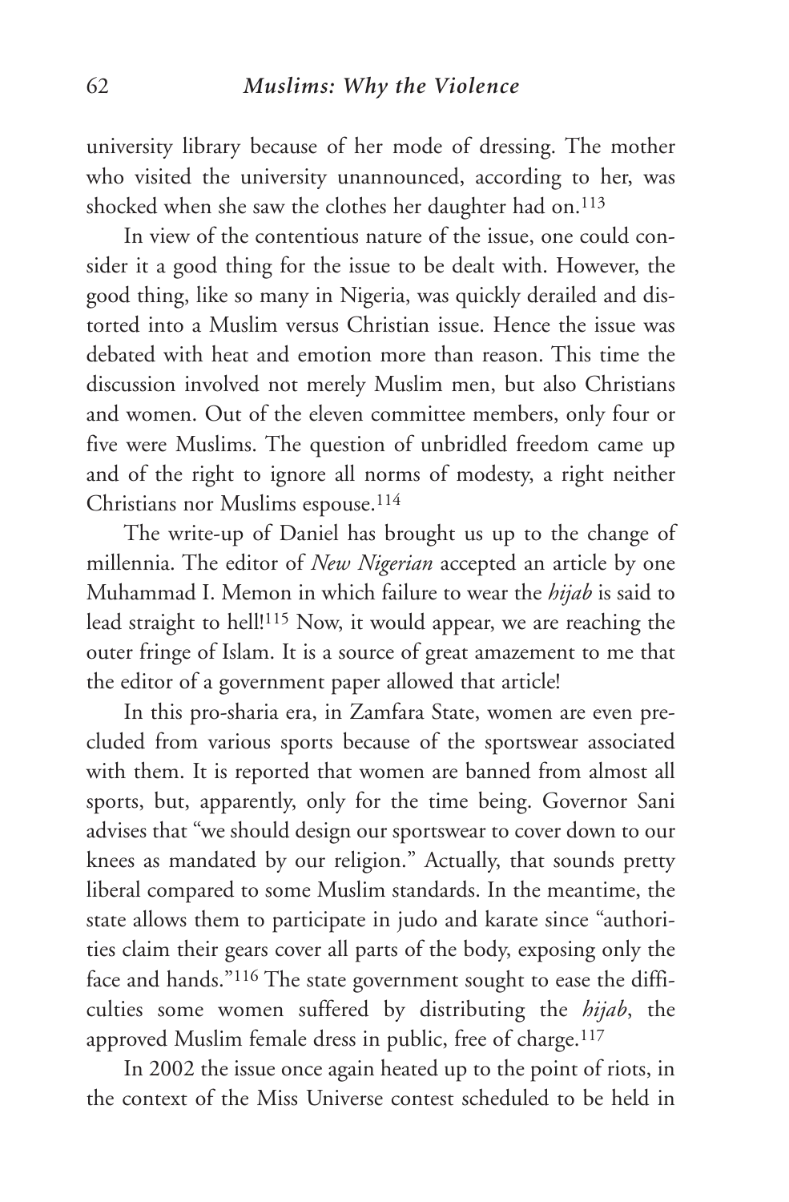university library because of her mode of dressing. The mother who visited the university unannounced, according to her, was shocked when she saw the clothes her daughter had on.[113]

In view of the contentious nature of the issue, one could consider it a good thing for the issue to be dealt with. However, the good thing, like so many in Nigeria, was quickly derailed and distorted into a Muslim versus Christian issue. Hence the issue was debated with heat and emotion more than reason. This time the discussion involved not merely Muslim men, but also Christians and women. Out of the eleven committee members, only four or five were Muslims. The question of unbridled freedom came up and of the right to ignore all norms of modesty, a right neither Christians nor Muslims espouse.[114]

The write-up of Daniel has brought us up to the change of millennia. The editor of *New Nigerian* accepted an article by one Muhammad I. Memon in which failure to wear the *hijab* is said to lead straight to hell![115] Now, it would appear, we are reaching the outer fringe of Islam. It is a source of great amazement to me that the editor of a government paper allowed that article!

In this pro-sharia era, in Zamfara State, women are even precluded from various sports because of the sportswear associated with them. It is reported that women are banned from almost all sports, but, apparently, only for the time being. Governor Sani advises that "we should design our sportswear to cover down to our knees as mandated by our religion." Actually, that sounds pretty liberal compared to some Muslim standards. In the meantime, the state allows them to participate in judo and karate since "authorities claim their gears cover all parts of the body, exposing only the face and hands."[116] The state government sought to ease the difficulties some women suffered by distributing the *hijab*, the approved Muslim female dress in public, free of charge.[117]

In 2002 the issue once again heated up to the point of riots, in the context of the Miss Universe contest scheduled to be held in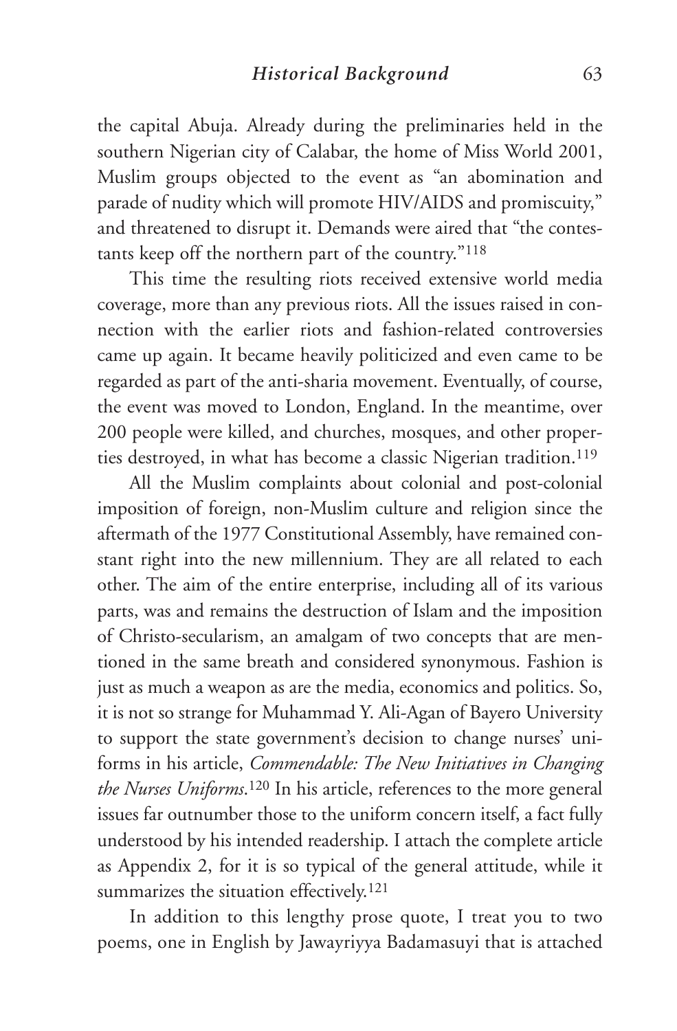the capital Abuja. Already during the preliminaries held in the southern Nigerian city of Calabar, the home of Miss World 2001, Muslim groups objected to the event as "an abomination and parade of nudity which will promote HIV/AIDS and promiscuity," and threatened to disrupt it. Demands were aired that "the contestants keep off the northern part of the country."[118]

This time the resulting riots received extensive world media coverage, more than any previous riots. All the issues raised in connection with the earlier riots and fashion-related controversies came up again. It became heavily politicized and even came to be regarded as part of the anti-sharia movement. Eventually, of course, the event was moved to London, England. In the meantime, over 200 people were killed, and churches, mosques, and other properties destroyed, in what has become a classic Nigerian tradition.[119]

All the Muslim complaints about colonial and post-colonial imposition of foreign, non-Muslim culture and religion since the aftermath of the 1977 Constitutional Assembly, have remained constant right into the new millennium. They are all related to each other. The aim of the entire enterprise, including all of its various parts, was and remains the destruction of Islam and the imposition of Christo-secularism, an amalgam of two concepts that are mentioned in the same breath and considered synonymous. Fashion is just as much a weapon as are the media, economics and politics. So, it is not so strange for Muhammad Y. Ali-Agan of Bayero University to support the state government's decision to change nurses' uniforms in his article, *Commendable: The New Initiatives in Changing the Nurses Uniforms*.[120] In his article, references to the more general issues far outnumber those to the uniform concern itself, a fact fully understood by his intended readership. I attach the complete article as Appendix 2, for it is so typical of the general attitude, while it summarizes the situation effectively.[121]

In addition to this lengthy prose quote, I treat you to two poems, one in English by Jawayriyya Badamasuyi that is attached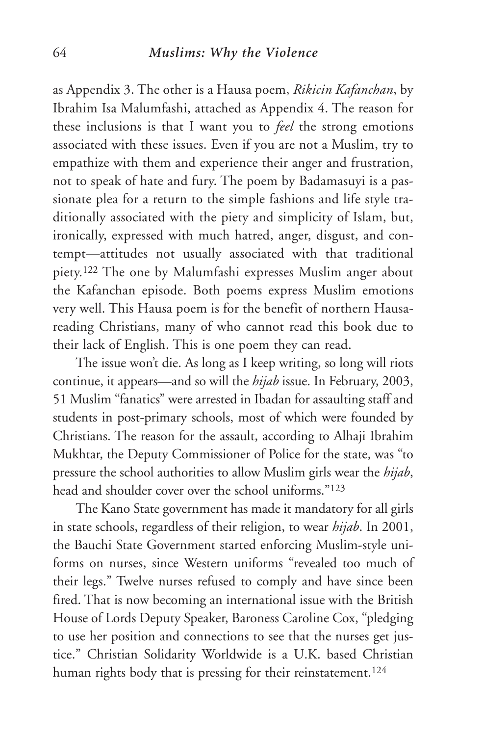as Appendix 3. The other is a Hausa poem, *Rikicin Kafanchan*, by Ibrahim Isa Malumfashi, attached as Appendix 4. The reason for these inclusions is that I want you to *feel* the strong emotions associated with these issues. Even if you are not a Muslim, try to empathize with them and experience their anger and frustration, not to speak of hate and fury. The poem by Badamasuyi is a passionate plea for a return to the simple fashions and life style traditionally associated with the piety and simplicity of Islam, but, ironically, expressed with much hatred, anger, disgust, and contempt—attitudes not usually associated with that traditional piety.[122] The one by Malumfashi expresses Muslim anger about the Kafanchan episode. Both poems express Muslim emotions very well. This Hausa poem is for the benefit of northern Hausa-reading Christians, many of who cannot read this book due to their lack of English. This is one poem they can read.

The issue won't die. As long as I keep writing, so long will riots continue, it appears—and so will the *hijab* issue. In February, 2003, 51 Muslim "fanatics" were arrested in Ibadan for assaulting staff and students in post-primary schools, most of which were founded by Christians. The reason for the assault, according to Alhaji Ibrahim Mukhtar, the Deputy Commissioner of Police for the state, was "to pressure the school authorities to allow Muslim girls wear the *hijab*, head and shoulder cover over the school uniforms."[123]

The Kano State government has made it mandatory for all girls in state schools, regardless of their religion, to wear *hijab*. In 2001, the Bauchi State Government started enforcing Muslim-style uniforms on nurses, since Western uniforms "revealed too much of their legs." Twelve nurses refused to comply and have since been fired. That is now becoming an international issue with the British House of Lords Deputy Speaker, Baroness Caroline Cox, "pledging to use her position and connections to see that the nurses get justice." Christian Solidarity Worldwide is a U.K. based Christian human rights body that is pressing for their reinstatement.[124]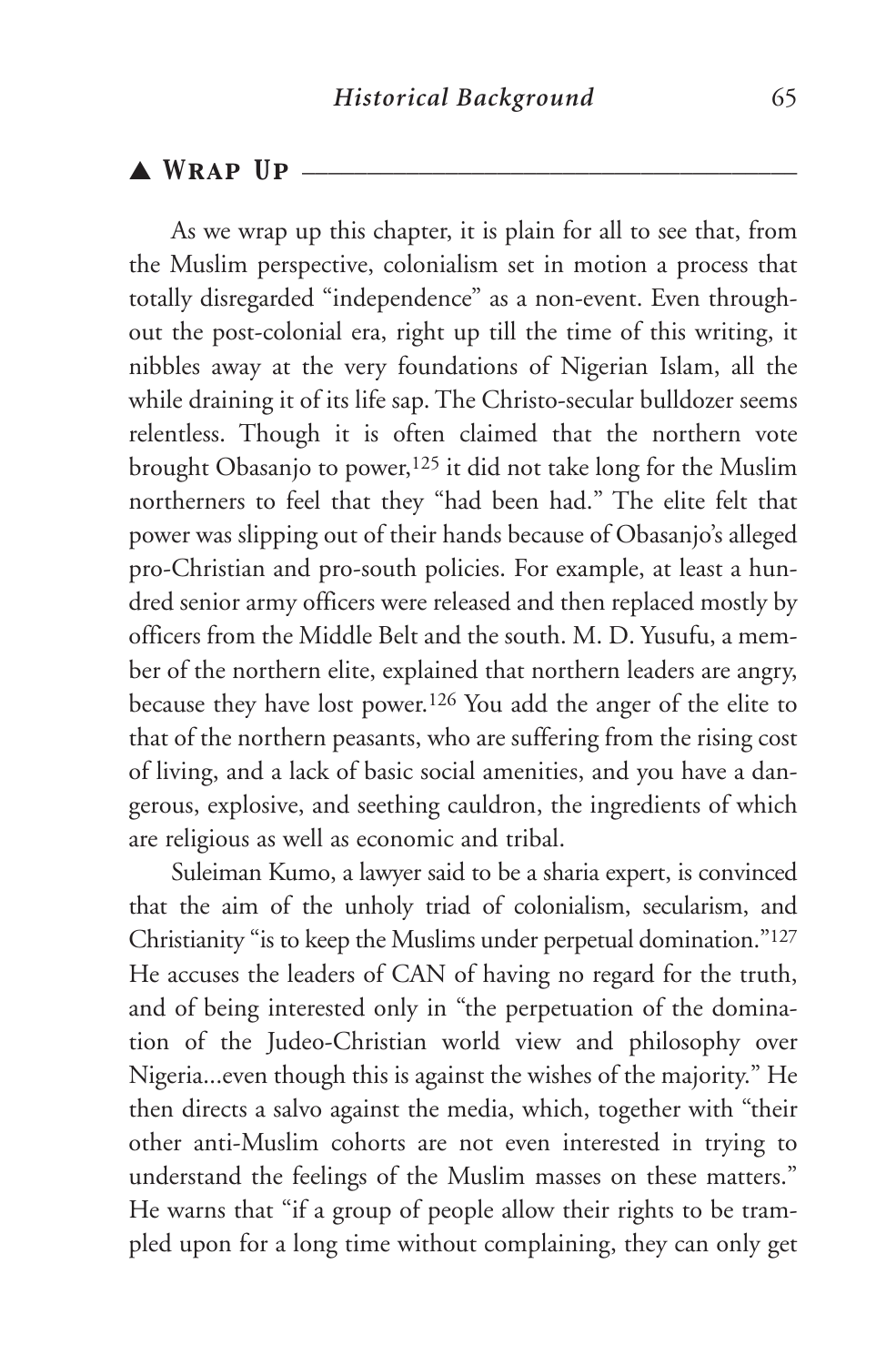## ▲ Wrap Up

As we wrap up this chapter, it is plain for all to see that, from the Muslim perspective, colonialism set in motion a process that totally disregarded "independence" as a non-event. Even throughout the post-colonial era, right up till the time of this writing, it nibbles away at the very foundations of Nigerian Islam, all the while draining it of its life sap. The Christo-secular bulldozer seems relentless. Though it is often claimed that the northern vote brought Obasanjo to power,[125] it did not take long for the Muslim northerners to feel that they "had been had." The elite felt that power was slipping out of their hands because of Obasanjo's alleged pro-Christian and pro-south policies. For example, at least a hundred senior army officers were released and then replaced mostly by officers from the Middle Belt and the south. M. D. Yusufu, a member of the northern elite, explained that northern leaders are angry, because they have lost power.[126] You add the anger of the elite to that of the northern peasants, who are suffering from the rising cost of living, and a lack of basic social amenities, and you have a dangerous, explosive, and seething cauldron, the ingredients of which are religious as well as economic and tribal.

Suleiman Kumo, a lawyer said to be a sharia expert, is convinced that the aim of the unholy triad of colonialism, secularism, and Christianity "is to keep the Muslims under perpetual domination."[127] He accuses the leaders of CAN of having no regard for the truth, and of being interested only in "the perpetuation of the domination of the Judeo-Christian world view and philosophy over Nigeria...even though this is against the wishes of the majority." He then directs a salvo against the media, which, together with "their other anti-Muslim cohorts are not even interested in trying to understand the feelings of the Muslim masses on these matters." He warns that "if a group of people allow their rights to be trampled upon for a long time without complaining, they can only get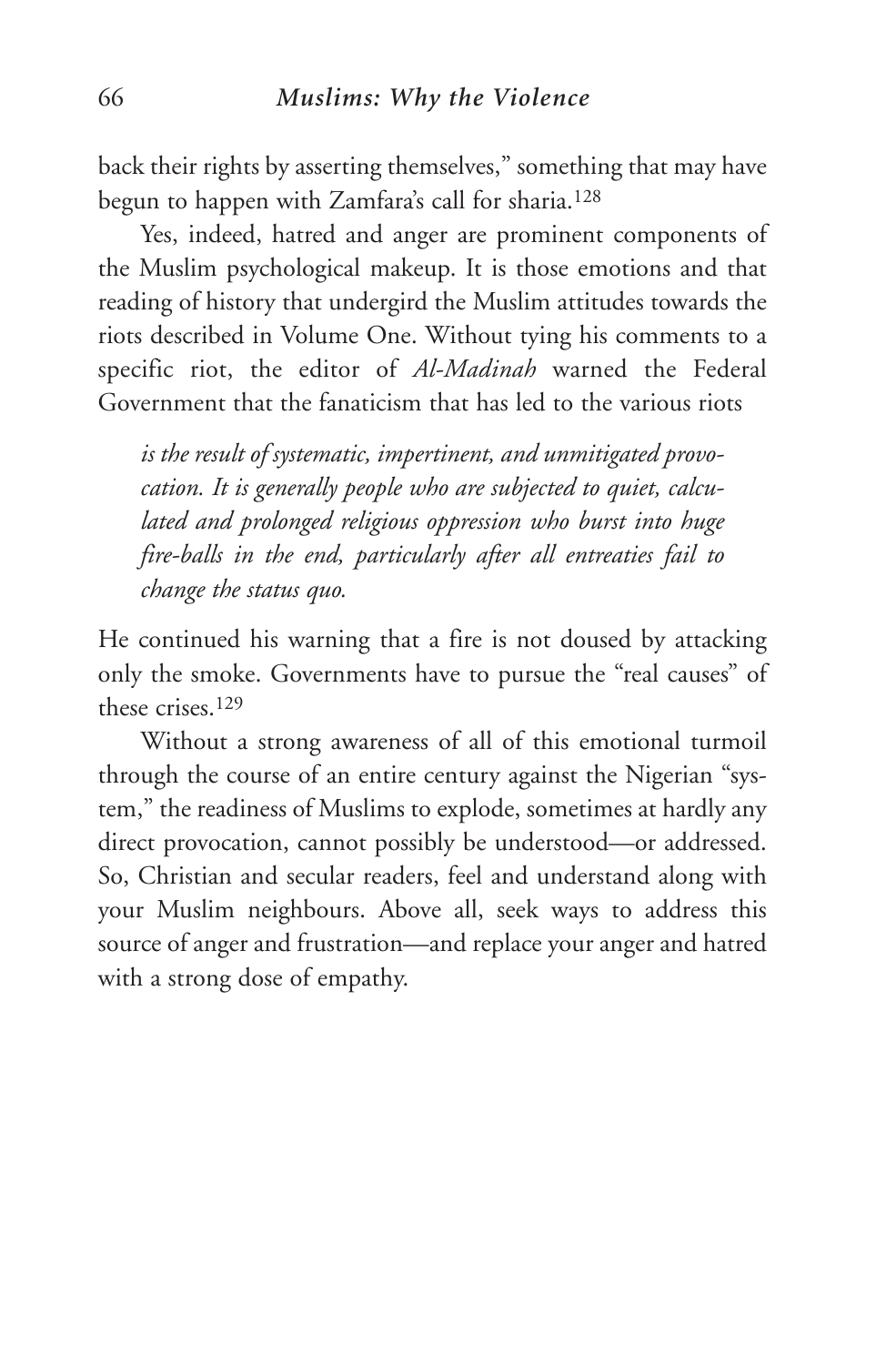back their rights by asserting themselves," something that may have begun to happen with Zamfara's call for sharia.[128]

Yes, indeed, hatred and anger are prominent components of the Muslim psychological makeup. It is those emotions and that reading of history that undergird the Muslim attitudes towards the riots described in Volume One. Without tying his comments to a specific riot, the editor of *Al-Madinah* warned the Federal Government that the fanaticism that has led to the various riots

> *is the result of systematic, impertinent, and unmitigated provocation. It is generally people who are subjected to quiet, calculated and prolonged religious oppression who burst into huge fire-balls in the end, particularly after all entreaties fail to change the status quo.*

He continued his warning that a fire is not doused by attacking only the smoke. Governments have to pursue the "real causes" of these crises.[129]

Without a strong awareness of all of this emotional turmoil through the course of an entire century against the Nigerian "system," the readiness of Muslims to explode, sometimes at hardly any direct provocation, cannot possibly be understood—or addressed. So, Christian and secular readers, feel and understand along with your Muslim neighbours. Above all, seek ways to address this source of anger and frustration—and replace your anger and hatred with a strong dose of empathy.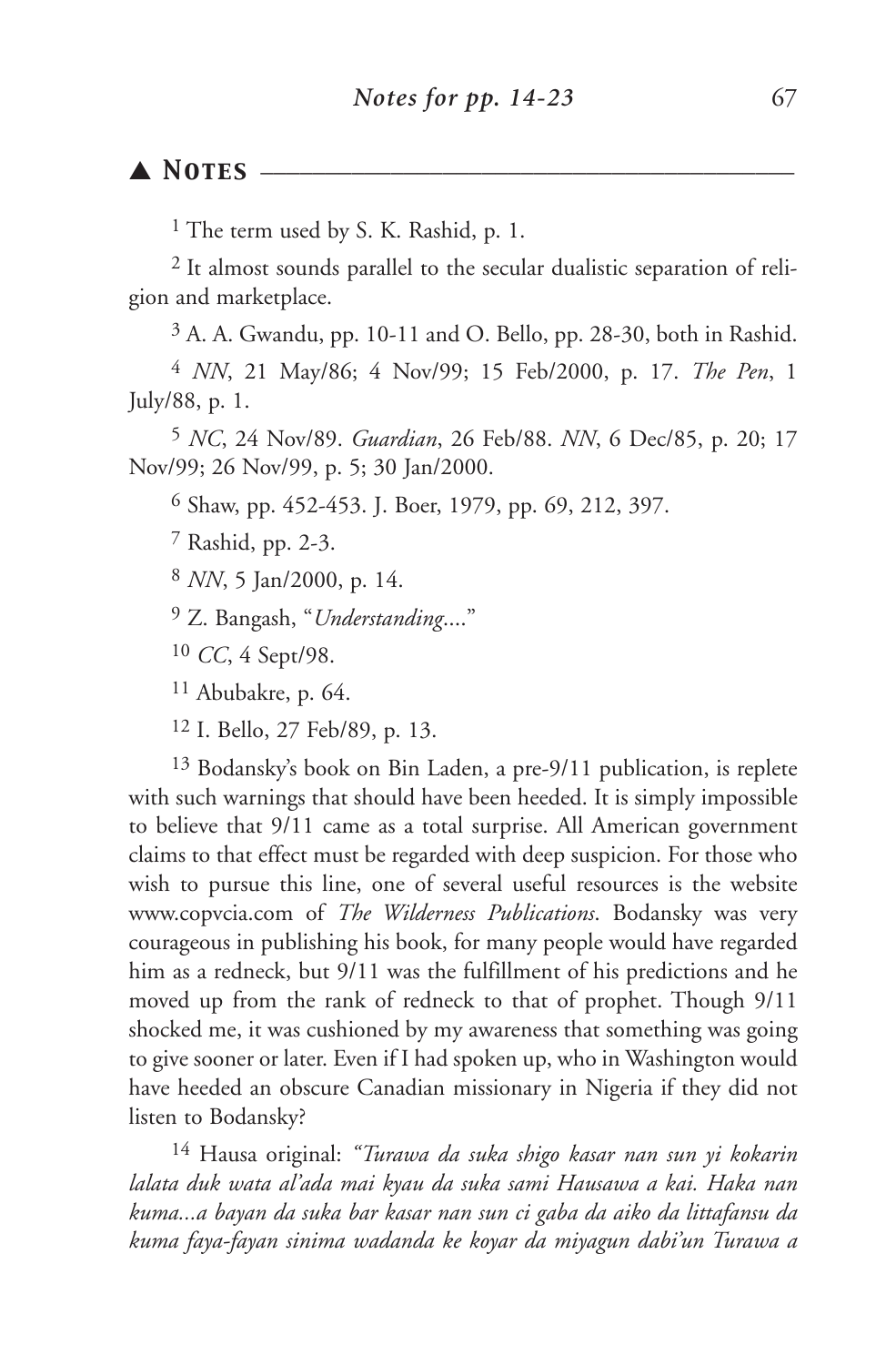## ▲ Notes

[1] The term used by S. K. Rashid, p. 1.

[2] It almost sounds parallel to the secular dualistic separation of religion and marketplace.

[3] A. A. Gwandu, pp. 10-11 and O. Bello, pp. 28-30, both in Rashid.

[4] *NN*, 21 May/86; 4 Nov/99; 15 Feb/2000, p. 17. *The Pen*, 1 July/88, p. 1.

[5] *NC*, 24 Nov/89. *Guardian*, 26 Feb/88. *NN*, 6 Dec/85, p. 20; 17 Nov/99; 26 Nov/99, p. 5; 30 Jan/2000.

[6] Shaw, pp. 452-453. J. Boer, 1979, pp. 69, 212, 397.

[7] Rashid, pp. 2-3.

[8] *NN*, 5 Jan/2000, p. 14.

[9] Z. Bangash, "*Understanding*...."

[10] *CC*, 4 Sept/98.

[11] Abubakre, p. 64.

[12] I. Bello, 27 Feb/89, p. 13.

[13] Bodansky's book on Bin Laden, a pre-9/11 publication, is replete with such warnings that should have been heeded. It is simply impossible to believe that 9/11 came as a total surprise. All American government claims to that effect must be regarded with deep suspicion. For those who wish to pursue this line, one of several useful resources is the website www.copvcia.com of *The Wilderness Publications*. Bodansky was very courageous in publishing his book, for many people would have regarded him as a redneck, but 9/11 was the fulfillment of his predictions and he moved up from the rank of redneck to that of prophet. Though 9/11 shocked me, it was cushioned by my awareness that something was going to give sooner or later. Even if I had spoken up, who in Washington would have heeded an obscure Canadian missionary in Nigeria if they did not listen to Bodansky?

[14] Hausa original: *"Turawa da suka shigo kasar nan sun yi kokarin lalata duk wata al'ada mai kyau da suka sami Hausawa a kai. Haka nan kuma...a bayan da suka bar kasar nan sun ci gaba da aiko da littafansu da kuma faya-fayan sinima wadanda ke koyar da miyagun dabi'un Turawa a*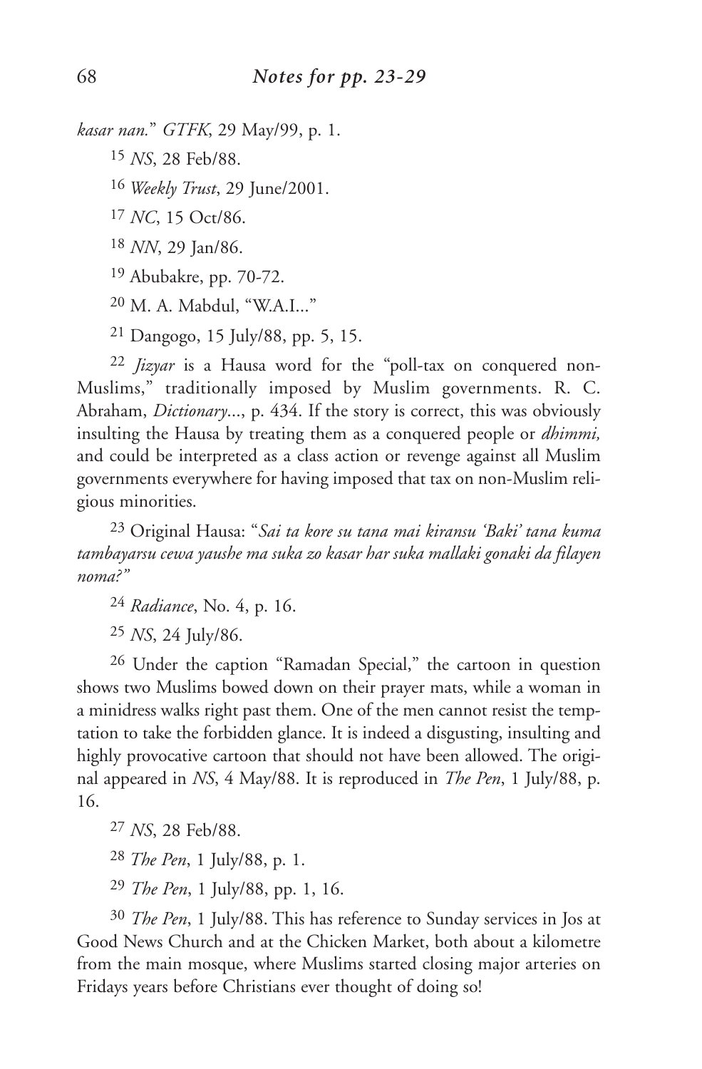*kasar nan.*" *GTFK*, 29 May/99, p. 1.

[15] *NS*, 28 Feb/88.

[16] *Weekly Trust*, 29 June/2001.

[17] *NC*, 15 Oct/86.

[18] *NN*, 29 Jan/86.

[19] Abubakre, pp. 70-72.

[20] M. A. Mabdul, "W.A.I..."

[21] Dangogo, 15 July/88, pp. 5, 15.

[22] *Jizyar* is a Hausa word for the "poll-tax on conquered non-Muslims," traditionally imposed by Muslim governments. R. C. Abraham, *Dictionary*..., p. 434. If the story is correct, this was obviously insulting the Hausa by treating them as a conquered people or *dhimmi,* and could be interpreted as a class action or revenge against all Muslim governments everywhere for having imposed that tax on non-Muslim religious minorities.

[23] Original Hausa: "*Sai ta kore su tana mai kiransu 'Baki' tana kuma tambayarsu cewa yaushe ma suka zo kasar har suka mallaki gonaki da filayen noma?*"

[24] *Radiance*, No. 4, p. 16.

[25] *NS*, 24 July/86.

[26] Under the caption "Ramadan Special," the cartoon in question shows two Muslims bowed down on their prayer mats, while a woman in a minidress walks right past them. One of the men cannot resist the temptation to take the forbidden glance. It is indeed a disgusting, insulting and highly provocative cartoon that should not have been allowed. The original appeared in *NS*, 4 May/88. It is reproduced in *The Pen*, 1 July/88, p. 16.

[27] *NS*, 28 Feb/88.

[28] *The Pen*, 1 July/88, p. 1.

[29] *The Pen*, 1 July/88, pp. 1, 16.

[30] *The Pen*, 1 July/88. This has reference to Sunday services in Jos at Good News Church and at the Chicken Market, both about a kilometre from the main mosque, where Muslims started closing major arteries on Fridays years before Christians ever thought of doing so!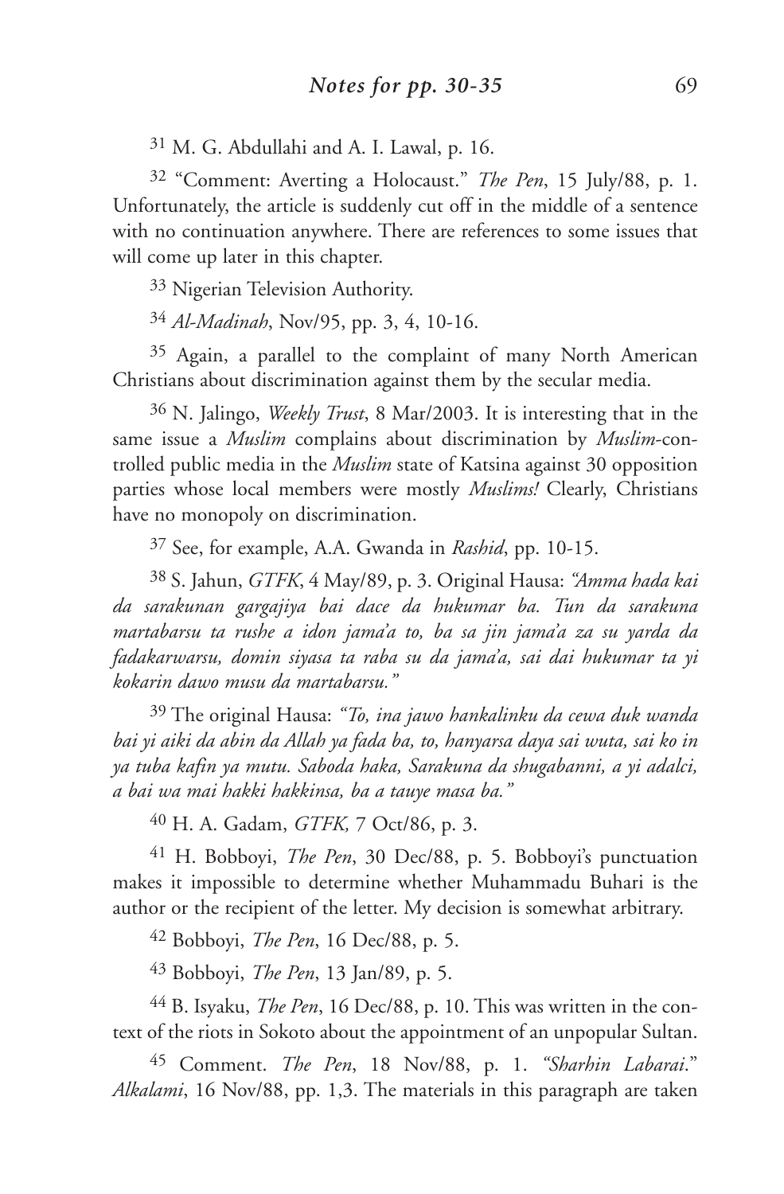[31] M. G. Abdullahi and A. I. Lawal, p. 16.

[32] "Comment: Averting a Holocaust." *The Pen*, 15 July/88, p. 1. Unfortunately, the article is suddenly cut off in the middle of a sentence with no continuation anywhere. There are references to some issues that will come up later in this chapter.

[33] Nigerian Television Authority.

[34] *Al-Madinah*, Nov/95, pp. 3, 4, 10-16.

[35] Again, a parallel to the complaint of many North American Christians about discrimination against them by the secular media.

[36] N. Jalingo, *Weekly Trust*, 8 Mar/2003. It is interesting that in the same issue a *Muslim* complains about discrimination by *Muslim*-controlled public media in the *Muslim* state of Katsina against 30 opposition parties whose local members were mostly *Muslims!* Clearly, Christians have no monopoly on discrimination.

[37] See, for example, A.A. Gwanda in *Rashid*, pp. 10-15.

[38] S. Jahun, *GTFK*, 4 May/89, p. 3. Original Hausa: *"Amma hada kai da sarakunan gargajiya bai dace da hukumar ba. Tun da sarakuna martabarsu ta rushe a idon jama'a to, ba sa jin jama'a za su yarda da fadakarwarsu, domin siyasa ta raba su da jama'a, sai dai hukumar ta yi kokarin dawo musu da martabarsu."*

[39] The original Hausa: *"To, ina jawo hankalinku da cewa duk wanda bai yi aiki da abin da Allah ya fada ba, to, hanyarsa daya sai wuta, sai ko in ya tuba kafin ya mutu. Saboda haka, Sarakuna da shugabanni, a yi adalci, a bai wa mai hakki hakkinsa, ba a tauye masa ba."*

[40] H. A. Gadam, *GTFK,* 7 Oct/86, p. 3.

[41] H. Bobboyi, *The Pen*, 30 Dec/88, p. 5. Bobboyi's punctuation makes it impossible to determine whether Muhammadu Buhari is the author or the recipient of the letter. My decision is somewhat arbitrary.

[42] Bobboyi, *The Pen*, 16 Dec/88, p. 5.

[43] Bobboyi, *The Pen*, 13 Jan/89, p. 5.

[44] B. Isyaku, *The Pen*, 16 Dec/88, p. 10. This was written in the context of the riots in Sokoto about the appointment of an unpopular Sultan.

[45] Comment. *The Pen*, 18 Nov/88, p. 1. *"Sharhin Labarai."* *Alkalami*, 16 Nov/88, pp. 1,3. The materials in this paragraph are taken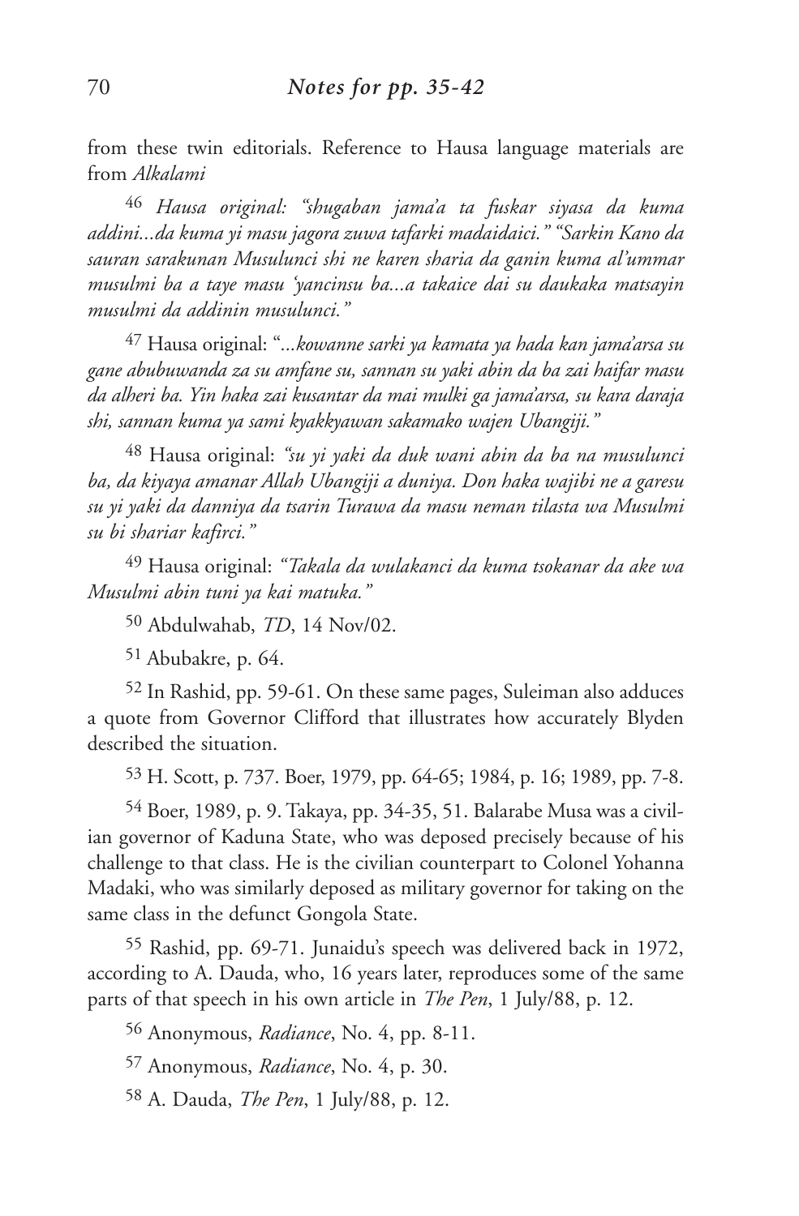from these twin editorials. Reference to Hausa language materials are from *Alkalami*

46 *Hausa original: "shugaban jama'a ta fuskar siyasa da kuma addini...da kuma yi masu jagora zuwa tafarki madaidaici." "Sarkin Kano da sauran sarakunan Musulunci shi ne karen sharia da ganin kuma al'ummar musulmi ba a taye masu 'yancinsu ba...a takaice dai su daukaka matsayin musulmi da addinin musulunci."*

47 Hausa original: "*...kowanne sarki ya kamata ya hada kan jama'arsa su gane abubuwanda za su amfane su, sannan su yaki abin da ba zai haifar masu da alheri ba. Yin haka zai kusantar da mai mulki ga jama'arsa, su kara daraja shi, sannan kuma ya sami kyakkyawan sakamako wajen Ubangiji."*

48 Hausa original: *"su yi yaki da duk wani abin da ba na musulunci ba, da kiyaya amanar Allah Ubangiji a duniya. Don haka wajibi ne a garesu su yi yaki da danniya da tsarin Turawa da masu neman tilasta wa Musulmi su bi shariar kafirci."*

49 Hausa original: *"Takala da wulakanci da kuma tsokanar da ake wa Musulmi abin tuni ya kai matuka."*

50 Abdulwahab, *TD*, 14 Nov/02.

51 Abubakre, p. 64.

52 In Rashid, pp. 59-61. On these same pages, Suleiman also adduces a quote from Governor Clifford that illustrates how accurately Blyden described the situation.

53 H. Scott, p. 737. Boer, 1979, pp. 64-65; 1984, p. 16; 1989, pp. 7-8.

54 Boer, 1989, p. 9. Takaya, pp. 34-35, 51. Balarabe Musa was a civilian governor of Kaduna State, who was deposed precisely because of his challenge to that class. He is the civilian counterpart to Colonel Yohanna Madaki, who was similarly deposed as military governor for taking on the same class in the defunct Gongola State.

55 Rashid, pp. 69-71. Junaidu's speech was delivered back in 1972, according to A. Dauda, who, 16 years later, reproduces some of the same parts of that speech in his own article in *The Pen*, 1 July/88, p. 12.

56 Anonymous, *Radiance*, No. 4, pp. 8-11.

57 Anonymous, *Radiance*, No. 4, p. 30.

58 A. Dauda, *The Pen*, 1 July/88, p. 12.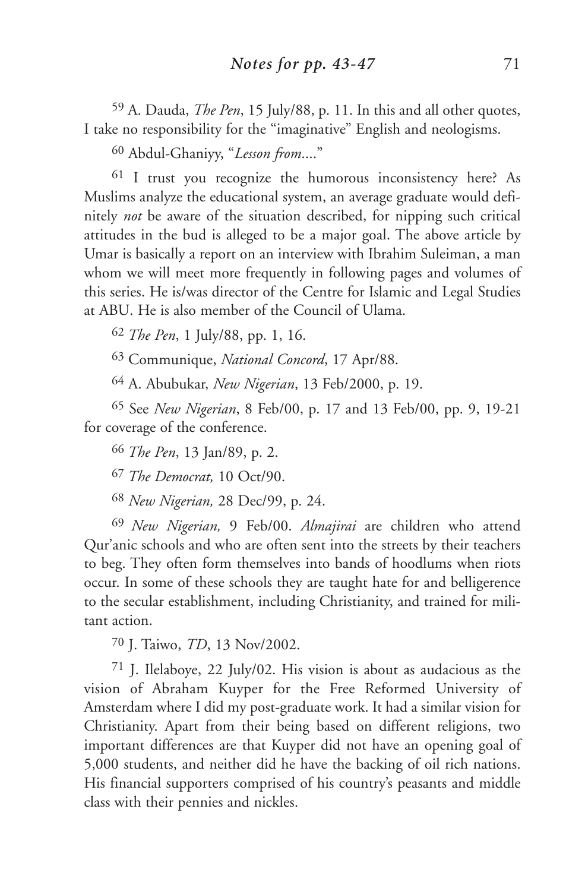[59] A. Dauda, *The Pen*, 15 July/88, p. 11. In this and all other quotes, I take no responsibility for the "imaginative" English and neologisms.

[60] Abdul-Ghaniyy, "*Lesson from*...."

[61] I trust you recognize the humorous inconsistency here? As Muslims analyze the educational system, an average graduate would definitely *not* be aware of the situation described, for nipping such critical attitudes in the bud is alleged to be a major goal. The above article by Umar is basically a report on an interview with Ibrahim Suleiman, a man whom we will meet more frequently in following pages and volumes of this series. He is/was director of the Centre for Islamic and Legal Studies at ABU. He is also member of the Council of Ulama.

[62] *The Pen*, 1 July/88, pp. 1, 16.

[63] Communique, *National Concord*, 17 Apr/88.

[64] A. Abubukar, *New Nigerian*, 13 Feb/2000, p. 19.

[65] See *New Nigerian*, 8 Feb/00, p. 17 and 13 Feb/00, pp. 9, 19-21 for coverage of the conference.

[66] *The Pen*, 13 Jan/89, p. 2.

[67] *The Democrat,* 10 Oct/90.

[68] *New Nigerian,* 28 Dec/99, p. 24.

[69] *New Nigerian,* 9 Feb/00. *Almajirai* are children who attend Qur'anic schools and who are often sent into the streets by their teachers to beg. They often form themselves into bands of hoodlums when riots occur. In some of these schools they are taught hate for and belligerence to the secular establishment, including Christianity, and trained for militant action.

[70] J. Taiwo, *TD*, 13 Nov/2002.

[71] J. Ilelaboye, 22 July/02. His vision is about as audacious as the vision of Abraham Kuyper for the Free Reformed University of Amsterdam where I did my post-graduate work. It had a similar vision for Christianity. Apart from their being based on different religions, two important differences are that Kuyper did not have an opening goal of 5,000 students, and neither did he have the backing of oil rich nations. His financial supporters comprised of his country's peasants and middle class with their pennies and nickles.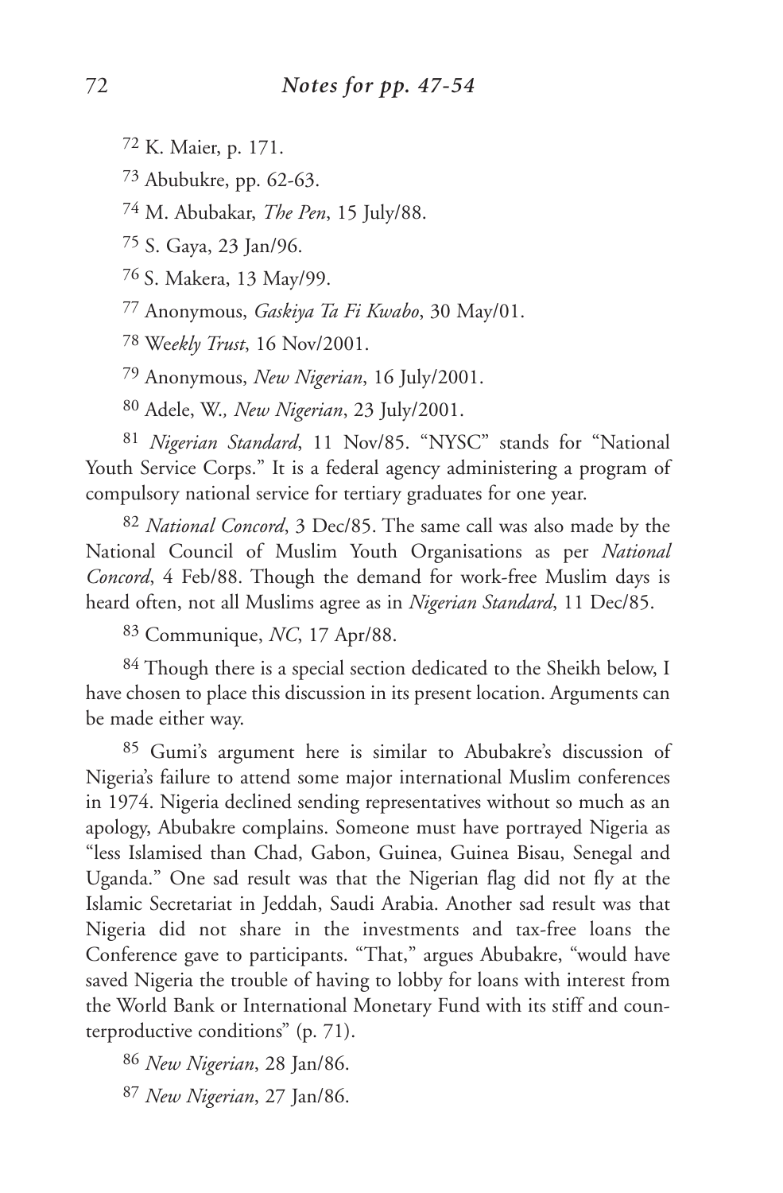[72] K. Maier, p. 171.

[73] Abubukre, pp. 62-63.

[74] M. Abubakar, *The Pen*, 15 July/88.

[75] S. Gaya, 23 Jan/96.

[76] S. Makera, 13 May/99.

[77] Anonymous, *Gaskiya Ta Fi Kwabo*, 30 May/01.

[78] W*eekly Trust*, 16 Nov/2001.

[79] Anonymous, *New Nigerian*, 16 July/2001.

[80] Adele, W.*, New Nigerian*, 23 July/2001.

[81] *Nigerian Standard*, 11 Nov/85. "NYSC" stands for "National Youth Service Corps." It is a federal agency administering a program of compulsory national service for tertiary graduates for one year.

[82] *National Concord*, 3 Dec/85. The same call was also made by the National Council of Muslim Youth Organisations as per *National Concord*, 4 Feb/88. Though the demand for work-free Muslim days is heard often, not all Muslims agree as in *Nigerian Standard*, 11 Dec/85.

[83] Communique, *NC*, 17 Apr/88.

[84] Though there is a special section dedicated to the Sheikh below, I have chosen to place this discussion in its present location. Arguments can be made either way.

[85] Gumi's argument here is similar to Abubakre's discussion of Nigeria's failure to attend some major international Muslim conferences in 1974. Nigeria declined sending representatives without so much as an apology, Abubakre complains. Someone must have portrayed Nigeria as "less Islamised than Chad, Gabon, Guinea, Guinea Bisau, Senegal and Uganda." One sad result was that the Nigerian flag did not fly at the Islamic Secretariat in Jeddah, Saudi Arabia. Another sad result was that Nigeria did not share in the investments and tax-free loans the Conference gave to participants. "That," argues Abubakre, "would have saved Nigeria the trouble of having to lobby for loans with interest from the World Bank or International Monetary Fund with its stiff and counterproductive conditions" (p. 71).

[86] *New Nigerian*, 28 Jan/86.

[87] *New Nigerian*, 27 Jan/86.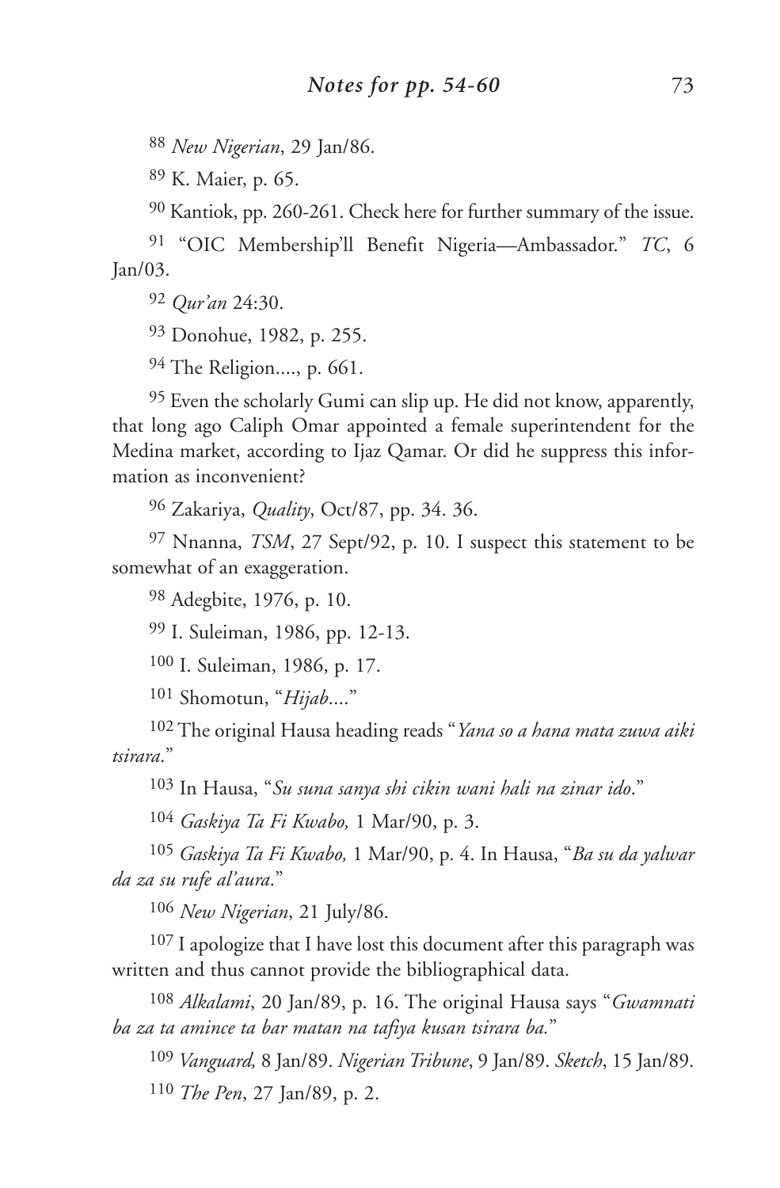[88] *New Nigerian*, 29 Jan/86.

[89] K. Maier, p. 65.

[90] Kantiok, pp. 260-261. Check here for further summary of the issue.

[91] "OIC Membership'll Benefit Nigeria—Ambassador." *TC*, 6 Jan/03.

[92] *Qur'an* 24:30.

[93] Donohue, 1982, p. 255.

[94] The Religion...., p. 661.

[95] Even the scholarly Gumi can slip up. He did not know, apparently, that long ago Caliph Omar appointed a female superintendent for the Medina market, according to Ijaz Qamar. Or did he suppress this information as inconvenient?

[96] Zakariya, *Quality*, Oct/87, pp. 34. 36.

[97] Nnanna, *TSM*, 27 Sept/92, p. 10. I suspect this statement to be somewhat of an exaggeration.

[98] Adegbite, 1976, p. 10.

[99] I. Suleiman, 1986, pp. 12-13.

[100] I. Suleiman, 1986, p. 17.

[101] Shomotun, "*Hijab*...."

[102] The original Hausa heading reads "*Yana so a hana mata zuwa aiki tsirara*."

[103] In Hausa, "*Su suna sanya shi cikin wani hali na zinar ido*."

[104] *Gaskiya Ta Fi Kwabo,* 1 Mar/90, p. 3.

[105] *Gaskiya Ta Fi Kwabo,* 1 Mar/90, p. 4. In Hausa, "*Ba su da yalwar da za su rufe al'aura*."

[106] *New Nigerian*, 21 July/86.

[107] I apologize that I have lost this document after this paragraph was written and thus cannot provide the bibliographical data.

[108] *Alkalami*, 20 Jan/89, p. 16. The original Hausa says "*Gwamnati ba za ta amince ta bar matan na tafiya kusan tsirara ba.*"

[109] *Vanguard,* 8 Jan/89. *Nigerian Tribune*, 9 Jan/89. *Sketch*, 15 Jan/89.

[110] *The Pen*, 27 Jan/89, p. 2.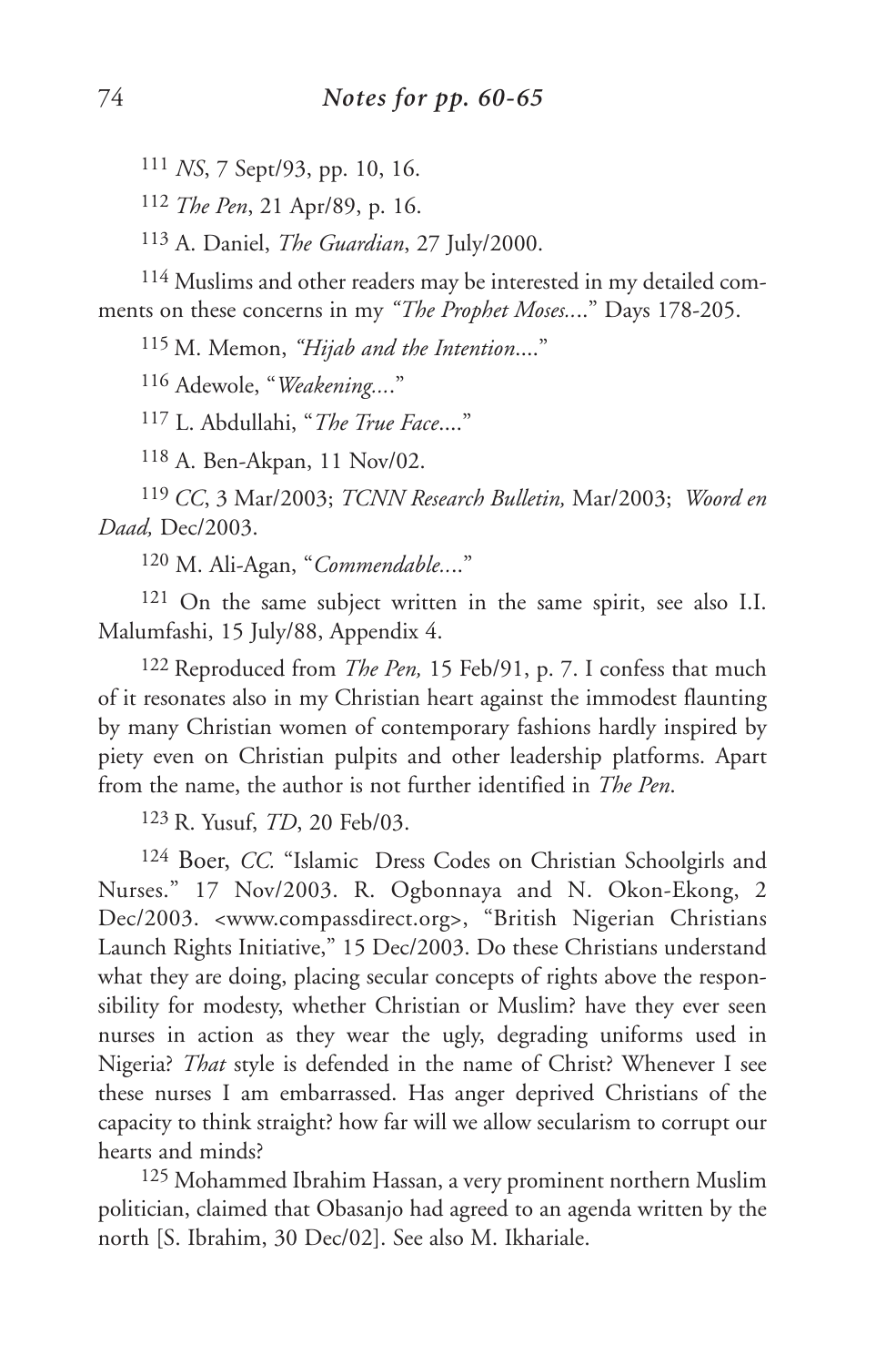## *Notes for pp. 60-65*

[111] *NS*, 7 Sept/93, pp. 10, 16.

[112] *The Pen*, 21 Apr/89, p. 16.

[113] A. Daniel, *The Guardian*, 27 July/2000.

[114] Muslims and other readers may be interested in my detailed comments on these concerns in my *"The Prophet Moses...."* Days 178-205.

[115] M. Memon, *"Hijab and the Intention...."*

[116] Adewole, "*Weakening....*"

[117] L. Abdullahi, "*The True Face....*"

[118] A. Ben-Akpan, 11 Nov/02.

[119] *CC*, 3 Mar/2003; *TCNN Research Bulletin,* Mar/2003; *Woord en Daad,* Dec/2003.

[120] M. Ali-Agan, "*Commendable....*"

[121] On the same subject written in the same spirit, see also I.I. Malumfashi, 15 July/88, Appendix 4.

[122] Reproduced from *The Pen,* 15 Feb/91, p. 7. I confess that much of it resonates also in my Christian heart against the immodest flaunting by many Christian women of contemporary fashions hardly inspired by piety even on Christian pulpits and other leadership platforms. Apart from the name, the author is not further identified in *The Pen*.

[123] R. Yusuf, *TD*, 20 Feb/03.

[124] Boer, *CC.* "Islamic Dress Codes on Christian Schoolgirls and Nurses." 17 Nov/2003. R. Ogbonnaya and N. Okon-Ekong, 2 Dec/2003. <www.compassdirect.org>, "British Nigerian Christians Launch Rights Initiative," 15 Dec/2003. Do these Christians understand what they are doing, placing secular concepts of rights above the responsibility for modesty, whether Christian or Muslim? have they ever seen nurses in action as they wear the ugly, degrading uniforms used in Nigeria? *That* style is defended in the name of Christ? Whenever I see these nurses I am embarrassed. Has anger deprived Christians of the capacity to think straight? how far will we allow secularism to corrupt our hearts and minds?

[125] Mohammed Ibrahim Hassan, a very prominent northern Muslim politician, claimed that Obasanjo had agreed to an agenda written by the north [S. Ibrahim, 30 Dec/02]. See also M. Ikhariale.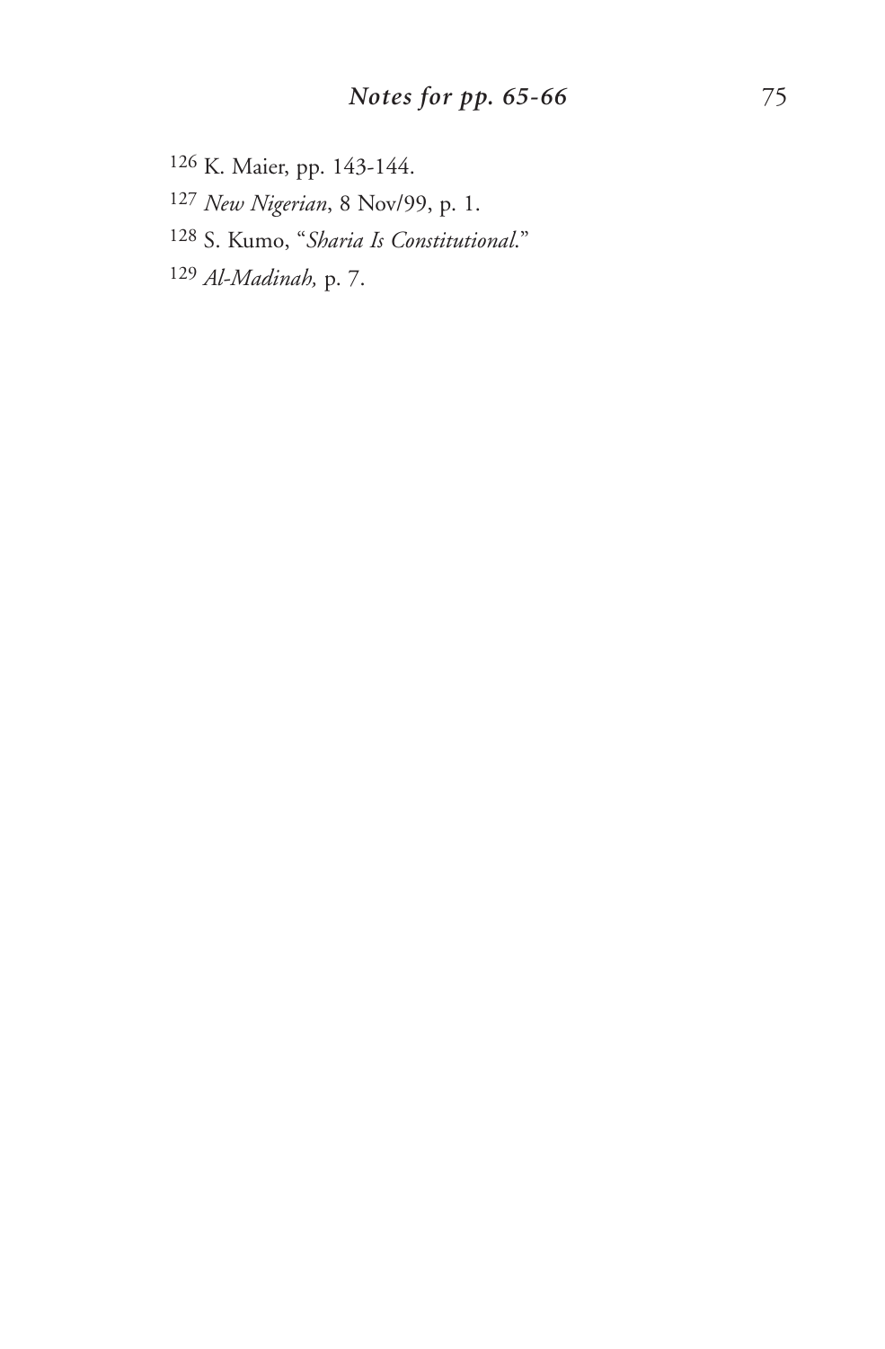[126] K. Maier, pp. 143-144.

[127] *New Nigerian*, 8 Nov/99, p. 1.

[128] S. Kumo, "*Sharia Is Constitutional*."

[129] *Al-Madinah,* p. 7.